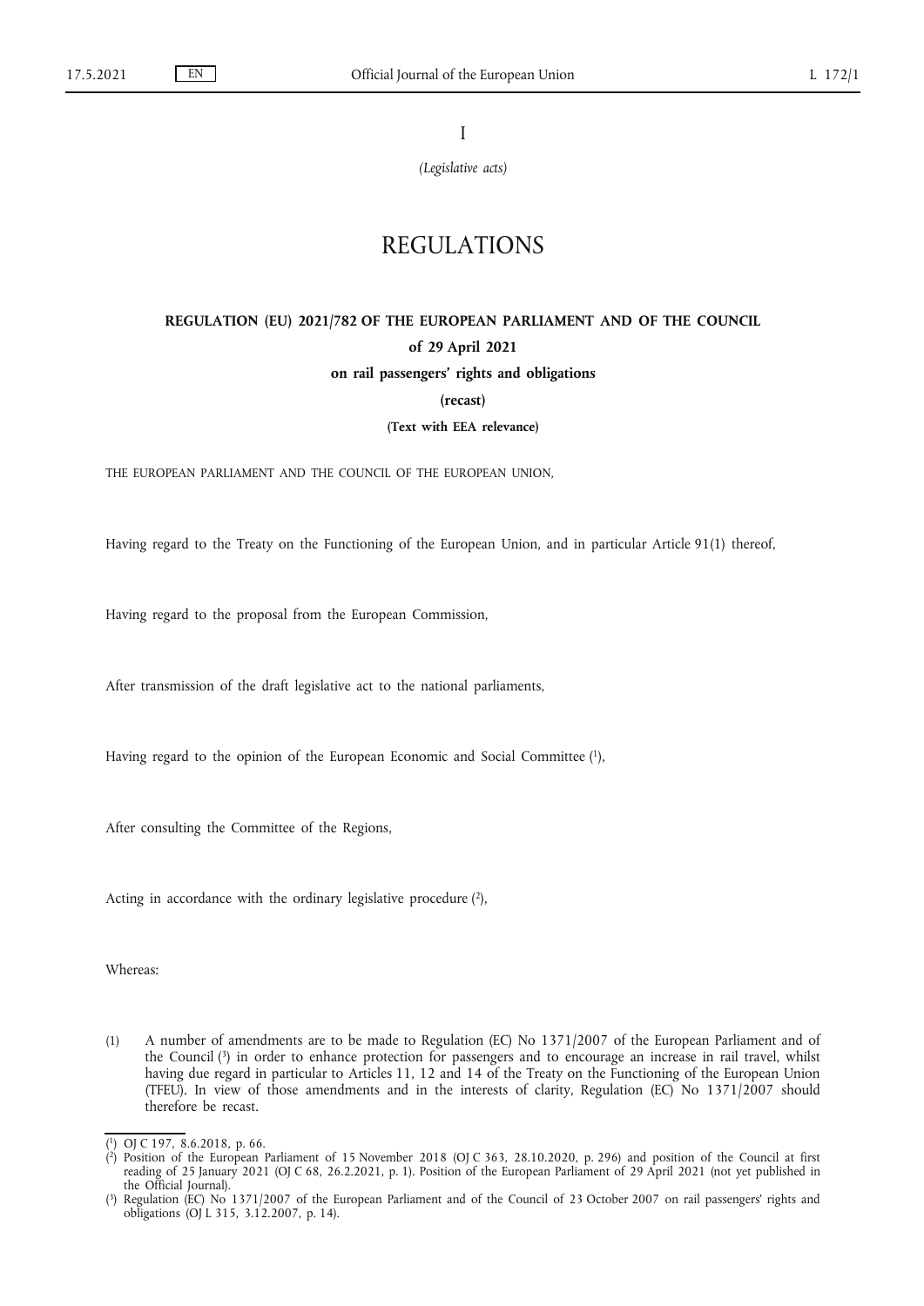I

*(Legislative acts)*

# REGULATIONS

## REGULATION (EU) 2021/782 OF THE EUROPEAN PARLIAMENT AND OF THE COUNCIL

**of 29 April 2021**

**on rail passengers' rights and obligations**

**(recast)**

**(Text with EEA relevance)**

THE EUROPEAN PARLIAMENT AND THE COUNCIL OF THE EUROPEAN UNION,

Having regard to the Treaty on the Functioning of the European Union, and in particular Article 91(1) thereof,

Having regard to the proposal from the European Commission,

After transmission of the draft legislative act to the national parliaments,

Having regard to the opinion of the European Economic and Social Committee [1],

After consulting the Committee of the Regions,

Acting in accordance with the ordinary legislative procedure [2],

Whereas:

(1) A number of amendments are to be made to Regulation (EC) No 1371/2007 of the European Parliament and of the Council [3] in order to enhance protection for passengers and to encourage an increase in rail travel, whilst having due regard in particular to Articles 11, 12 and 14 of the Treaty on the Functioning of the European Union (TFEU). In view of those amendments and in the interests of clarity, Regulation (EC) No 1371/2007 should therefore be recast.

---

[1] OJ C 197, 8.6.2018, p. 66.

[2] Position of the European Parliament of 15 November 2018 (OJ C 363, 28.10.2020, p. 296) and position of the Council at first reading of 25 January 2021 (OJ C 68, 26.2.2021, p. 1). Position of the European Parliament of 29 April 2021 (not yet published in the Official Journal).

[3] Regulation (EC) No 1371/2007 of the European Parliament and of the Council of 23 October 2007 on rail passengers' rights and obligations (OJ L 315, 3.12.2007, p. 14).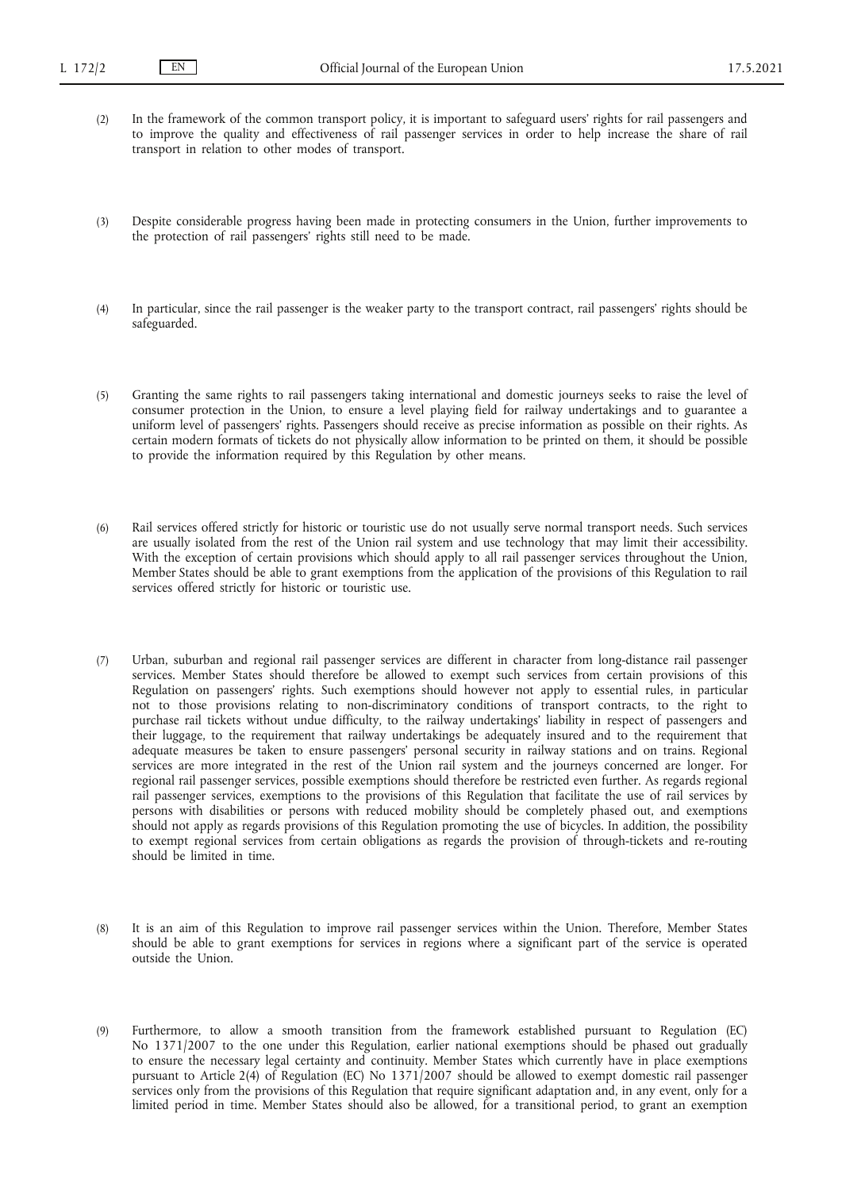(2) In the framework of the common transport policy, it is important to safeguard users' rights for rail passengers and to improve the quality and effectiveness of rail passenger services in order to help increase the share of rail transport in relation to other modes of transport.

(3) Despite considerable progress having been made in protecting consumers in the Union, further improvements to the protection of rail passengers' rights still need to be made.

(4) In particular, since the rail passenger is the weaker party to the transport contract, rail passengers' rights should be safeguarded.

(5) Granting the same rights to rail passengers taking international and domestic journeys seeks to raise the level of consumer protection in the Union, to ensure a level playing field for railway undertakings and to guarantee a uniform level of passengers' rights. Passengers should receive as precise information as possible on their rights. As certain modern formats of tickets do not physically allow information to be printed on them, it should be possible to provide the information required by this Regulation by other means.

(6) Rail services offered strictly for historic or touristic use do not usually serve normal transport needs. Such services are usually isolated from the rest of the Union rail system and use technology that may limit their accessibility. With the exception of certain provisions which should apply to all rail passenger services throughout the Union, Member States should be able to grant exemptions from the application of the provisions of this Regulation to rail services offered strictly for historic or touristic use.

(7) Urban, suburban and regional rail passenger services are different in character from long-distance rail passenger services. Member States should therefore be allowed to exempt such services from certain provisions of this Regulation on passengers' rights. Such exemptions should however not apply to essential rules, in particular not to those provisions relating to non-discriminatory conditions of transport contracts, to the right to purchase rail tickets without undue difficulty, to the railway undertakings' liability in respect of passengers and their luggage, to the requirement that railway undertakings be adequately insured and to the requirement that adequate measures be taken to ensure passengers' personal security in railway stations and on trains. Regional services are more integrated in the rest of the Union rail system and the journeys concerned are longer. For regional rail passenger services, possible exemptions should therefore be restricted even further. As regards regional rail passenger services, exemptions to the provisions of this Regulation that facilitate the use of rail services by persons with disabilities or persons with reduced mobility should be completely phased out, and exemptions should not apply as regards provisions of this Regulation promoting the use of bicycles. In addition, the possibility to exempt regional services from certain obligations as regards the provision of through-tickets and re-routing should be limited in time.

(8) It is an aim of this Regulation to improve rail passenger services within the Union. Therefore, Member States should be able to grant exemptions for services in regions where a significant part of the service is operated outside the Union.

(9) Furthermore, to allow a smooth transition from the framework established pursuant to Regulation (EC) No 1371/2007 to the one under this Regulation, earlier national exemptions should be phased out gradually to ensure the necessary legal certainty and continuity. Member States which currently have in place exemptions pursuant to Article 2(4) of Regulation (EC) No 1371/2007 should be allowed to exempt domestic rail passenger services only from the provisions of this Regulation that require significant adaptation and, in any event, only for a limited period in time. Member States should also be allowed, for a transitional period, to grant an exemption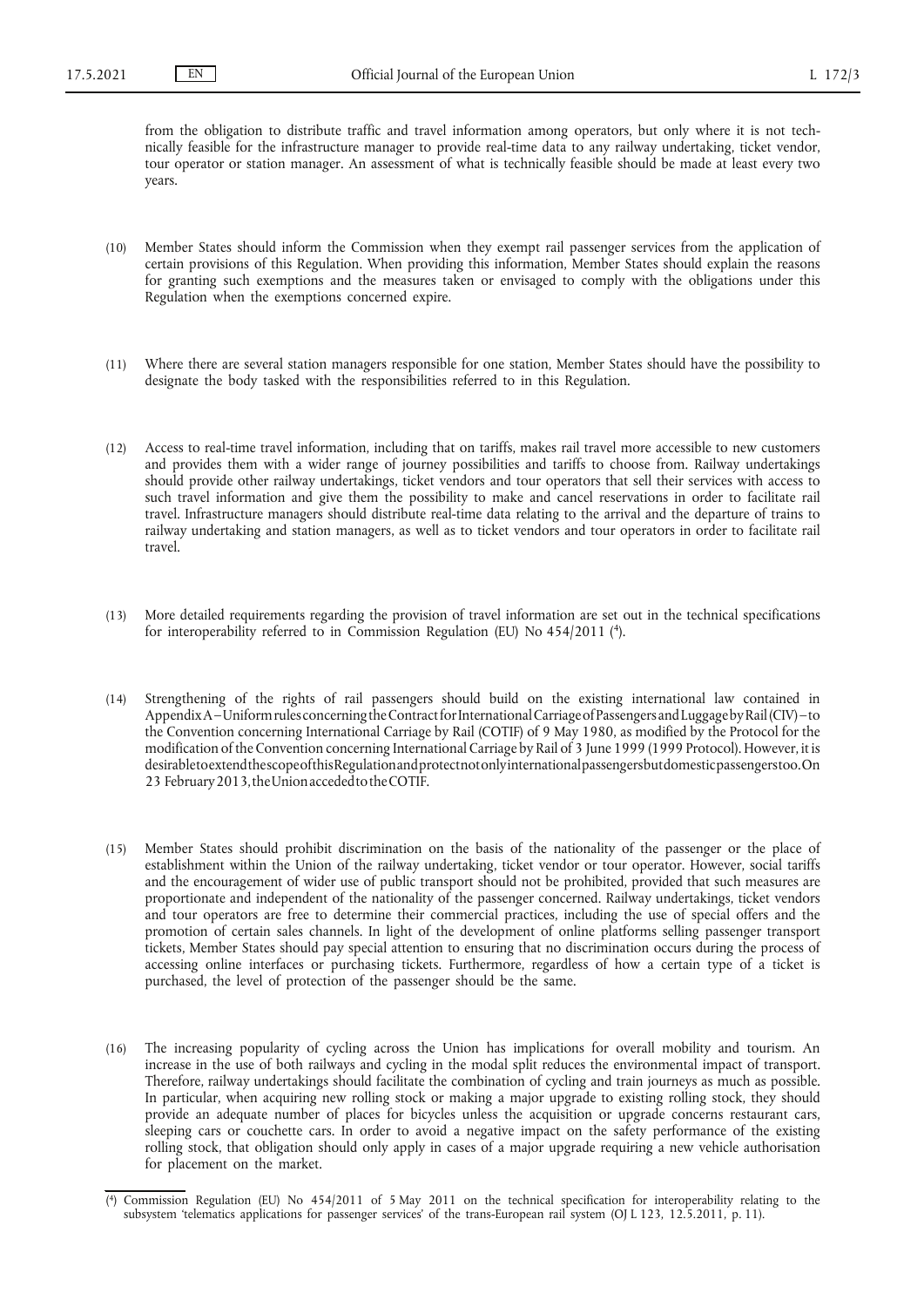from the obligation to distribute traffic and travel information among operators, but only where it is not technically feasible for the infrastructure manager to provide real-time data to any railway undertaking, ticket vendor, tour operator or station manager. An assessment of what is technically feasible should be made at least every two years.

(10) Member States should inform the Commission when they exempt rail passenger services from the application of certain provisions of this Regulation. When providing this information, Member States should explain the reasons for granting such exemptions and the measures taken or envisaged to comply with the obligations under this Regulation when the exemptions concerned expire.

(11) Where there are several station managers responsible for one station, Member States should have the possibility to designate the body tasked with the responsibilities referred to in this Regulation.

(12) Access to real-time travel information, including that on tariffs, makes rail travel more accessible to new customers and provides them with a wider range of journey possibilities and tariffs to choose from. Railway undertakings should provide other railway undertakings, ticket vendors and tour operators that sell their services with access to such travel information and give them the possibility to make and cancel reservations in order to facilitate rail travel. Infrastructure managers should distribute real-time data relating to the arrival and the departure of trains to railway undertaking and station managers, as well as to ticket vendors and tour operators in order to facilitate rail travel.

(13) More detailed requirements regarding the provision of travel information are set out in the technical specifications for interoperability referred to in Commission Regulation (EU) No 454/2011 ([4]).

(14) Strengthening of the rights of rail passengers should build on the existing international law contained in Appendix A – Uniform rules concerning the Contract for International Carriage of Passengers and Luggage by Rail (CIV) – to the Convention concerning International Carriage by Rail (COTIF) of 9 May 1980, as modified by the Protocol for the modification of the Convention concerning International Carriage by Rail of 3 June 1999 (1999 Protocol). However, it is desirable to extend the scope of this Regulation and protect not only international passengers but domestic passengers too. On 23 February 2013, the Union acceded to the COTIF.

(15) Member States should prohibit discrimination on the basis of the nationality of the passenger or the place of establishment within the Union of the railway undertaking, ticket vendor or tour operator. However, social tariffs and the encouragement of wider use of public transport should not be prohibited, provided that such measures are proportionate and independent of the nationality of the passenger concerned. Railway undertakings, ticket vendors and tour operators are free to determine their commercial practices, including the use of special offers and the promotion of certain sales channels. In light of the development of online platforms selling passenger transport tickets, Member States should pay special attention to ensuring that no discrimination occurs during the process of accessing online interfaces or purchasing tickets. Furthermore, regardless of how a certain type of a ticket is purchased, the level of protection of the passenger should be the same.

(16) The increasing popularity of cycling across the Union has implications for overall mobility and tourism. An increase in the use of both railways and cycling in the modal split reduces the environmental impact of transport. Therefore, railway undertakings should facilitate the combination of cycling and train journeys as much as possible. In particular, when acquiring new rolling stock or making a major upgrade to existing rolling stock, they should provide an adequate number of places for bicycles unless the acquisition or upgrade concerns restaurant cars, sleeping cars or couchette cars. In order to avoid a negative impact on the safety performance of the existing rolling stock, that obligation should only apply in cases of a major upgrade requiring a new vehicle authorisation for placement on the market.

---

([4]) Commission Regulation (EU) No 454/2011 of 5 May 2011 on the technical specification for interoperability relating to the subsystem 'telematics applications for passenger services' of the trans-European rail system (OJ L 123, 12.5.2011, p. 11).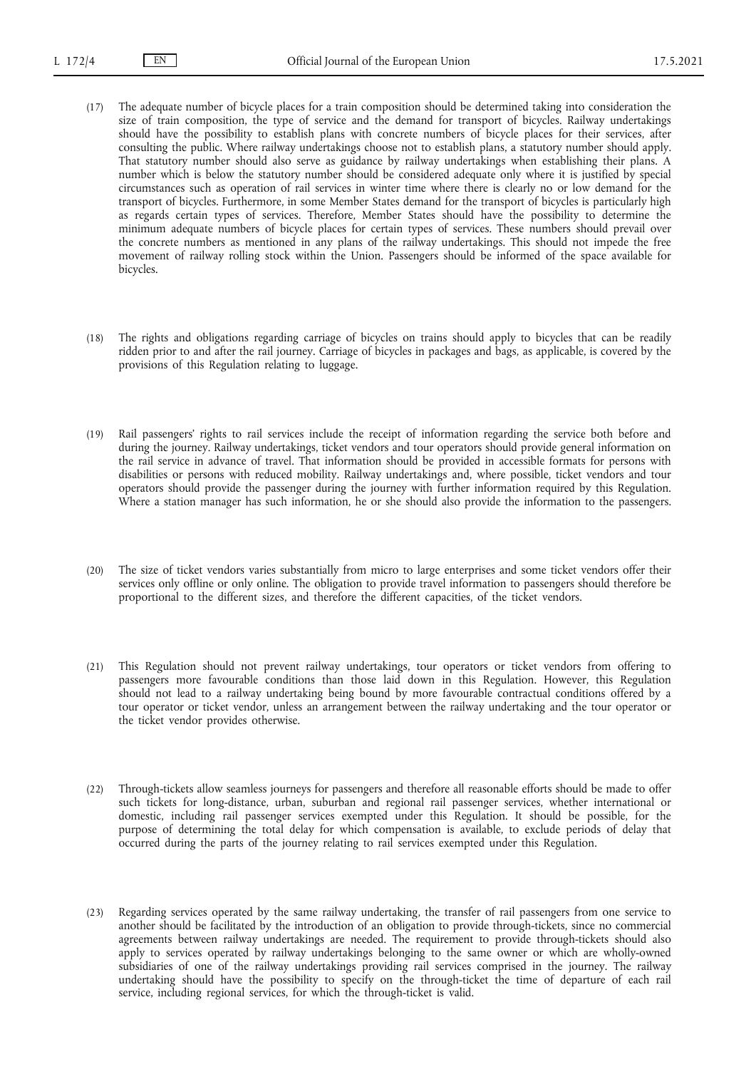(17) The adequate number of bicycle places for a train composition should be determined taking into consideration the size of train composition, the type of service and the demand for transport of bicycles. Railway undertakings should have the possibility to establish plans with concrete numbers of bicycle places for their services, after consulting the public. Where railway undertakings choose not to establish plans, a statutory number should apply. That statutory number should also serve as guidance by railway undertakings when establishing their plans. A number which is below the statutory number should be considered adequate only where it is justified by special circumstances such as operation of rail services in winter time where there is clearly no or low demand for the transport of bicycles. Furthermore, in some Member States demand for the transport of bicycles is particularly high as regards certain types of services. Therefore, Member States should have the possibility to determine the minimum adequate numbers of bicycle places for certain types of services. These numbers should prevail over the concrete numbers as mentioned in any plans of the railway undertakings. This should not impede the free movement of railway rolling stock within the Union. Passengers should be informed of the space available for bicycles.

(18) The rights and obligations regarding carriage of bicycles on trains should apply to bicycles that can be readily ridden prior to and after the rail journey. Carriage of bicycles in packages and bags, as applicable, is covered by the provisions of this Regulation relating to luggage.

(19) Rail passengers' rights to rail services include the receipt of information regarding the service both before and during the journey. Railway undertakings, ticket vendors and tour operators should provide general information on the rail service in advance of travel. That information should be provided in accessible formats for persons with disabilities or persons with reduced mobility. Railway undertakings and, where possible, ticket vendors and tour operators should provide the passenger during the journey with further information required by this Regulation. Where a station manager has such information, he or she should also provide the information to the passengers.

(20) The size of ticket vendors varies substantially from micro to large enterprises and some ticket vendors offer their services only offline or only online. The obligation to provide travel information to passengers should therefore be proportional to the different sizes, and therefore the different capacities, of the ticket vendors.

(21) This Regulation should not prevent railway undertakings, tour operators or ticket vendors from offering to passengers more favourable conditions than those laid down in this Regulation. However, this Regulation should not lead to a railway undertaking being bound by more favourable contractual conditions offered by a tour operator or ticket vendor, unless an arrangement between the railway undertaking and the tour operator or the ticket vendor provides otherwise.

(22) Through-tickets allow seamless journeys for passengers and therefore all reasonable efforts should be made to offer such tickets for long-distance, urban, suburban and regional rail passenger services, whether international or domestic, including rail passenger services exempted under this Regulation. It should be possible, for the purpose of determining the total delay for which compensation is available, to exclude periods of delay that occurred during the parts of the journey relating to rail services exempted under this Regulation.

(23) Regarding services operated by the same railway undertaking, the transfer of rail passengers from one service to another should be facilitated by the introduction of an obligation to provide through-tickets, since no commercial agreements between railway undertakings are needed. The requirement to provide through-tickets should also apply to services operated by railway undertakings belonging to the same owner or which are wholly-owned subsidiaries of one of the railway undertakings providing rail services comprised in the journey. The railway undertaking should have the possibility to specify on the through-ticket the time of departure of each rail service, including regional services, for which the through-ticket is valid.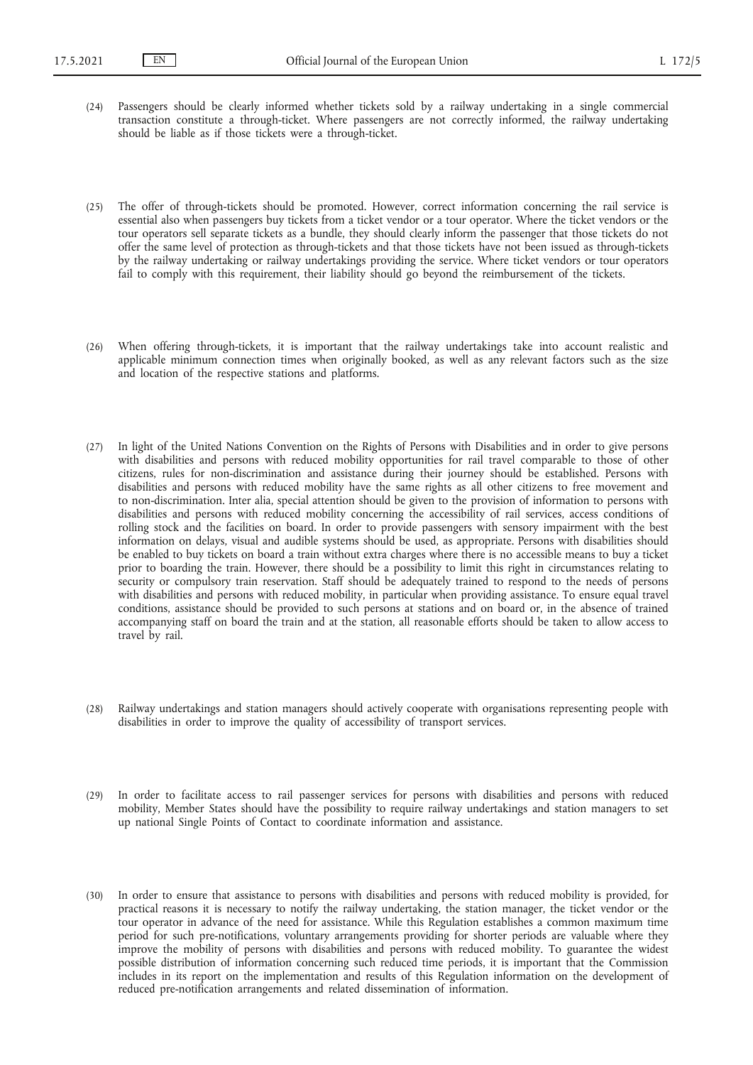(24) Passengers should be clearly informed whether tickets sold by a railway undertaking in a single commercial transaction constitute a through-ticket. Where passengers are not correctly informed, the railway undertaking should be liable as if those tickets were a through-ticket.

(25) The offer of through-tickets should be promoted. However, correct information concerning the rail service is essential also when passengers buy tickets from a ticket vendor or a tour operator. Where the ticket vendors or the tour operators sell separate tickets as a bundle, they should clearly inform the passenger that those tickets do not offer the same level of protection as through-tickets and that those tickets have not been issued as through-tickets by the railway undertaking or railway undertakings providing the service. Where ticket vendors or tour operators fail to comply with this requirement, their liability should go beyond the reimbursement of the tickets.

(26) When offering through-tickets, it is important that the railway undertakings take into account realistic and applicable minimum connection times when originally booked, as well as any relevant factors such as the size and location of the respective stations and platforms.

(27) In light of the United Nations Convention on the Rights of Persons with Disabilities and in order to give persons with disabilities and persons with reduced mobility opportunities for rail travel comparable to those of other citizens, rules for non-discrimination and assistance during their journey should be established. Persons with disabilities and persons with reduced mobility have the same rights as all other citizens to free movement and to non-discrimination. Inter alia, special attention should be given to the provision of information to persons with disabilities and persons with reduced mobility concerning the accessibility of rail services, access conditions of rolling stock and the facilities on board. In order to provide passengers with sensory impairment with the best information on delays, visual and audible systems should be used, as appropriate. Persons with disabilities should be enabled to buy tickets on board a train without extra charges where there is no accessible means to buy a ticket prior to boarding the train. However, there should be a possibility to limit this right in circumstances relating to security or compulsory train reservation. Staff should be adequately trained to respond to the needs of persons with disabilities and persons with reduced mobility, in particular when providing assistance. To ensure equal travel conditions, assistance should be provided to such persons at stations and on board or, in the absence of trained accompanying staff on board the train and at the station, all reasonable efforts should be taken to allow access to travel by rail.

(28) Railway undertakings and station managers should actively cooperate with organisations representing people with disabilities in order to improve the quality of accessibility of transport services.

(29) In order to facilitate access to rail passenger services for persons with disabilities and persons with reduced mobility, Member States should have the possibility to require railway undertakings and station managers to set up national Single Points of Contact to coordinate information and assistance.

(30) In order to ensure that assistance to persons with disabilities and persons with reduced mobility is provided, for practical reasons it is necessary to notify the railway undertaking, the station manager, the ticket vendor or the tour operator in advance of the need for assistance. While this Regulation establishes a common maximum time period for such pre-notifications, voluntary arrangements providing for shorter periods are valuable where they improve the mobility of persons with disabilities and persons with reduced mobility. To guarantee the widest possible distribution of information concerning such reduced time periods, it is important that the Commission includes in its report on the implementation and results of this Regulation information on the development of reduced pre-notification arrangements and related dissemination of information.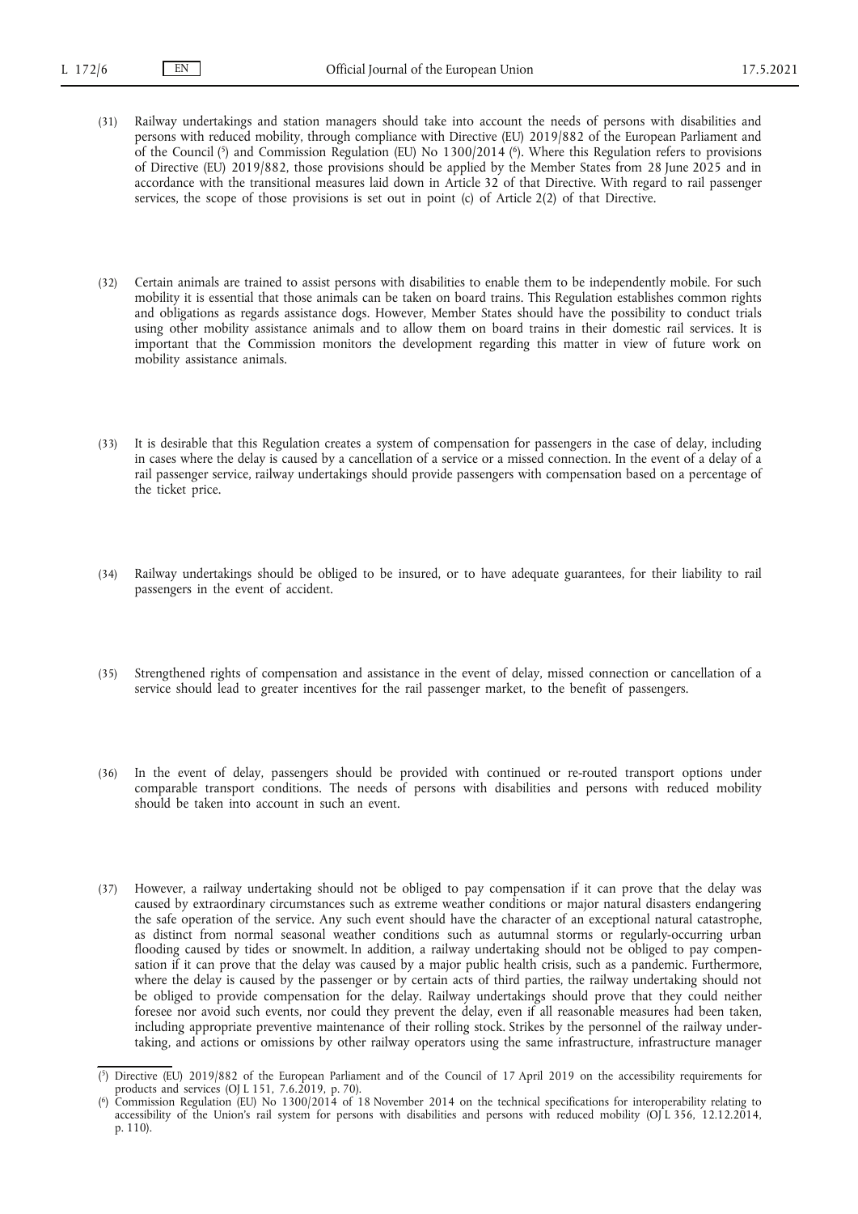(31) Railway undertakings and station managers should take into account the needs of persons with disabilities and persons with reduced mobility, through compliance with Directive (EU) 2019/882 of the European Parliament and of the Council [5] and Commission Regulation (EU) No 1300/2014 [6]. Where this Regulation refers to provisions of Directive (EU) 2019/882, those provisions should be applied by the Member States from 28 June 2025 and in accordance with the transitional measures laid down in Article 32 of that Directive. With regard to rail passenger services, the scope of those provisions is set out in point (c) of Article 2(2) of that Directive.

(32) Certain animals are trained to assist persons with disabilities to enable them to be independently mobile. For such mobility it is essential that those animals can be taken on board trains. This Regulation establishes common rights and obligations as regards assistance dogs. However, Member States should have the possibility to conduct trials using other mobility assistance animals and to allow them on board trains in their domestic rail services. It is important that the Commission monitors the development regarding this matter in view of future work on mobility assistance animals.

(33) It is desirable that this Regulation creates a system of compensation for passengers in the case of delay, including in cases where the delay is caused by a cancellation of a service or a missed connection. In the event of a delay of a rail passenger service, railway undertakings should provide passengers with compensation based on a percentage of the ticket price.

(34) Railway undertakings should be obliged to be insured, or to have adequate guarantees, for their liability to rail passengers in the event of accident.

(35) Strengthened rights of compensation and assistance in the event of delay, missed connection or cancellation of a service should lead to greater incentives for the rail passenger market, to the benefit of passengers.

(36) In the event of delay, passengers should be provided with continued or re-routed transport options under comparable transport conditions. The needs of persons with disabilities and persons with reduced mobility should be taken into account in such an event.

(37) However, a railway undertaking should not be obliged to pay compensation if it can prove that the delay was caused by extraordinary circumstances such as extreme weather conditions or major natural disasters endangering the safe operation of the service. Any such event should have the character of an exceptional natural catastrophe, as distinct from normal seasonal weather conditions such as autumnal storms or regularly-occurring urban flooding caused by tides or snowmelt. In addition, a railway undertaking should not be obliged to pay compensation if it can prove that the delay was caused by a major public health crisis, such as a pandemic. Furthermore, where the delay is caused by the passenger or by certain acts of third parties, the railway undertaking should not be obliged to provide compensation for the delay. Railway undertakings should prove that they could neither foresee nor avoid such events, nor could they prevent the delay, even if all reasonable measures had been taken, including appropriate preventive maintenance of their rolling stock. Strikes by the personnel of the railway undertaking, and actions or omissions by other railway operators using the same infrastructure, infrastructure manager

---

[5] Directive (EU) 2019/882 of the European Parliament and of the Council of 17 April 2019 on the accessibility requirements for products and services (OJ L 151, 7.6.2019, p. 70).

[6] Commission Regulation (EU) No 1300/2014 of 18 November 2014 on the technical specifications for interoperability relating to accessibility of the Union's rail system for persons with disabilities and persons with reduced mobility (OJ L 356, 12.12.2014, p. 110).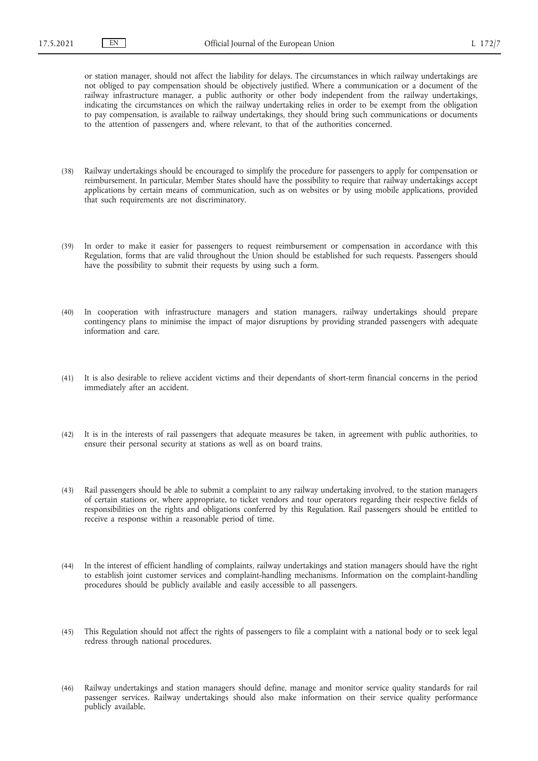or station manager, should not affect the liability for delays. The circumstances in which railway undertakings are not obliged to pay compensation should be objectively justified. Where a communication or a document of the railway infrastructure manager, a public authority or other body independent from the railway undertakings, indicating the circumstances on which the railway undertaking relies in order to be exempt from the obligation to pay compensation, is available to railway undertakings, they should bring such communications or documents to the attention of passengers and, where relevant, to that of the authorities concerned.

(38) Railway undertakings should be encouraged to simplify the procedure for passengers to apply for compensation or reimbursement. In particular, Member States should have the possibility to require that railway undertakings accept applications by certain means of communication, such as on websites or by using mobile applications, provided that such requirements are not discriminatory.

(39) In order to make it easier for passengers to request reimbursement or compensation in accordance with this Regulation, forms that are valid throughout the Union should be established for such requests. Passengers should have the possibility to submit their requests by using such a form.

(40) In cooperation with infrastructure managers and station managers, railway undertakings should prepare contingency plans to minimise the impact of major disruptions by providing stranded passengers with adequate information and care.

(41) It is also desirable to relieve accident victims and their dependants of short-term financial concerns in the period immediately after an accident.

(42) It is in the interests of rail passengers that adequate measures be taken, in agreement with public authorities, to ensure their personal security at stations as well as on board trains.

(43) Rail passengers should be able to submit a complaint to any railway undertaking involved, to the station managers of certain stations or, where appropriate, to ticket vendors and tour operators regarding their respective fields of responsibilities on the rights and obligations conferred by this Regulation. Rail passengers should be entitled to receive a response within a reasonable period of time.

(44) In the interest of efficient handling of complaints, railway undertakings and station managers should have the right to establish joint customer services and complaint-handling mechanisms. Information on the complaint-handling procedures should be publicly available and easily accessible to all passengers.

(45) This Regulation should not affect the rights of passengers to file a complaint with a national body or to seek legal redress through national procedures.

(46) Railway undertakings and station managers should define, manage and monitor service quality standards for rail passenger services. Railway undertakings should also make information on their service quality performance publicly available.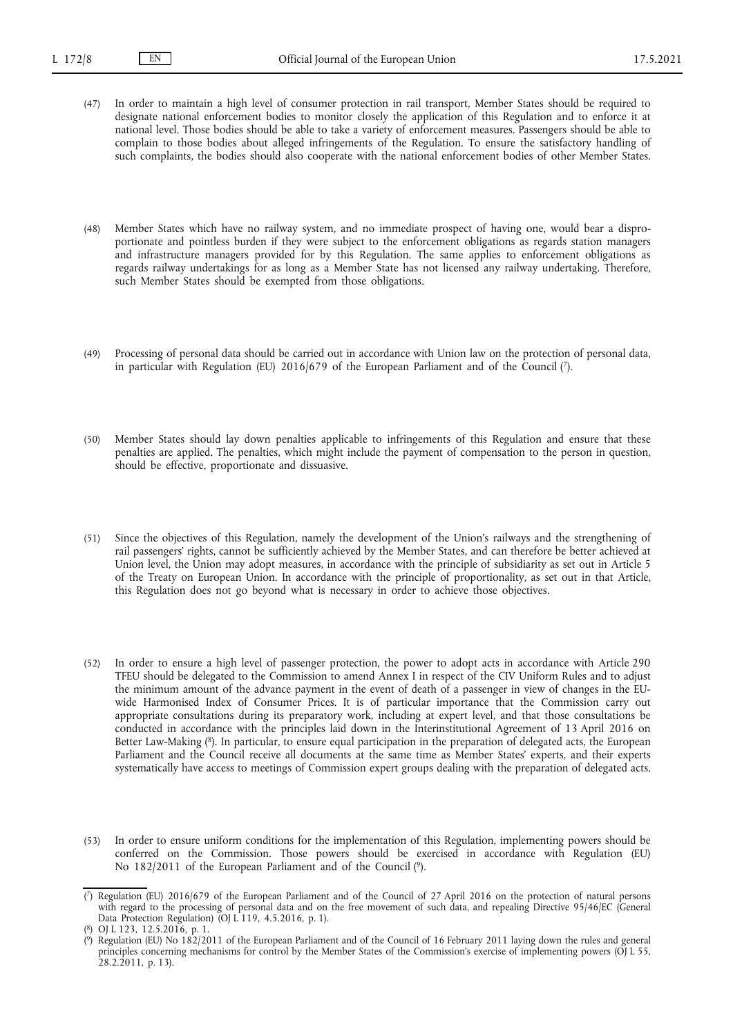(47) In order to maintain a high level of consumer protection in rail transport, Member States should be required to designate national enforcement bodies to monitor closely the application of this Regulation and to enforce it at national level. Those bodies should be able to take a variety of enforcement measures. Passengers should be able to complain to those bodies about alleged infringements of the Regulation. To ensure the satisfactory handling of such complaints, the bodies should also cooperate with the national enforcement bodies of other Member States.

(48) Member States which have no railway system, and no immediate prospect of having one, would bear a disproportionate and pointless burden if they were subject to the enforcement obligations as regards station managers and infrastructure managers provided for by this Regulation. The same applies to enforcement obligations as regards railway undertakings for as long as a Member State has not licensed any railway undertaking. Therefore, such Member States should be exempted from those obligations.

(49) Processing of personal data should be carried out in accordance with Union law on the protection of personal data, in particular with Regulation (EU) 2016/679 of the European Parliament and of the Council [7].

(50) Member States should lay down penalties applicable to infringements of this Regulation and ensure that these penalties are applied. The penalties, which might include the payment of compensation to the person in question, should be effective, proportionate and dissuasive.

(51) Since the objectives of this Regulation, namely the development of the Union's railways and the strengthening of rail passengers' rights, cannot be sufficiently achieved by the Member States, and can therefore be better achieved at Union level, the Union may adopt measures, in accordance with the principle of subsidiarity as set out in Article 5 of the Treaty on European Union. In accordance with the principle of proportionality, as set out in that Article, this Regulation does not go beyond what is necessary in order to achieve those objectives.

(52) In order to ensure a high level of passenger protection, the power to adopt acts in accordance with Article 290 TFEU should be delegated to the Commission to amend Annex I in respect of the CIV Uniform Rules and to adjust the minimum amount of the advance payment in the event of death of a passenger in view of changes in the EU-wide Harmonised Index of Consumer Prices. It is of particular importance that the Commission carry out appropriate consultations during its preparatory work, including at expert level, and that those consultations be conducted in accordance with the principles laid down in the Interinstitutional Agreement of 13 April 2016 on Better Law-Making [8]. In particular, to ensure equal participation in the preparation of delegated acts, the European Parliament and the Council receive all documents at the same time as Member States' experts, and their experts systematically have access to meetings of Commission expert groups dealing with the preparation of delegated acts.

(53) In order to ensure uniform conditions for the implementation of this Regulation, implementing powers should be conferred on the Commission. Those powers should be exercised in accordance with Regulation (EU) No 182/2011 of the European Parliament and of the Council [9].

---

[7] Regulation (EU) 2016/679 of the European Parliament and of the Council of 27 April 2016 on the protection of natural persons with regard to the processing of personal data and on the free movement of such data, and repealing Directive 95/46/EC (General Data Protection Regulation) (OJ L 119, 4.5.2016, p. 1).

[8] OJ L 123, 12.5.2016, p. 1.

[9] Regulation (EU) No 182/2011 of the European Parliament and of the Council of 16 February 2011 laying down the rules and general principles concerning mechanisms for control by the Member States of the Commission's exercise of implementing powers (OJ L 55, 28.2.2011, p. 13).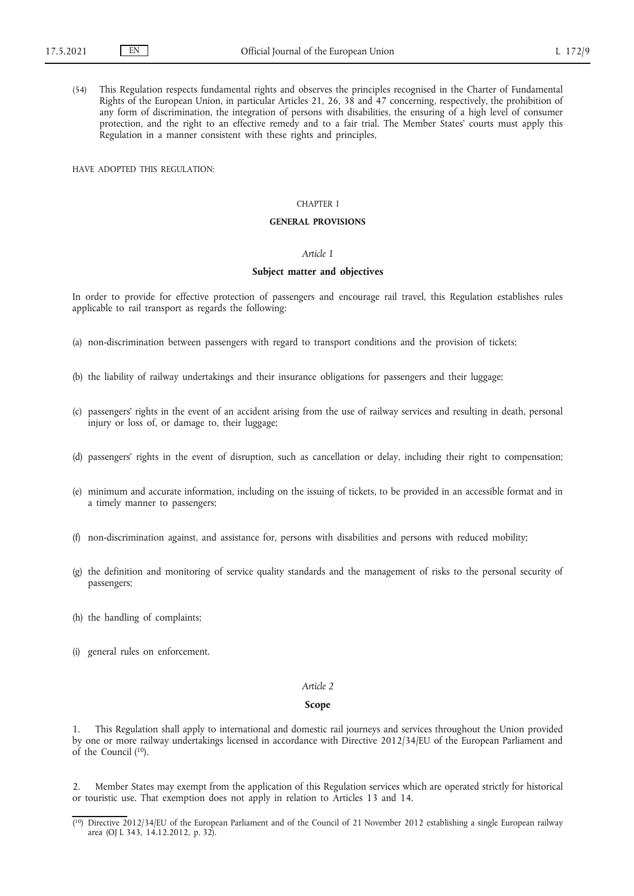(54) This Regulation respects fundamental rights and observes the principles recognised in the Charter of Fundamental Rights of the European Union, in particular Articles 21, 26, 38 and 47 concerning, respectively, the prohibition of any form of discrimination, the integration of persons with disabilities, the ensuring of a high level of consumer protection, and the right to an effective remedy and to a fair trial. The Member States' courts must apply this Regulation in a manner consistent with these rights and principles,

HAVE ADOPTED THIS REGULATION:

## CHAPTER I

## GENERAL PROVISIONS

### *Article 1*

### Subject matter and objectives

In order to provide for effective protection of passengers and encourage rail travel, this Regulation establishes rules applicable to rail transport as regards the following:

(a) non-discrimination between passengers with regard to transport conditions and the provision of tickets;

(b) the liability of railway undertakings and their insurance obligations for passengers and their luggage;

(c) passengers' rights in the event of an accident arising from the use of railway services and resulting in death, personal injury or loss of, or damage to, their luggage;

(d) passengers' rights in the event of disruption, such as cancellation or delay, including their right to compensation;

(e) minimum and accurate information, including on the issuing of tickets, to be provided in an accessible format and in a timely manner to passengers;

(f) non-discrimination against, and assistance for, persons with disabilities and persons with reduced mobility;

(g) the definition and monitoring of service quality standards and the management of risks to the personal security of passengers;

(h) the handling of complaints;

(i) general rules on enforcement.

### *Article 2*

### Scope

1. This Regulation shall apply to international and domestic rail journeys and services throughout the Union provided by one or more railway undertakings licensed in accordance with Directive 2012/34/EU of the European Parliament and of the Council [10].

2. Member States may exempt from the application of this Regulation services which are operated strictly for historical or touristic use. That exemption does not apply in relation to Articles 13 and 14.

---

[10] Directive 2012/34/EU of the European Parliament and of the Council of 21 November 2012 establishing a single European railway area (OJ L 343, 14.12.2012, p. 32).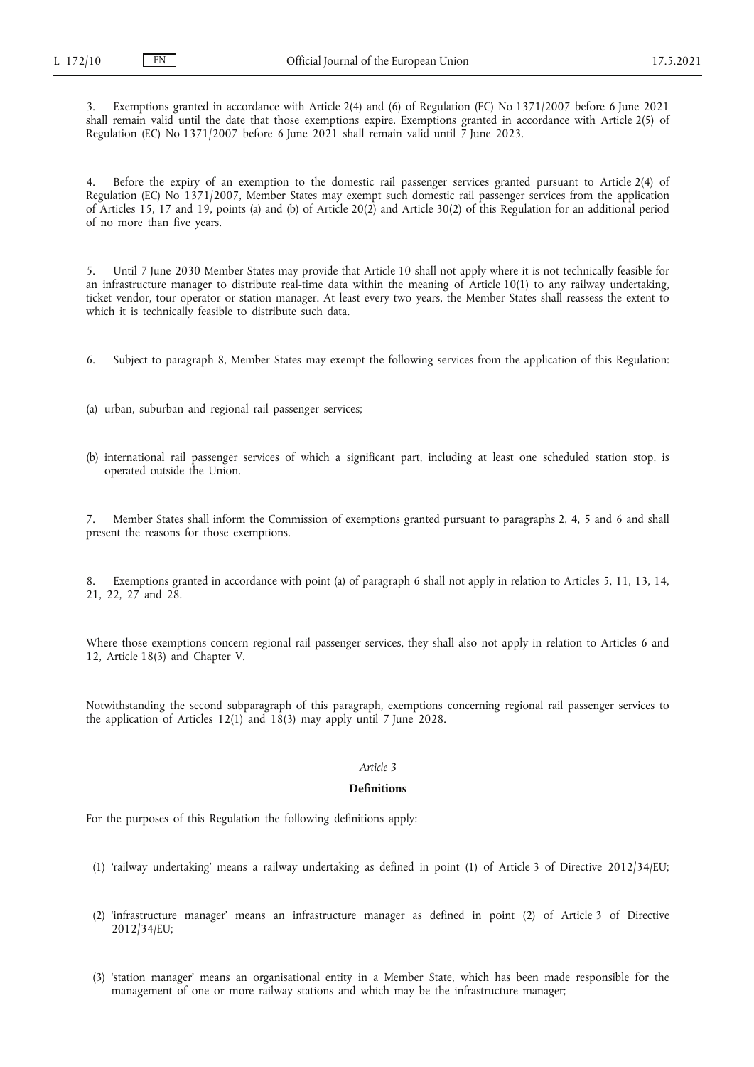3. Exemptions granted in accordance with Article 2(4) and (6) of Regulation (EC) No 1371/2007 before 6 June 2021 shall remain valid until the date that those exemptions expire. Exemptions granted in accordance with Article 2(5) of Regulation (EC) No 1371/2007 before 6 June 2021 shall remain valid until 7 June 2023.

4. Before the expiry of an exemption to the domestic rail passenger services granted pursuant to Article 2(4) of Regulation (EC) No 1371/2007, Member States may exempt such domestic rail passenger services from the application of Articles 15, 17 and 19, points (a) and (b) of Article 20(2) and Article 30(2) of this Regulation for an additional period of no more than five years.

5. Until 7 June 2030 Member States may provide that Article 10 shall not apply where it is not technically feasible for an infrastructure manager to distribute real-time data within the meaning of Article 10(1) to any railway undertaking, ticket vendor, tour operator or station manager. At least every two years, the Member States shall reassess the extent to which it is technically feasible to distribute such data.

6. Subject to paragraph 8, Member States may exempt the following services from the application of this Regulation:

(a) urban, suburban and regional rail passenger services;

(b) international rail passenger services of which a significant part, including at least one scheduled station stop, is operated outside the Union.

7. Member States shall inform the Commission of exemptions granted pursuant to paragraphs 2, 4, 5 and 6 and shall present the reasons for those exemptions.

8. Exemptions granted in accordance with point (a) of paragraph 6 shall not apply in relation to Articles 5, 11, 13, 14, 21, 22, 27 and 28.

Where those exemptions concern regional rail passenger services, they shall also not apply in relation to Articles 6 and 12, Article 18(3) and Chapter V.

Notwithstanding the second subparagraph of this paragraph, exemptions concerning regional rail passenger services to the application of Articles 12(1) and 18(3) may apply until 7 June 2028.

*Article 3*

**Definitions**

For the purposes of this Regulation the following definitions apply:

(1) 'railway undertaking' means a railway undertaking as defined in point (1) of Article 3 of Directive 2012/34/EU;

(2) 'infrastructure manager' means an infrastructure manager as defined in point (2) of Article 3 of Directive 2012/34/EU;

(3) 'station manager' means an organisational entity in a Member State, which has been made responsible for the management of one or more railway stations and which may be the infrastructure manager;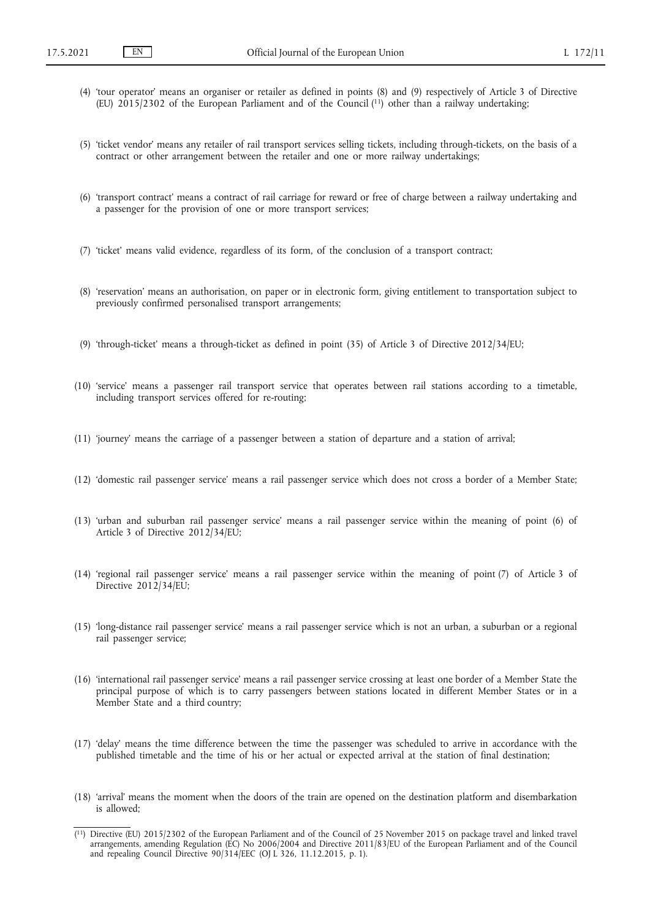(4) 'tour operator' means an organiser or retailer as defined in points (8) and (9) respectively of Article 3 of Directive (EU) 2015/2302 of the European Parliament and of the Council [11] other than a railway undertaking;

(5) 'ticket vendor' means any retailer of rail transport services selling tickets, including through-tickets, on the basis of a contract or other arrangement between the retailer and one or more railway undertakings;

(6) 'transport contract' means a contract of rail carriage for reward or free of charge between a railway undertaking and a passenger for the provision of one or more transport services;

(7) 'ticket' means valid evidence, regardless of its form, of the conclusion of a transport contract;

(8) 'reservation' means an authorisation, on paper or in electronic form, giving entitlement to transportation subject to previously confirmed personalised transport arrangements;

(9) 'through-ticket' means a through-ticket as defined in point (35) of Article 3 of Directive 2012/34/EU;

(10) 'service' means a passenger rail transport service that operates between rail stations according to a timetable, including transport services offered for re-routing;

(11) 'journey' means the carriage of a passenger between a station of departure and a station of arrival;

(12) 'domestic rail passenger service' means a rail passenger service which does not cross a border of a Member State;

(13) 'urban and suburban rail passenger service' means a rail passenger service within the meaning of point (6) of Article 3 of Directive 2012/34/EU;

(14) 'regional rail passenger service' means a rail passenger service within the meaning of point (7) of Article 3 of Directive 2012/34/EU;

(15) 'long-distance rail passenger service' means a rail passenger service which is not an urban, a suburban or a regional rail passenger service;

(16) 'international rail passenger service' means a rail passenger service crossing at least one border of a Member State the principal purpose of which is to carry passengers between stations located in different Member States or in a Member State and a third country;

(17) 'delay' means the time difference between the time the passenger was scheduled to arrive in accordance with the published timetable and the time of his or her actual or expected arrival at the station of final destination;

(18) 'arrival' means the moment when the doors of the train are opened on the destination platform and disembarkation is allowed;

---

[11] Directive (EU) 2015/2302 of the European Parliament and of the Council of 25 November 2015 on package travel and linked travel arrangements, amending Regulation (EC) No 2006/2004 and Directive 2011/83/EU of the European Parliament and of the Council and repealing Council Directive 90/314/EEC (OJ L 326, 11.12.2015, p. 1).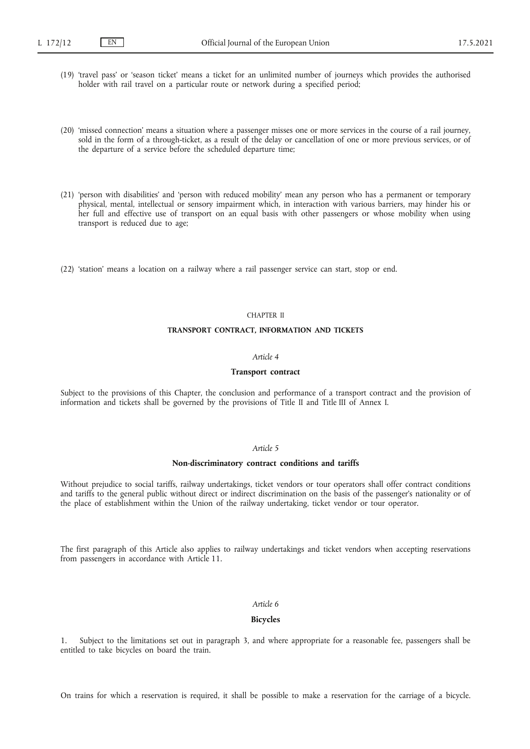(19) 'travel pass' or 'season ticket' means a ticket for an unlimited number of journeys which provides the authorised holder with rail travel on a particular route or network during a specified period;

(20) 'missed connection' means a situation where a passenger misses one or more services in the course of a rail journey, sold in the form of a through-ticket, as a result of the delay or cancellation of one or more previous services, or of the departure of a service before the scheduled departure time;

(21) 'person with disabilities' and 'person with reduced mobility' mean any person who has a permanent or temporary physical, mental, intellectual or sensory impairment which, in interaction with various barriers, may hinder his or her full and effective use of transport on an equal basis with other passengers or whose mobility when using transport is reduced due to age;

(22) 'station' means a location on a railway where a rail passenger service can start, stop or end.

## CHAPTER II

## TRANSPORT CONTRACT, INFORMATION AND TICKETS

### *Article 4*

### Transport contract

Subject to the provisions of this Chapter, the conclusion and performance of a transport contract and the provision of information and tickets shall be governed by the provisions of Title II and Title III of Annex I.

### *Article 5*

### Non-discriminatory contract conditions and tariffs

Without prejudice to social tariffs, railway undertakings, ticket vendors or tour operators shall offer contract conditions and tariffs to the general public without direct or indirect discrimination on the basis of the passenger's nationality or of the place of establishment within the Union of the railway undertaking, ticket vendor or tour operator.

The first paragraph of this Article also applies to railway undertakings and ticket vendors when accepting reservations from passengers in accordance with Article 11.

### *Article 6*

### Bicycles

1. Subject to the limitations set out in paragraph 3, and where appropriate for a reasonable fee, passengers shall be entitled to take bicycles on board the train.

On trains for which a reservation is required, it shall be possible to make a reservation for the carriage of a bicycle.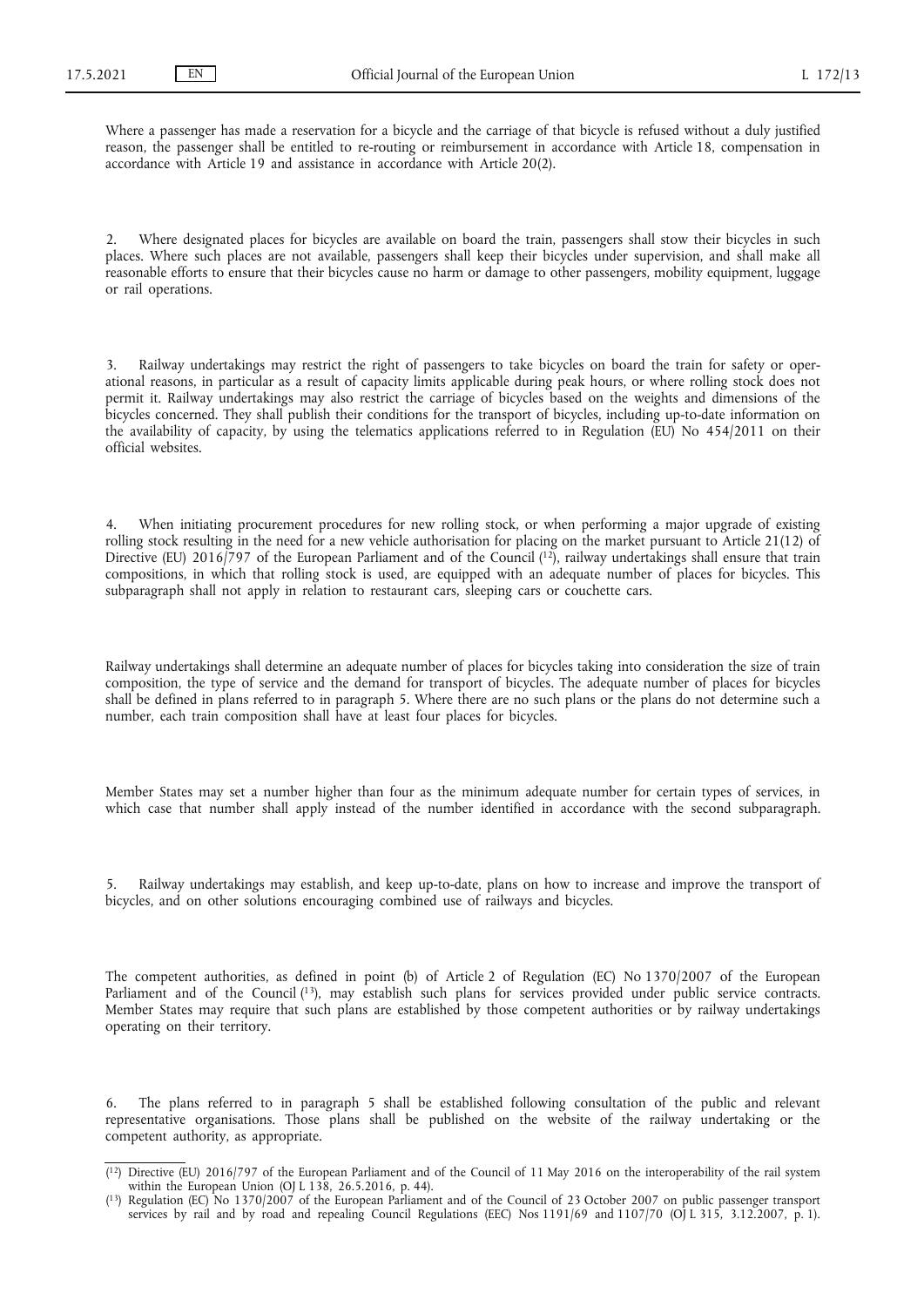Where a passenger has made a reservation for a bicycle and the carriage of that bicycle is refused without a duly justified reason, the passenger shall be entitled to re-routing or reimbursement in accordance with Article 18, compensation in accordance with Article 19 and assistance in accordance with Article 20(2).

2. Where designated places for bicycles are available on board the train, passengers shall stow their bicycles in such places. Where such places are not available, passengers shall keep their bicycles under supervision, and shall make all reasonable efforts to ensure that their bicycles cause no harm or damage to other passengers, mobility equipment, luggage or rail operations.

3. Railway undertakings may restrict the right of passengers to take bicycles on board the train for safety or operational reasons, in particular as a result of capacity limits applicable during peak hours, or where rolling stock does not permit it. Railway undertakings may also restrict the carriage of bicycles based on the weights and dimensions of the bicycles concerned. They shall publish their conditions for the transport of bicycles, including up-to-date information on the availability of capacity, by using the telematics applications referred to in Regulation (EU) No 454/2011 on their official websites.

4. When initiating procurement procedures for new rolling stock, or when performing a major upgrade of existing rolling stock resulting in the need for a new vehicle authorisation for placing on the market pursuant to Article 21(12) of Directive (EU) 2016/797 of the European Parliament and of the Council ([12]), railway undertakings shall ensure that train compositions, in which that rolling stock is used, are equipped with an adequate number of places for bicycles. This subparagraph shall not apply in relation to restaurant cars, sleeping cars or couchette cars.

Railway undertakings shall determine an adequate number of places for bicycles taking into consideration the size of train composition, the type of service and the demand for transport of bicycles. The adequate number of places for bicycles shall be defined in plans referred to in paragraph 5. Where there are no such plans or the plans do not determine such a number, each train composition shall have at least four places for bicycles.

Member States may set a number higher than four as the minimum adequate number for certain types of services, in which case that number shall apply instead of the number identified in accordance with the second subparagraph.

5. Railway undertakings may establish, and keep up-to-date, plans on how to increase and improve the transport of bicycles, and on other solutions encouraging combined use of railways and bicycles.

The competent authorities, as defined in point (b) of Article 2 of Regulation (EC) No 1370/2007 of the European Parliament and of the Council ([13]), may establish such plans for services provided under public service contracts. Member States may require that such plans are established by those competent authorities or by railway undertakings operating on their territory.

6. The plans referred to in paragraph 5 shall be established following consultation of the public and relevant representative organisations. Those plans shall be published on the website of the railway undertaking or the competent authority, as appropriate.

---

([12]) Directive (EU) 2016/797 of the European Parliament and of the Council of 11 May 2016 on the interoperability of the rail system within the European Union (OJ L 138, 26.5.2016, p. 44).

([13]) Regulation (EC) No 1370/2007 of the European Parliament and of the Council of 23 October 2007 on public passenger transport services by rail and by road and repealing Council Regulations (EEC) Nos 1191/69 and 1107/70 (OJ L 315, 3.12.2007, p. 1).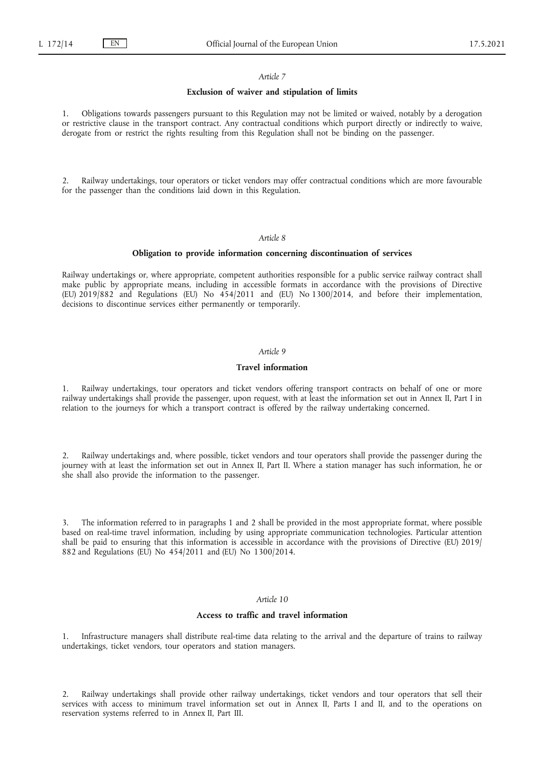*Article 7*

**Exclusion of waiver and stipulation of limits**

1. Obligations towards passengers pursuant to this Regulation may not be limited or waived, notably by a derogation or restrictive clause in the transport contract. Any contractual conditions which purport directly or indirectly to waive, derogate from or restrict the rights resulting from this Regulation shall not be binding on the passenger.

2. Railway undertakings, tour operators or ticket vendors may offer contractual conditions which are more favourable for the passenger than the conditions laid down in this Regulation.

*Article 8*

**Obligation to provide information concerning discontinuation of services**

Railway undertakings or, where appropriate, competent authorities responsible for a public service railway contract shall make public by appropriate means, including in accessible formats in accordance with the provisions of Directive (EU) 2019/882 and Regulations (EU) No 454/2011 and (EU) No 1300/2014, and before their implementation, decisions to discontinue services either permanently or temporarily.

*Article 9*

**Travel information**

1. Railway undertakings, tour operators and ticket vendors offering transport contracts on behalf of one or more railway undertakings shall provide the passenger, upon request, with at least the information set out in Annex II, Part I in relation to the journeys for which a transport contract is offered by the railway undertaking concerned.

2. Railway undertakings and, where possible, ticket vendors and tour operators shall provide the passenger during the journey with at least the information set out in Annex II, Part II. Where a station manager has such information, he or she shall also provide the information to the passenger.

3. The information referred to in paragraphs 1 and 2 shall be provided in the most appropriate format, where possible based on real-time travel information, including by using appropriate communication technologies. Particular attention shall be paid to ensuring that this information is accessible in accordance with the provisions of Directive (EU) 2019/882 and Regulations (EU) No 454/2011 and (EU) No 1300/2014.

*Article 10*

**Access to traffic and travel information**

1. Infrastructure managers shall distribute real-time data relating to the arrival and the departure of trains to railway undertakings, ticket vendors, tour operators and station managers.

2. Railway undertakings shall provide other railway undertakings, ticket vendors and tour operators that sell their services with access to minimum travel information set out in Annex II, Parts I and II, and to the operations on reservation systems referred to in Annex II, Part III.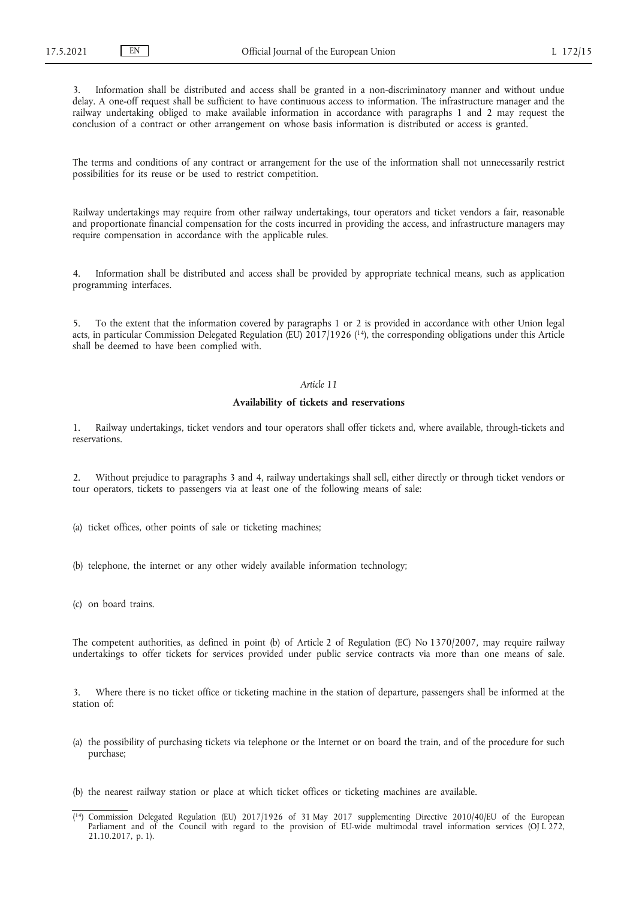3. Information shall be distributed and access shall be granted in a non-discriminatory manner and without undue delay. A one-off request shall be sufficient to have continuous access to information. The infrastructure manager and the railway undertaking obliged to make available information in accordance with paragraphs 1 and 2 may request the conclusion of a contract or other arrangement on whose basis information is distributed or access is granted.

The terms and conditions of any contract or arrangement for the use of the information shall not unnecessarily restrict possibilities for its reuse or be used to restrict competition.

Railway undertakings may require from other railway undertakings, tour operators and ticket vendors a fair, reasonable and proportionate financial compensation for the costs incurred in providing the access, and infrastructure managers may require compensation in accordance with the applicable rules.

4. Information shall be distributed and access shall be provided by appropriate technical means, such as application programming interfaces.

5. To the extent that the information covered by paragraphs 1 or 2 is provided in accordance with other Union legal acts, in particular Commission Delegated Regulation (EU) 2017/1926 [14], the corresponding obligations under this Article shall be deemed to have been complied with.

*Article 11*

**Availability of tickets and reservations**

1. Railway undertakings, ticket vendors and tour operators shall offer tickets and, where available, through-tickets and reservations.

2. Without prejudice to paragraphs 3 and 4, railway undertakings shall sell, either directly or through ticket vendors or tour operators, tickets to passengers via at least one of the following means of sale:

(a) ticket offices, other points of sale or ticketing machines;

(b) telephone, the internet or any other widely available information technology;

(c) on board trains.

The competent authorities, as defined in point (b) of Article 2 of Regulation (EC) No 1370/2007, may require railway undertakings to offer tickets for services provided under public service contracts via more than one means of sale.

3. Where there is no ticket office or ticketing machine in the station of departure, passengers shall be informed at the station of:

(a) the possibility of purchasing tickets via telephone or the Internet or on board the train, and of the procedure for such purchase;

(b) the nearest railway station or place at which ticket offices or ticketing machines are available.

---

[14] Commission Delegated Regulation (EU) 2017/1926 of 31 May 2017 supplementing Directive 2010/40/EU of the European Parliament and of the Council with regard to the provision of EU-wide multimodal travel information services (OJ L 272, 21.10.2017, p. 1).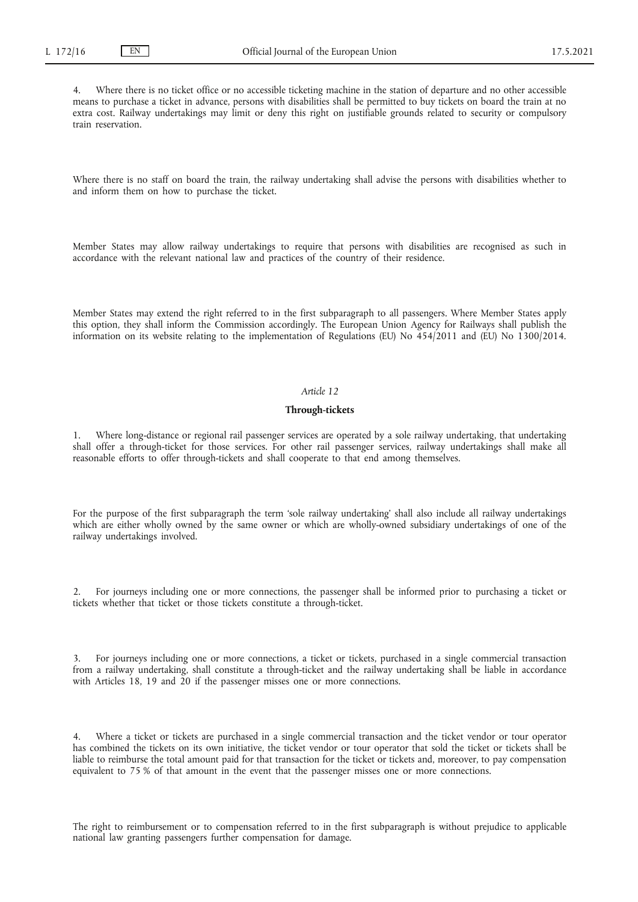4. Where there is no ticket office or no accessible ticketing machine in the station of departure and no other accessible means to purchase a ticket in advance, persons with disabilities shall be permitted to buy tickets on board the train at no extra cost. Railway undertakings may limit or deny this right on justifiable grounds related to security or compulsory train reservation.

Where there is no staff on board the train, the railway undertaking shall advise the persons with disabilities whether to and inform them on how to purchase the ticket.

Member States may allow railway undertakings to require that persons with disabilities are recognised as such in accordance with the relevant national law and practices of the country of their residence.

Member States may extend the right referred to in the first subparagraph to all passengers. Where Member States apply this option, they shall inform the Commission accordingly. The European Union Agency for Railways shall publish the information on its website relating to the implementation of Regulations (EU) No 454/2011 and (EU) No 1300/2014.

*Article 12*

**Through-tickets**

1. Where long-distance or regional rail passenger services are operated by a sole railway undertaking, that undertaking shall offer a through-ticket for those services. For other rail passenger services, railway undertakings shall make all reasonable efforts to offer through-tickets and shall cooperate to that end among themselves.

For the purpose of the first subparagraph the term 'sole railway undertaking' shall also include all railway undertakings which are either wholly owned by the same owner or which are wholly-owned subsidiary undertakings of one of the railway undertakings involved.

2. For journeys including one or more connections, the passenger shall be informed prior to purchasing a ticket or tickets whether that ticket or those tickets constitute a through-ticket.

3. For journeys including one or more connections, a ticket or tickets, purchased in a single commercial transaction from a railway undertaking, shall constitute a through-ticket and the railway undertaking shall be liable in accordance with Articles 18, 19 and 20 if the passenger misses one or more connections.

4. Where a ticket or tickets are purchased in a single commercial transaction and the ticket vendor or tour operator has combined the tickets on its own initiative, the ticket vendor or tour operator that sold the ticket or tickets shall be liable to reimburse the total amount paid for that transaction for the ticket or tickets and, moreover, to pay compensation equivalent to 75 % of that amount in the event that the passenger misses one or more connections.

The right to reimbursement or to compensation referred to in the first subparagraph is without prejudice to applicable national law granting passengers further compensation for damage.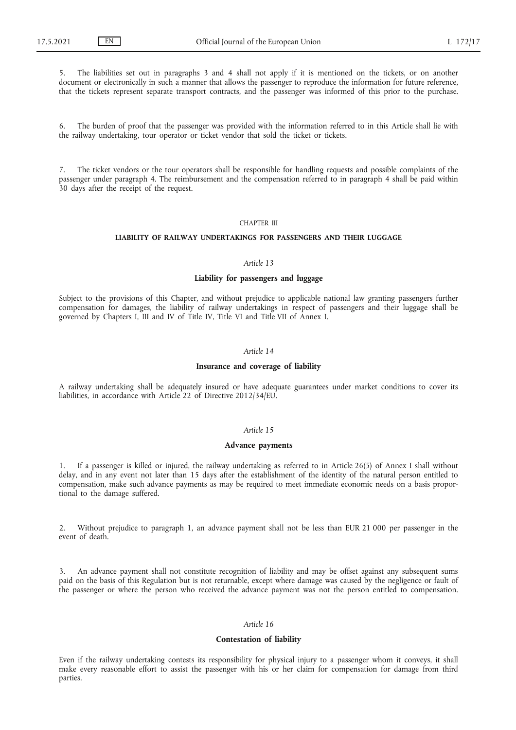5. The liabilities set out in paragraphs 3 and 4 shall not apply if it is mentioned on the tickets, or on another document or electronically in such a manner that allows the passenger to reproduce the information for future reference, that the tickets represent separate transport contracts, and the passenger was informed of this prior to the purchase.

6. The burden of proof that the passenger was provided with the information referred to in this Article shall lie with the railway undertaking, tour operator or ticket vendor that sold the ticket or tickets.

7. The ticket vendors or the tour operators shall be responsible for handling requests and possible complaints of the passenger under paragraph 4. The reimbursement and the compensation referred to in paragraph 4 shall be paid within 30 days after the receipt of the request.

## CHAPTER III

## LIABILITY OF RAILWAY UNDERTAKINGS FOR PASSENGERS AND THEIR LUGGAGE

### *Article 13*

### Liability for passengers and luggage

Subject to the provisions of this Chapter, and without prejudice to applicable national law granting passengers further compensation for damages, the liability of railway undertakings in respect of passengers and their luggage shall be governed by Chapters I, III and IV of Title IV, Title VI and Title VII of Annex I.

### *Article 14*

### Insurance and coverage of liability

A railway undertaking shall be adequately insured or have adequate guarantees under market conditions to cover its liabilities, in accordance with Article 22 of Directive 2012/34/EU.

### *Article 15*

### Advance payments

1. If a passenger is killed or injured, the railway undertaking as referred to in Article 26(5) of Annex I shall without delay, and in any event not later than 15 days after the establishment of the identity of the natural person entitled to compensation, make such advance payments as may be required to meet immediate economic needs on a basis proportional to the damage suffered.

2. Without prejudice to paragraph 1, an advance payment shall not be less than EUR 21 000 per passenger in the event of death.

3. An advance payment shall not constitute recognition of liability and may be offset against any subsequent sums paid on the basis of this Regulation but is not returnable, except where damage was caused by the negligence or fault of the passenger or where the person who received the advance payment was not the person entitled to compensation.

### *Article 16*

### Contestation of liability

Even if the railway undertaking contests its responsibility for physical injury to a passenger whom it conveys, it shall make every reasonable effort to assist the passenger with his or her claim for compensation for damage from third parties.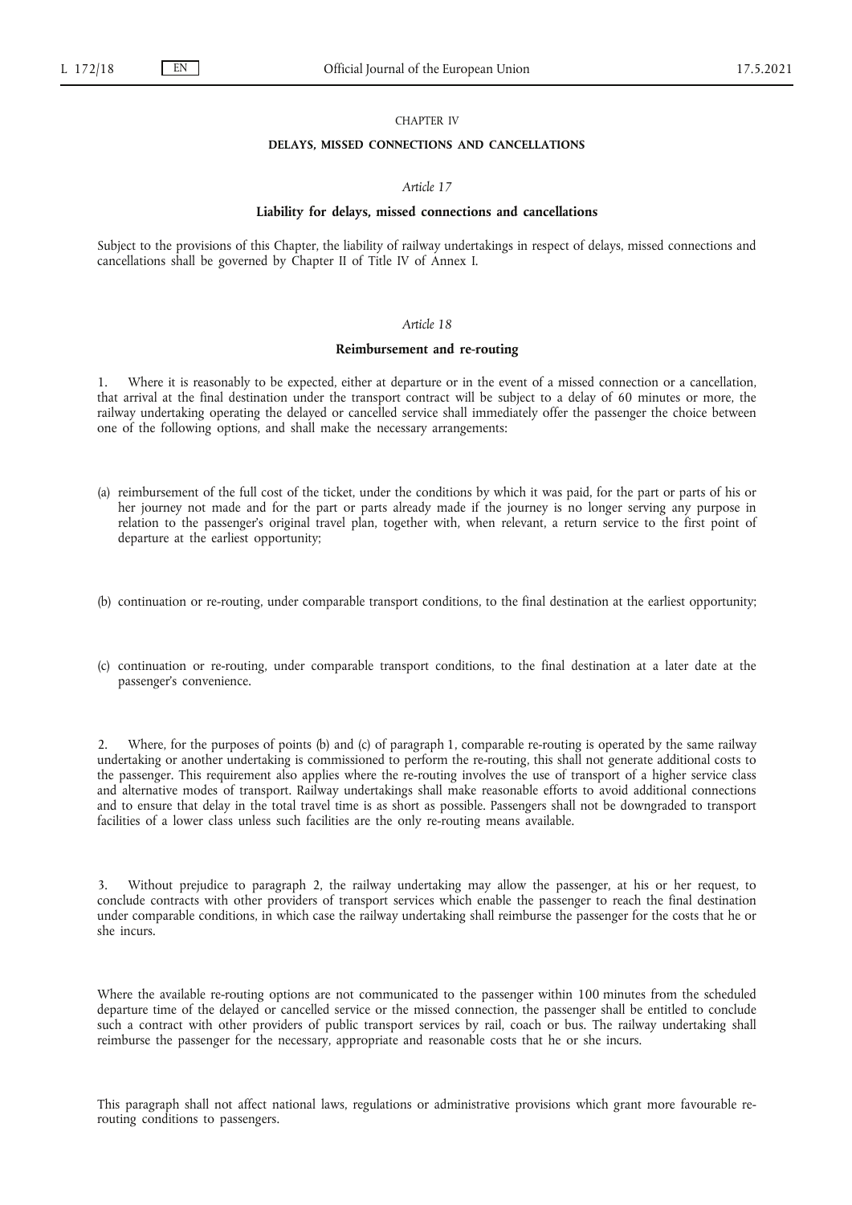CHAPTER IV

## DELAYS, MISSED CONNECTIONS AND CANCELLATIONS

*Article 17*

### Liability for delays, missed connections and cancellations

Subject to the provisions of this Chapter, the liability of railway undertakings in respect of delays, missed connections and cancellations shall be governed by Chapter II of Title IV of Annex I.

*Article 18*

### Reimbursement and re-routing

1. Where it is reasonably to be expected, either at departure or in the event of a missed connection or a cancellation, that arrival at the final destination under the transport contract will be subject to a delay of 60 minutes or more, the railway undertaking operating the delayed or cancelled service shall immediately offer the passenger the choice between one of the following options, and shall make the necessary arrangements:

(a) reimbursement of the full cost of the ticket, under the conditions by which it was paid, for the part or parts of his or her journey not made and for the part or parts already made if the journey is no longer serving any purpose in relation to the passenger's original travel plan, together with, when relevant, a return service to the first point of departure at the earliest opportunity;

(b) continuation or re-routing, under comparable transport conditions, to the final destination at the earliest opportunity;

(c) continuation or re-routing, under comparable transport conditions, to the final destination at a later date at the passenger's convenience.

2. Where, for the purposes of points (b) and (c) of paragraph 1, comparable re-routing is operated by the same railway undertaking or another undertaking is commissioned to perform the re-routing, this shall not generate additional costs to the passenger. This requirement also applies where the re-routing involves the use of transport of a higher service class and alternative modes of transport. Railway undertakings shall make reasonable efforts to avoid additional connections and to ensure that delay in the total travel time is as short as possible. Passengers shall not be downgraded to transport facilities of a lower class unless such facilities are the only re-routing means available.

3. Without prejudice to paragraph 2, the railway undertaking may allow the passenger, at his or her request, to conclude contracts with other providers of transport services which enable the passenger to reach the final destination under comparable conditions, in which case the railway undertaking shall reimburse the passenger for the costs that he or she incurs.

Where the available re-routing options are not communicated to the passenger within 100 minutes from the scheduled departure time of the delayed or cancelled service or the missed connection, the passenger shall be entitled to conclude such a contract with other providers of public transport services by rail, coach or bus. The railway undertaking shall reimburse the passenger for the necessary, appropriate and reasonable costs that he or she incurs.

This paragraph shall not affect national laws, regulations or administrative provisions which grant more favourable re-routing conditions to passengers.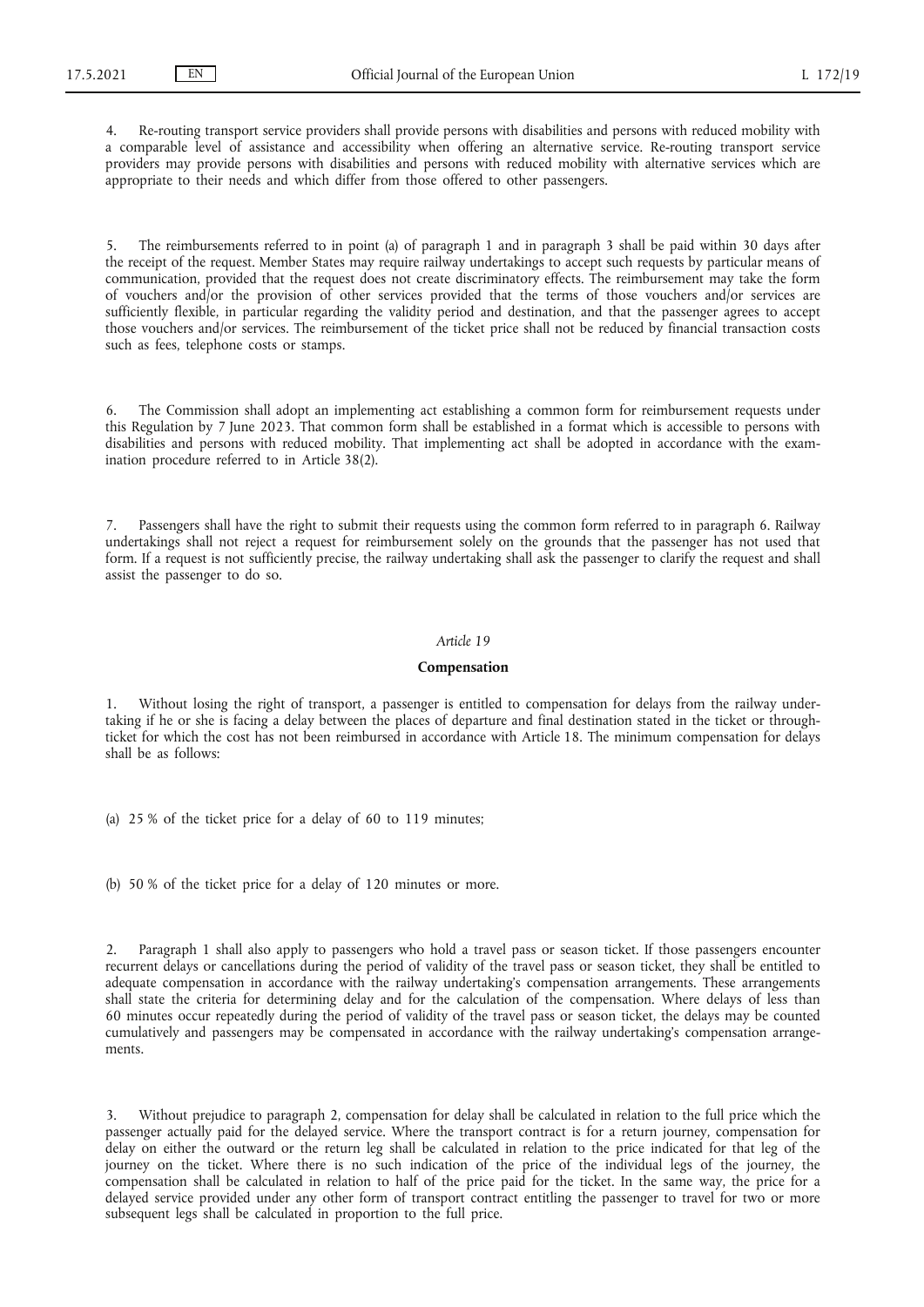4. Re-routing transport service providers shall provide persons with disabilities and persons with reduced mobility with a comparable level of assistance and accessibility when offering an alternative service. Re-routing transport service providers may provide persons with disabilities and persons with reduced mobility with alternative services which are appropriate to their needs and which differ from those offered to other passengers.

5. The reimbursements referred to in point (a) of paragraph 1 and in paragraph 3 shall be paid within 30 days after the receipt of the request. Member States may require railway undertakings to accept such requests by particular means of communication, provided that the request does not create discriminatory effects. The reimbursement may take the form of vouchers and/or the provision of other services provided that the terms of those vouchers and/or services are sufficiently flexible, in particular regarding the validity period and destination, and that the passenger agrees to accept those vouchers and/or services. The reimbursement of the ticket price shall not be reduced by financial transaction costs such as fees, telephone costs or stamps.

6. The Commission shall adopt an implementing act establishing a common form for reimbursement requests under this Regulation by 7 June 2023. That common form shall be established in a format which is accessible to persons with disabilities and persons with reduced mobility. That implementing act shall be adopted in accordance with the examination procedure referred to in Article 38(2).

7. Passengers shall have the right to submit their requests using the common form referred to in paragraph 6. Railway undertakings shall not reject a request for reimbursement solely on the grounds that the passenger has not used that form. If a request is not sufficiently precise, the railway undertaking shall ask the passenger to clarify the request and shall assist the passenger to do so.

*Article 19*

**Compensation**

1. Without losing the right of transport, a passenger is entitled to compensation for delays from the railway undertaking if he or she is facing a delay between the places of departure and final destination stated in the ticket or through-ticket for which the cost has not been reimbursed in accordance with Article 18. The minimum compensation for delays shall be as follows:

(a) 25 % of the ticket price for a delay of 60 to 119 minutes;

(b) 50 % of the ticket price for a delay of 120 minutes or more.

2. Paragraph 1 shall also apply to passengers who hold a travel pass or season ticket. If those passengers encounter recurrent delays or cancellations during the period of validity of the travel pass or season ticket, they shall be entitled to adequate compensation in accordance with the railway undertaking's compensation arrangements. These arrangements shall state the criteria for determining delay and for the calculation of the compensation. Where delays of less than 60 minutes occur repeatedly during the period of validity of the travel pass or season ticket, the delays may be counted cumulatively and passengers may be compensated in accordance with the railway undertaking's compensation arrangements.

3. Without prejudice to paragraph 2, compensation for delay shall be calculated in relation to the full price which the passenger actually paid for the delayed service. Where the transport contract is for a return journey, compensation for delay on either the outward or the return leg shall be calculated in relation to the price indicated for that leg of the journey on the ticket. Where there is no such indication of the price of the individual legs of the journey, the compensation shall be calculated in relation to half of the price paid for the ticket. In the same way, the price for a delayed service provided under any other form of transport contract entitling the passenger to travel for two or more subsequent legs shall be calculated in proportion to the full price.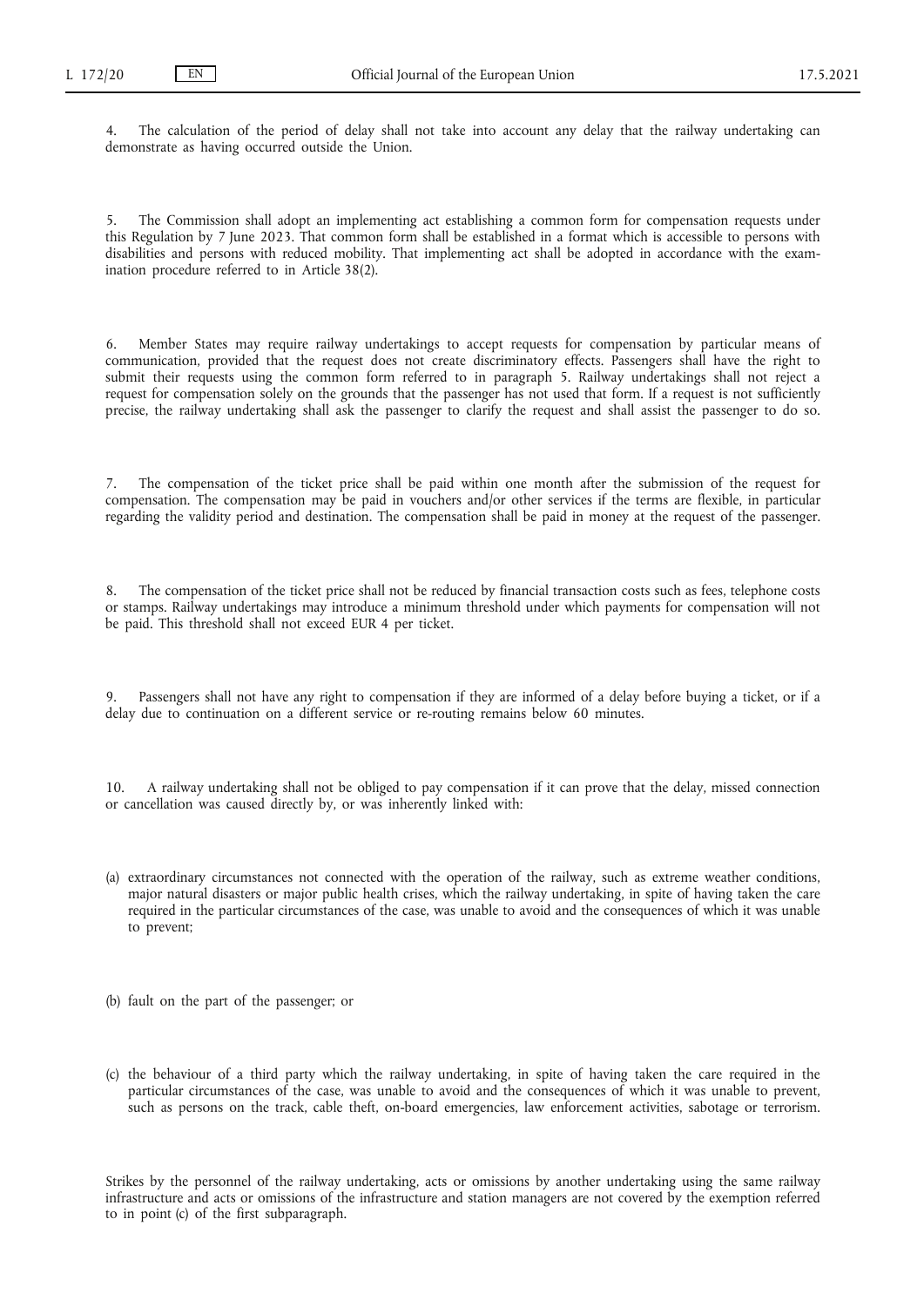4. The calculation of the period of delay shall not take into account any delay that the railway undertaking can demonstrate as having occurred outside the Union.

5. The Commission shall adopt an implementing act establishing a common form for compensation requests under this Regulation by 7 June 2023. That common form shall be established in a format which is accessible to persons with disabilities and persons with reduced mobility. That implementing act shall be adopted in accordance with the examination procedure referred to in Article 38(2).

6. Member States may require railway undertakings to accept requests for compensation by particular means of communication, provided that the request does not create discriminatory effects. Passengers shall have the right to submit their requests using the common form referred to in paragraph 5. Railway undertakings shall not reject a request for compensation solely on the grounds that the passenger has not used that form. If a request is not sufficiently precise, the railway undertaking shall ask the passenger to clarify the request and shall assist the passenger to do so.

7. The compensation of the ticket price shall be paid within one month after the submission of the request for compensation. The compensation may be paid in vouchers and/or other services if the terms are flexible, in particular regarding the validity period and destination. The compensation shall be paid in money at the request of the passenger.

8. The compensation of the ticket price shall not be reduced by financial transaction costs such as fees, telephone costs or stamps. Railway undertakings may introduce a minimum threshold under which payments for compensation will not be paid. This threshold shall not exceed EUR 4 per ticket.

9. Passengers shall not have any right to compensation if they are informed of a delay before buying a ticket, or if a delay due to continuation on a different service or re-routing remains below 60 minutes.

10. A railway undertaking shall not be obliged to pay compensation if it can prove that the delay, missed connection or cancellation was caused directly by, or was inherently linked with:

(a) extraordinary circumstances not connected with the operation of the railway, such as extreme weather conditions, major natural disasters or major public health crises, which the railway undertaking, in spite of having taken the care required in the particular circumstances of the case, was unable to avoid and the consequences of which it was unable to prevent;

(b) fault on the part of the passenger; or

(c) the behaviour of a third party which the railway undertaking, in spite of having taken the care required in the particular circumstances of the case, was unable to avoid and the consequences of which it was unable to prevent, such as persons on the track, cable theft, on-board emergencies, law enforcement activities, sabotage or terrorism.

Strikes by the personnel of the railway undertaking, acts or omissions by another undertaking using the same railway infrastructure and acts or omissions of the infrastructure and station managers are not covered by the exemption referred to in point (c) of the first subparagraph.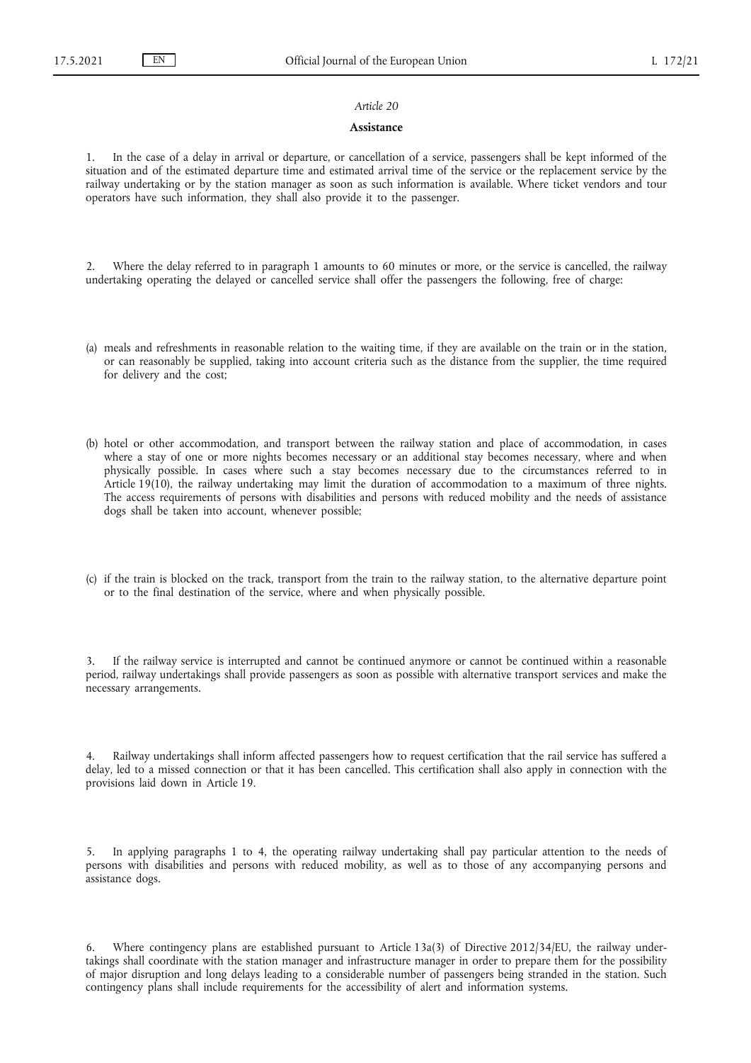*Article 20*

**Assistance**

1. In the case of a delay in arrival or departure, or cancellation of a service, passengers shall be kept informed of the situation and of the estimated departure time and estimated arrival time of the service or the replacement service by the railway undertaking or by the station manager as soon as such information is available. Where ticket vendors and tour operators have such information, they shall also provide it to the passenger.

2. Where the delay referred to in paragraph 1 amounts to 60 minutes or more, or the service is cancelled, the railway undertaking operating the delayed or cancelled service shall offer the passengers the following, free of charge:

(a) meals and refreshments in reasonable relation to the waiting time, if they are available on the train or in the station, or can reasonably be supplied, taking into account criteria such as the distance from the supplier, the time required for delivery and the cost;

(b) hotel or other accommodation, and transport between the railway station and place of accommodation, in cases where a stay of one or more nights becomes necessary or an additional stay becomes necessary, where and when physically possible. In cases where such a stay becomes necessary due to the circumstances referred to in Article 19(10), the railway undertaking may limit the duration of accommodation to a maximum of three nights. The access requirements of persons with disabilities and persons with reduced mobility and the needs of assistance dogs shall be taken into account, whenever possible;

(c) if the train is blocked on the track, transport from the train to the railway station, to the alternative departure point or to the final destination of the service, where and when physically possible.

3. If the railway service is interrupted and cannot be continued anymore or cannot be continued within a reasonable period, railway undertakings shall provide passengers as soon as possible with alternative transport services and make the necessary arrangements.

4. Railway undertakings shall inform affected passengers how to request certification that the rail service has suffered a delay, led to a missed connection or that it has been cancelled. This certification shall also apply in connection with the provisions laid down in Article 19.

5. In applying paragraphs 1 to 4, the operating railway undertaking shall pay particular attention to the needs of persons with disabilities and persons with reduced mobility, as well as to those of any accompanying persons and assistance dogs.

6. Where contingency plans are established pursuant to Article 13a(3) of Directive 2012/34/EU, the railway undertakings shall coordinate with the station manager and infrastructure manager in order to prepare them for the possibility of major disruption and long delays leading to a considerable number of passengers being stranded in the station. Such contingency plans shall include requirements for the accessibility of alert and information systems.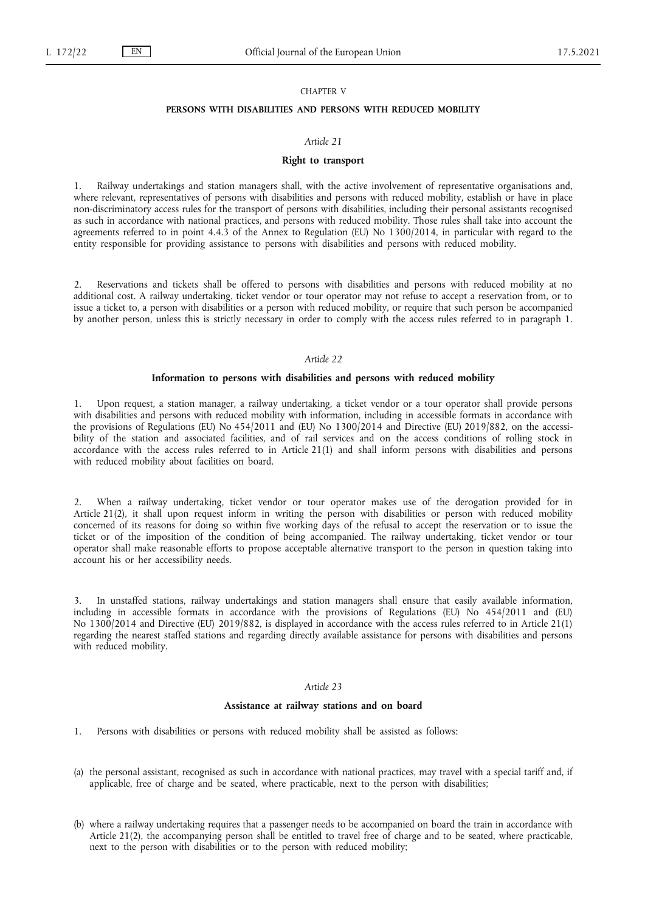## CHAPTER V

## PERSONS WITH DISABILITIES AND PERSONS WITH REDUCED MOBILITY

### *Article 21*

### Right to transport

1. Railway undertakings and station managers shall, with the active involvement of representative organisations and, where relevant, representatives of persons with disabilities and persons with reduced mobility, establish or have in place non-discriminatory access rules for the transport of persons with disabilities, including their personal assistants recognised as such in accordance with national practices, and persons with reduced mobility. Those rules shall take into account the agreements referred to in point 4.4.3 of the Annex to Regulation (EU) No 1300/2014, in particular with regard to the entity responsible for providing assistance to persons with disabilities and persons with reduced mobility.

2. Reservations and tickets shall be offered to persons with disabilities and persons with reduced mobility at no additional cost. A railway undertaking, ticket vendor or tour operator may not refuse to accept a reservation from, or to issue a ticket to, a person with disabilities or a person with reduced mobility, or require that such person be accompanied by another person, unless this is strictly necessary in order to comply with the access rules referred to in paragraph 1.

### *Article 22*

### Information to persons with disabilities and persons with reduced mobility

1. Upon request, a station manager, a railway undertaking, a ticket vendor or a tour operator shall provide persons with disabilities and persons with reduced mobility with information, including in accessible formats in accordance with the provisions of Regulations (EU) No 454/2011 and (EU) No 1300/2014 and Directive (EU) 2019/882, on the accessibility of the station and associated facilities, and of rail services and on the access conditions of rolling stock in accordance with the access rules referred to in Article 21(1) and shall inform persons with disabilities and persons with reduced mobility about facilities on board.

2. When a railway undertaking, ticket vendor or tour operator makes use of the derogation provided for in Article 21(2), it shall upon request inform in writing the person with disabilities or person with reduced mobility concerned of its reasons for doing so within five working days of the refusal to accept the reservation or to issue the ticket or of the imposition of the condition of being accompanied. The railway undertaking, ticket vendor or tour operator shall make reasonable efforts to propose acceptable alternative transport to the person in question taking into account his or her accessibility needs.

3. In unstaffed stations, railway undertakings and station managers shall ensure that easily available information, including in accessible formats in accordance with the provisions of Regulations (EU) No 454/2011 and (EU) No 1300/2014 and Directive (EU) 2019/882, is displayed in accordance with the access rules referred to in Article 21(1) regarding the nearest staffed stations and regarding directly available assistance for persons with disabilities and persons with reduced mobility.

### *Article 23*

### Assistance at railway stations and on board

1. Persons with disabilities or persons with reduced mobility shall be assisted as follows:

(a) the personal assistant, recognised as such in accordance with national practices, may travel with a special tariff and, if applicable, free of charge and be seated, where practicable, next to the person with disabilities;

(b) where a railway undertaking requires that a passenger needs to be accompanied on board the train in accordance with Article 21(2), the accompanying person shall be entitled to travel free of charge and to be seated, where practicable, next to the person with disabilities or to the person with reduced mobility;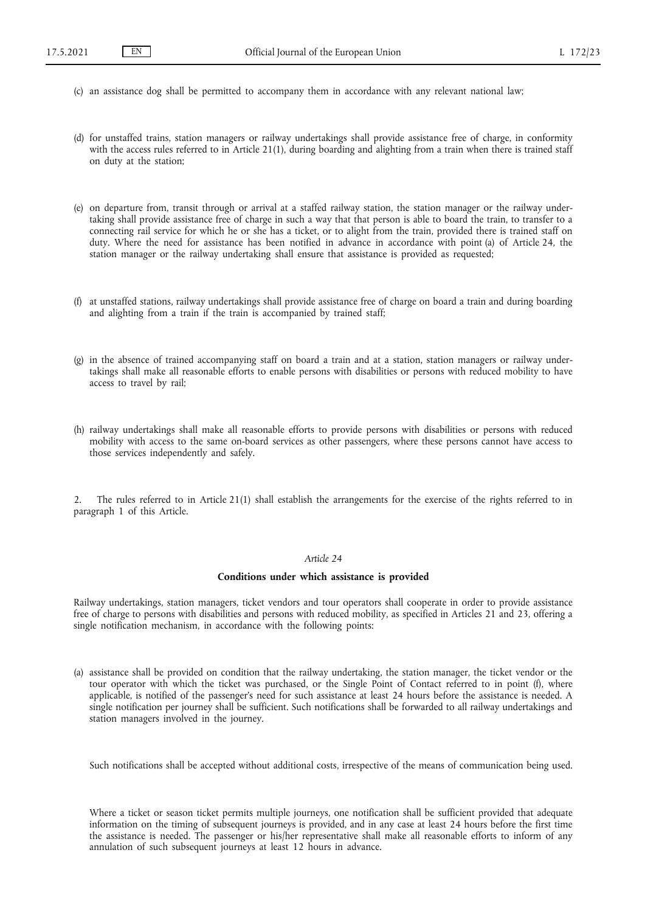(c) an assistance dog shall be permitted to accompany them in accordance with any relevant national law;

(d) for unstaffed trains, station managers or railway undertakings shall provide assistance free of charge, in conformity with the access rules referred to in Article 21(1), during boarding and alighting from a train when there is trained staff on duty at the station;

(e) on departure from, transit through or arrival at a staffed railway station, the station manager or the railway undertaking shall provide assistance free of charge in such a way that that person is able to board the train, to transfer to a connecting rail service for which he or she has a ticket, or to alight from the train, provided there is trained staff on duty. Where the need for assistance has been notified in advance in accordance with point (a) of Article 24, the station manager or the railway undertaking shall ensure that assistance is provided as requested;

(f) at unstaffed stations, railway undertakings shall provide assistance free of charge on board a train and during boarding and alighting from a train if the train is accompanied by trained staff;

(g) in the absence of trained accompanying staff on board a train and at a station, station managers or railway undertakings shall make all reasonable efforts to enable persons with disabilities or persons with reduced mobility to have access to travel by rail;

(h) railway undertakings shall make all reasonable efforts to provide persons with disabilities or persons with reduced mobility with access to the same on-board services as other passengers, where these persons cannot have access to those services independently and safely.

2. The rules referred to in Article 21(1) shall establish the arrangements for the exercise of the rights referred to in paragraph 1 of this Article.

*Article 24*

**Conditions under which assistance is provided**

Railway undertakings, station managers, ticket vendors and tour operators shall cooperate in order to provide assistance free of charge to persons with disabilities and persons with reduced mobility, as specified in Articles 21 and 23, offering a single notification mechanism, in accordance with the following points:

(a) assistance shall be provided on condition that the railway undertaking, the station manager, the ticket vendor or the tour operator with which the ticket was purchased, or the Single Point of Contact referred to in point (f), where applicable, is notified of the passenger's need for such assistance at least 24 hours before the assistance is needed. A single notification per journey shall be sufficient. Such notifications shall be forwarded to all railway undertakings and station managers involved in the journey.

Such notifications shall be accepted without additional costs, irrespective of the means of communication being used.

Where a ticket or season ticket permits multiple journeys, one notification shall be sufficient provided that adequate information on the timing of subsequent journeys is provided, and in any case at least 24 hours before the first time the assistance is needed. The passenger or his/her representative shall make all reasonable efforts to inform of any annulation of such subsequent journeys at least 12 hours in advance.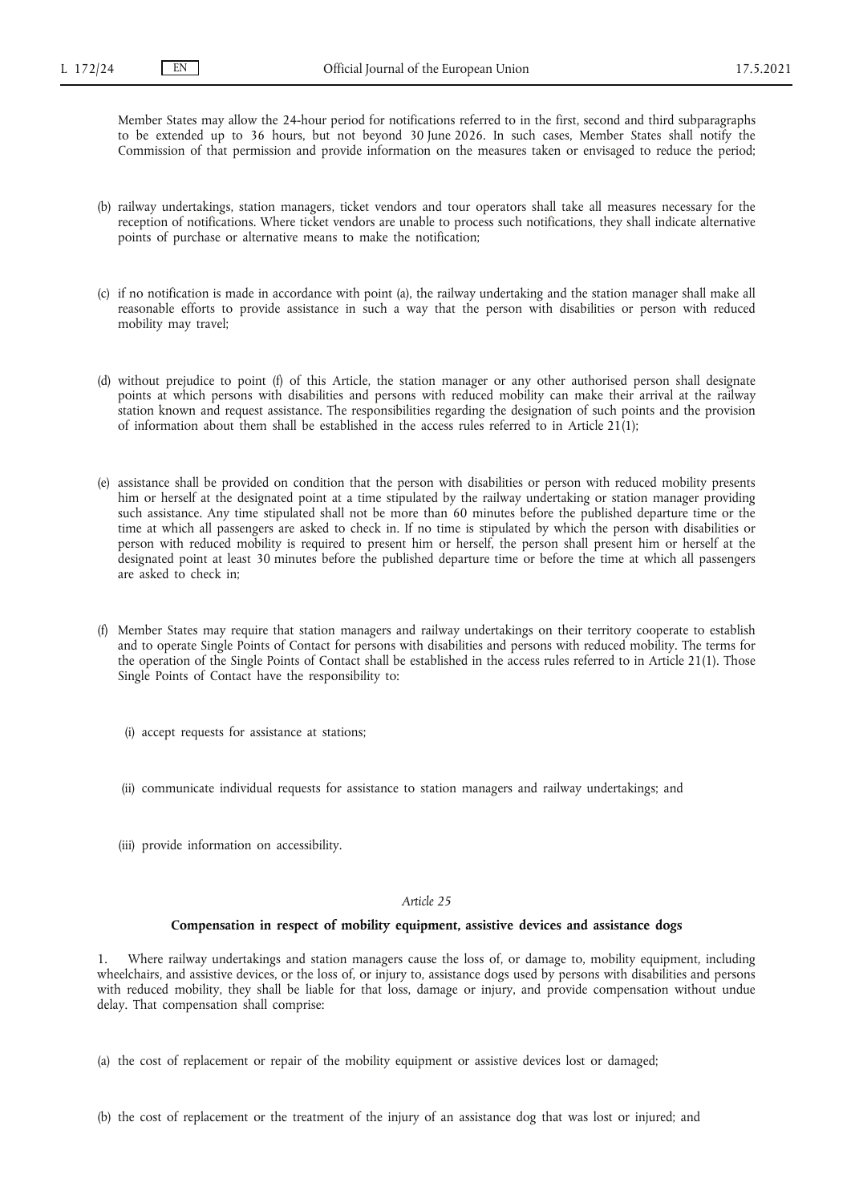Member States may allow the 24-hour period for notifications referred to in the first, second and third subparagraphs to be extended up to 36 hours, but not beyond 30 June 2026. In such cases, Member States shall notify the Commission of that permission and provide information on the measures taken or envisaged to reduce the period;

(b) railway undertakings, station managers, ticket vendors and tour operators shall take all measures necessary for the reception of notifications. Where ticket vendors are unable to process such notifications, they shall indicate alternative points of purchase or alternative means to make the notification;

(c) if no notification is made in accordance with point (a), the railway undertaking and the station manager shall make all reasonable efforts to provide assistance in such a way that the person with disabilities or person with reduced mobility may travel;

(d) without prejudice to point (f) of this Article, the station manager or any other authorised person shall designate points at which persons with disabilities and persons with reduced mobility can make their arrival at the railway station known and request assistance. The responsibilities regarding the designation of such points and the provision of information about them shall be established in the access rules referred to in Article 21(1);

(e) assistance shall be provided on condition that the person with disabilities or person with reduced mobility presents him or herself at the designated point at a time stipulated by the railway undertaking or station manager providing such assistance. Any time stipulated shall not be more than 60 minutes before the published departure time or the time at which all passengers are asked to check in. If no time is stipulated by which the person with disabilities or person with reduced mobility is required to present him or herself, the person shall present him or herself at the designated point at least 30 minutes before the published departure time or before the time at which all passengers are asked to check in;

(f) Member States may require that station managers and railway undertakings on their territory cooperate to establish and to operate Single Points of Contact for persons with disabilities and persons with reduced mobility. The terms for the operation of the Single Points of Contact shall be established in the access rules referred to in Article 21(1). Those Single Points of Contact have the responsibility to:

   (i) accept requests for assistance at stations;

   (ii) communicate individual requests for assistance to station managers and railway undertakings; and

   (iii) provide information on accessibility.

*Article 25*

**Compensation in respect of mobility equipment, assistive devices and assistance dogs**

1. Where railway undertakings and station managers cause the loss of, or damage to, mobility equipment, including wheelchairs, and assistive devices, or the loss of, or injury to, assistance dogs used by persons with disabilities and persons with reduced mobility, they shall be liable for that loss, damage or injury, and provide compensation without undue delay. That compensation shall comprise:

(a) the cost of replacement or repair of the mobility equipment or assistive devices lost or damaged;

(b) the cost of replacement or the treatment of the injury of an assistance dog that was lost or injured; and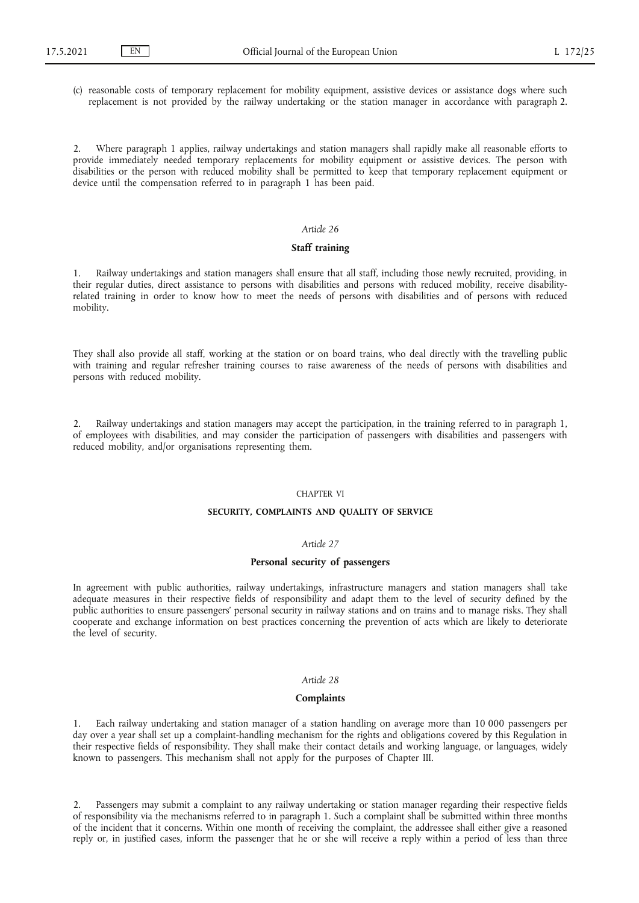(c) reasonable costs of temporary replacement for mobility equipment, assistive devices or assistance dogs where such replacement is not provided by the railway undertaking or the station manager in accordance with paragraph 2.

2. Where paragraph 1 applies, railway undertakings and station managers shall rapidly make all reasonable efforts to provide immediately needed temporary replacements for mobility equipment or assistive devices. The person with disabilities or the person with reduced mobility shall be permitted to keep that temporary replacement equipment or device until the compensation referred to in paragraph 1 has been paid.

*Article 26*

**Staff training**

1. Railway undertakings and station managers shall ensure that all staff, including those newly recruited, providing, in their regular duties, direct assistance to persons with disabilities and persons with reduced mobility, receive disability-related training in order to know how to meet the needs of persons with disabilities and of persons with reduced mobility.

They shall also provide all staff, working at the station or on board trains, who deal directly with the travelling public with training and regular refresher training courses to raise awareness of the needs of persons with disabilities and persons with reduced mobility.

2. Railway undertakings and station managers may accept the participation, in the training referred to in paragraph 1, of employees with disabilities, and may consider the participation of passengers with disabilities and passengers with reduced mobility, and/or organisations representing them.

CHAPTER VI

**SECURITY, COMPLAINTS AND QUALITY OF SERVICE**

*Article 27*

**Personal security of passengers**

In agreement with public authorities, railway undertakings, infrastructure managers and station managers shall take adequate measures in their respective fields of responsibility and adapt them to the level of security defined by the public authorities to ensure passengers' personal security in railway stations and on trains and to manage risks. They shall cooperate and exchange information on best practices concerning the prevention of acts which are likely to deteriorate the level of security.

*Article 28*

**Complaints**

1. Each railway undertaking and station manager of a station handling on average more than 10 000 passengers per day over a year shall set up a complaint-handling mechanism for the rights and obligations covered by this Regulation in their respective fields of responsibility. They shall make their contact details and working language, or languages, widely known to passengers. This mechanism shall not apply for the purposes of Chapter III.

2. Passengers may submit a complaint to any railway undertaking or station manager regarding their respective fields of responsibility via the mechanisms referred to in paragraph 1. Such a complaint shall be submitted within three months of the incident that it concerns. Within one month of receiving the complaint, the addressee shall either give a reasoned reply or, in justified cases, inform the passenger that he or she will receive a reply within a period of less than three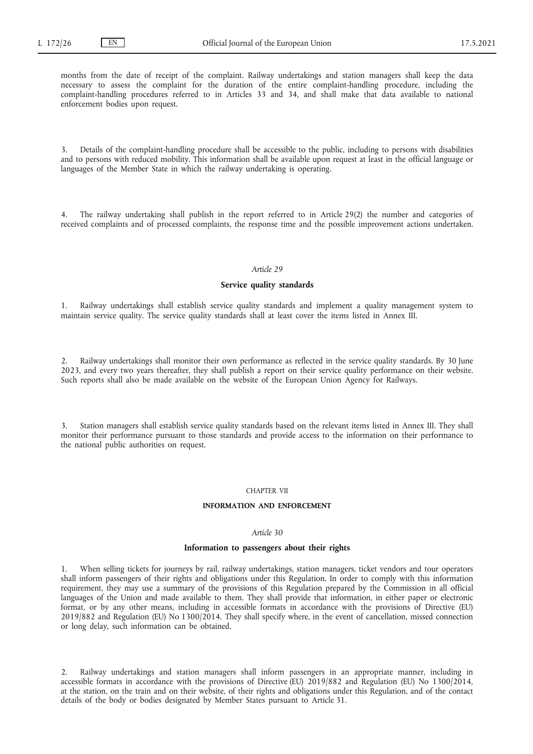months from the date of receipt of the complaint. Railway undertakings and station managers shall keep the data necessary to assess the complaint for the duration of the entire complaint-handling procedure, including the complaint-handling procedures referred to in Articles 33 and 34, and shall make that data available to national enforcement bodies upon request.

3. Details of the complaint-handling procedure shall be accessible to the public, including to persons with disabilities and to persons with reduced mobility. This information shall be available upon request at least in the official language or languages of the Member State in which the railway undertaking is operating.

4. The railway undertaking shall publish in the report referred to in Article 29(2) the number and categories of received complaints and of processed complaints, the response time and the possible improvement actions undertaken.

*Article 29*

**Service quality standards**

1. Railway undertakings shall establish service quality standards and implement a quality management system to maintain service quality. The service quality standards shall at least cover the items listed in Annex III.

2. Railway undertakings shall monitor their own performance as reflected in the service quality standards. By 30 June 2023, and every two years thereafter, they shall publish a report on their service quality performance on their website. Such reports shall also be made available on the website of the European Union Agency for Railways.

3. Station managers shall establish service quality standards based on the relevant items listed in Annex III. They shall monitor their performance pursuant to those standards and provide access to the information on their performance to the national public authorities on request.

CHAPTER VII

**INFORMATION AND ENFORCEMENT**

*Article 30*

**Information to passengers about their rights**

1. When selling tickets for journeys by rail, railway undertakings, station managers, ticket vendors and tour operators shall inform passengers of their rights and obligations under this Regulation. In order to comply with this information requirement, they may use a summary of the provisions of this Regulation prepared by the Commission in all official languages of the Union and made available to them. They shall provide that information, in either paper or electronic format, or by any other means, including in accessible formats in accordance with the provisions of Directive (EU) 2019/882 and Regulation (EU) No 1300/2014. They shall specify where, in the event of cancellation, missed connection or long delay, such information can be obtained.

2. Railway undertakings and station managers shall inform passengers in an appropriate manner, including in accessible formats in accordance with the provisions of Directive (EU) 2019/882 and Regulation (EU) No 1300/2014, at the station, on the train and on their website, of their rights and obligations under this Regulation, and of the contact details of the body or bodies designated by Member States pursuant to Article 31.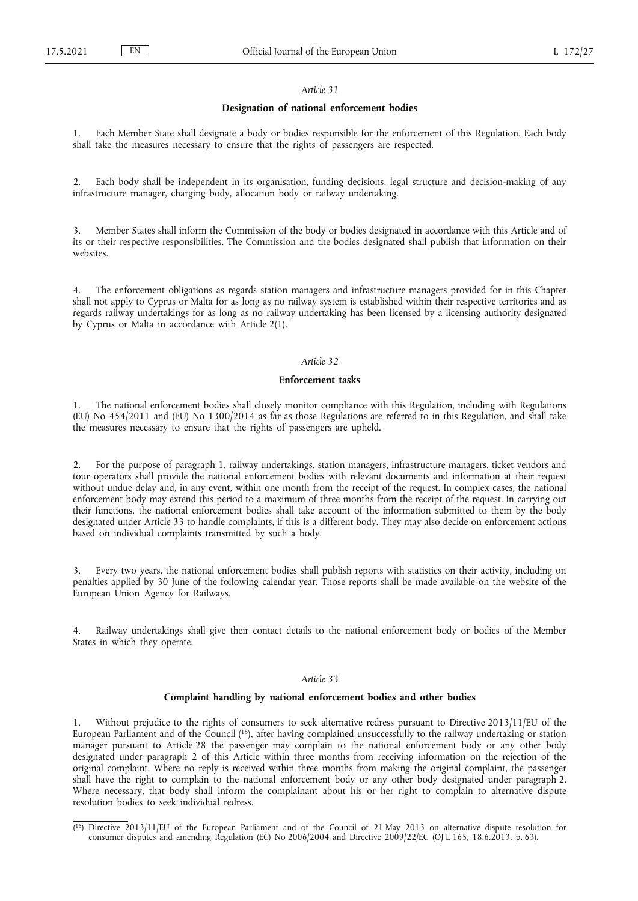*Article 31*

**Designation of national enforcement bodies**

1. Each Member State shall designate a body or bodies responsible for the enforcement of this Regulation. Each body shall take the measures necessary to ensure that the rights of passengers are respected.

2. Each body shall be independent in its organisation, funding decisions, legal structure and decision-making of any infrastructure manager, charging body, allocation body or railway undertaking.

3. Member States shall inform the Commission of the body or bodies designated in accordance with this Article and of its or their respective responsibilities. The Commission and the bodies designated shall publish that information on their websites.

4. The enforcement obligations as regards station managers and infrastructure managers provided for in this Chapter shall not apply to Cyprus or Malta for as long as no railway system is established within their respective territories and as regards railway undertakings for as long as no railway undertaking has been licensed by a licensing authority designated by Cyprus or Malta in accordance with Article 2(1).

*Article 32*

**Enforcement tasks**

1. The national enforcement bodies shall closely monitor compliance with this Regulation, including with Regulations (EU) No 454/2011 and (EU) No 1300/2014 as far as those Regulations are referred to in this Regulation, and shall take the measures necessary to ensure that the rights of passengers are upheld.

2. For the purpose of paragraph 1, railway undertakings, station managers, infrastructure managers, ticket vendors and tour operators shall provide the national enforcement bodies with relevant documents and information at their request without undue delay and, in any event, within one month from the receipt of the request. In complex cases, the national enforcement body may extend this period to a maximum of three months from the receipt of the request. In carrying out their functions, the national enforcement bodies shall take account of the information submitted to them by the body designated under Article 33 to handle complaints, if this is a different body. They may also decide on enforcement actions based on individual complaints transmitted by such a body.

3. Every two years, the national enforcement bodies shall publish reports with statistics on their activity, including on penalties applied by 30 June of the following calendar year. Those reports shall be made available on the website of the European Union Agency for Railways.

4. Railway undertakings shall give their contact details to the national enforcement body or bodies of the Member States in which they operate.

*Article 33*

**Complaint handling by national enforcement bodies and other bodies**

1. Without prejudice to the rights of consumers to seek alternative redress pursuant to Directive 2013/11/EU of the European Parliament and of the Council ([15]), after having complained unsuccessfully to the railway undertaking or station manager pursuant to Article 28 the passenger may complain to the national enforcement body or any other body designated under paragraph 2 of this Article within three months from receiving information on the rejection of the original complaint. Where no reply is received within three months from making the original complaint, the passenger shall have the right to complain to the national enforcement body or any other body designated under paragraph 2. Where necessary, that body shall inform the complainant about his or her right to complain to alternative dispute resolution bodies to seek individual redress.

([15]) Directive 2013/11/EU of the European Parliament and of the Council of 21 May 2013 on alternative dispute resolution for consumer disputes and amending Regulation (EC) No 2006/2004 and Directive 2009/22/EC (OJ L 165, 18.6.2013, p. 63).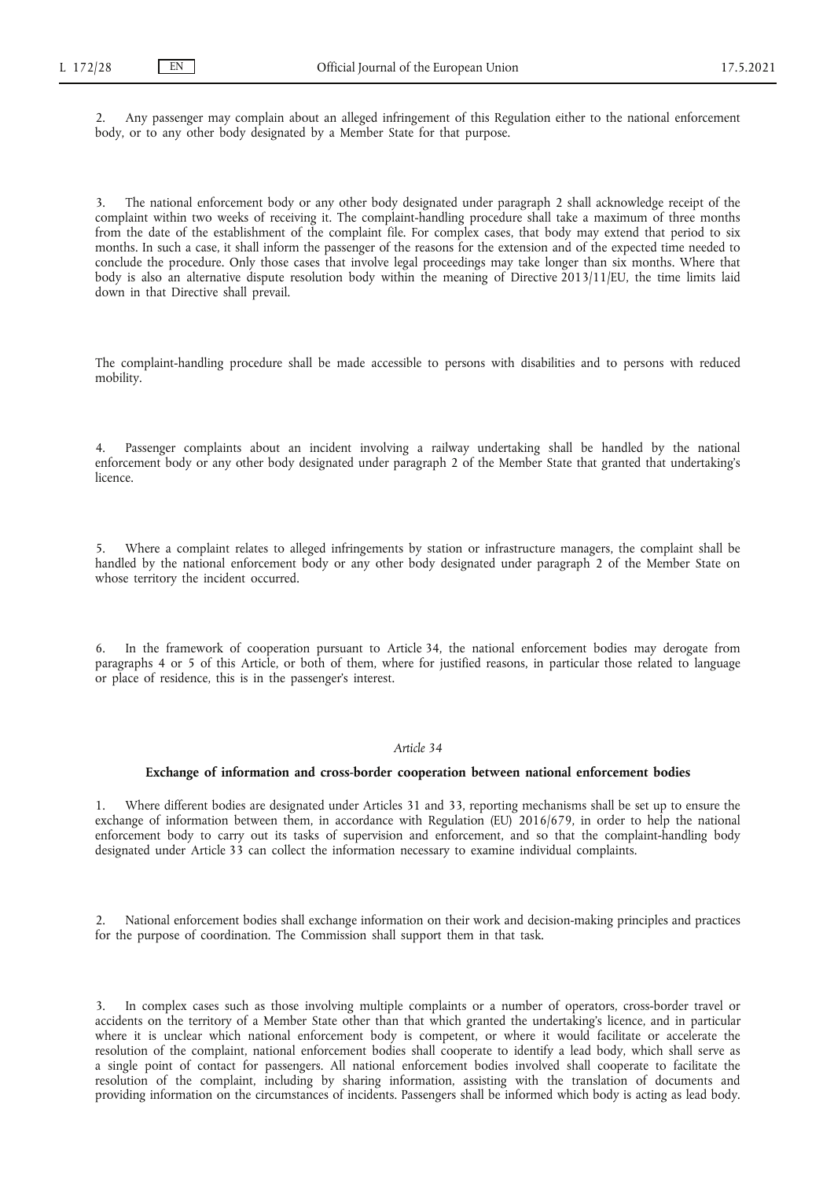2. Any passenger may complain about an alleged infringement of this Regulation either to the national enforcement body, or to any other body designated by a Member State for that purpose.

3. The national enforcement body or any other body designated under paragraph 2 shall acknowledge receipt of the complaint within two weeks of receiving it. The complaint-handling procedure shall take a maximum of three months from the date of the establishment of the complaint file. For complex cases, that body may extend that period to six months. In such a case, it shall inform the passenger of the reasons for the extension and of the expected time needed to conclude the procedure. Only those cases that involve legal proceedings may take longer than six months. Where that body is also an alternative dispute resolution body within the meaning of Directive 2013/11/EU, the time limits laid down in that Directive shall prevail.

The complaint-handling procedure shall be made accessible to persons with disabilities and to persons with reduced mobility.

4. Passenger complaints about an incident involving a railway undertaking shall be handled by the national enforcement body or any other body designated under paragraph 2 of the Member State that granted that undertaking's licence.

5. Where a complaint relates to alleged infringements by station or infrastructure managers, the complaint shall be handled by the national enforcement body or any other body designated under paragraph 2 of the Member State on whose territory the incident occurred.

6. In the framework of cooperation pursuant to Article 34, the national enforcement bodies may derogate from paragraphs 4 or 5 of this Article, or both of them, where for justified reasons, in particular those related to language or place of residence, this is in the passenger's interest.

*Article 34*

**Exchange of information and cross-border cooperation between national enforcement bodies**

1. Where different bodies are designated under Articles 31 and 33, reporting mechanisms shall be set up to ensure the exchange of information between them, in accordance with Regulation (EU) 2016/679, in order to help the national enforcement body to carry out its tasks of supervision and enforcement, and so that the complaint-handling body designated under Article 33 can collect the information necessary to examine individual complaints.

2. National enforcement bodies shall exchange information on their work and decision-making principles and practices for the purpose of coordination. The Commission shall support them in that task.

3. In complex cases such as those involving multiple complaints or a number of operators, cross-border travel or accidents on the territory of a Member State other than that which granted the undertaking's licence, and in particular where it is unclear which national enforcement body is competent, or where it would facilitate or accelerate the resolution of the complaint, national enforcement bodies shall cooperate to identify a lead body, which shall serve as a single point of contact for passengers. All national enforcement bodies involved shall cooperate to facilitate the resolution of the complaint, including by sharing information, assisting with the translation of documents and providing information on the circumstances of incidents. Passengers shall be informed which body is acting as lead body.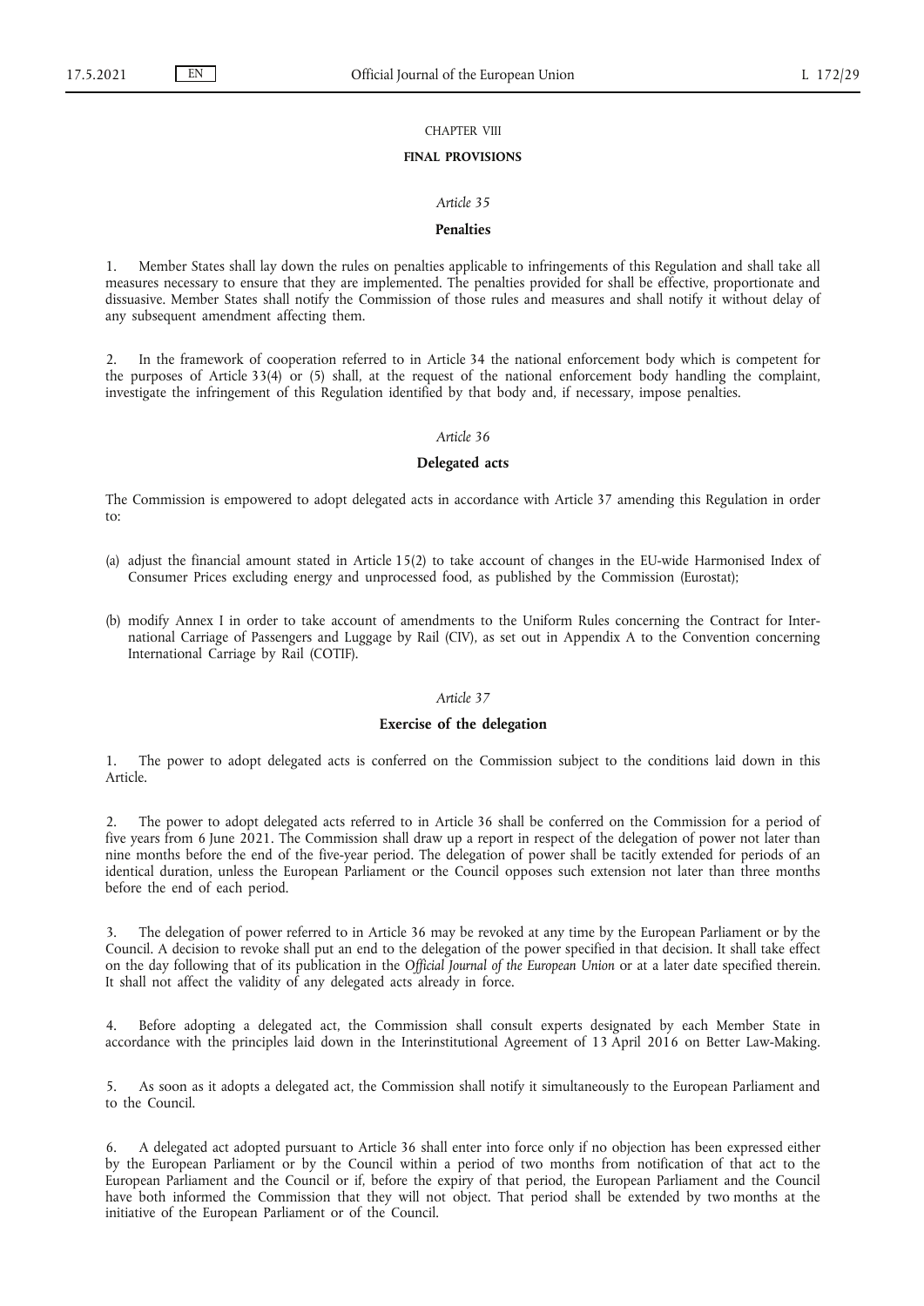## CHAPTER VIII

## FINAL PROVISIONS

### *Article 35*

### Penalties

1. Member States shall lay down the rules on penalties applicable to infringements of this Regulation and shall take all measures necessary to ensure that they are implemented. The penalties provided for shall be effective, proportionate and dissuasive. Member States shall notify the Commission of those rules and measures and shall notify it without delay of any subsequent amendment affecting them.

2. In the framework of cooperation referred to in Article 34 the national enforcement body which is competent for the purposes of Article 33(4) or (5) shall, at the request of the national enforcement body handling the complaint, investigate the infringement of this Regulation identified by that body and, if necessary, impose penalties.

### *Article 36*

### Delegated acts

The Commission is empowered to adopt delegated acts in accordance with Article 37 amending this Regulation in order to:

(a) adjust the financial amount stated in Article 15(2) to take account of changes in the EU-wide Harmonised Index of Consumer Prices excluding energy and unprocessed food, as published by the Commission (Eurostat);

(b) modify Annex I in order to take account of amendments to the Uniform Rules concerning the Contract for International Carriage of Passengers and Luggage by Rail (CIV), as set out in Appendix A to the Convention concerning International Carriage by Rail (COTIF).

### *Article 37*

### Exercise of the delegation

1. The power to adopt delegated acts is conferred on the Commission subject to the conditions laid down in this Article.

2. The power to adopt delegated acts referred to in Article 36 shall be conferred on the Commission for a period of five years from 6 June 2021. The Commission shall draw up a report in respect of the delegation of power not later than nine months before the end of the five-year period. The delegation of power shall be tacitly extended for periods of an identical duration, unless the European Parliament or the Council opposes such extension not later than three months before the end of each period.

3. The delegation of power referred to in Article 36 may be revoked at any time by the European Parliament or by the Council. A decision to revoke shall put an end to the delegation of the power specified in that decision. It shall take effect on the day following that of its publication in the *Official Journal of the European Union* or at a later date specified therein. It shall not affect the validity of any delegated acts already in force.

4. Before adopting a delegated act, the Commission shall consult experts designated by each Member State in accordance with the principles laid down in the Interinstitutional Agreement of 13 April 2016 on Better Law-Making.

5. As soon as it adopts a delegated act, the Commission shall notify it simultaneously to the European Parliament and to the Council.

6. A delegated act adopted pursuant to Article 36 shall enter into force only if no objection has been expressed either by the European Parliament or by the Council within a period of two months from notification of that act to the European Parliament and the Council or if, before the expiry of that period, the European Parliament and the Council have both informed the Commission that they will not object. That period shall be extended by two months at the initiative of the European Parliament or of the Council.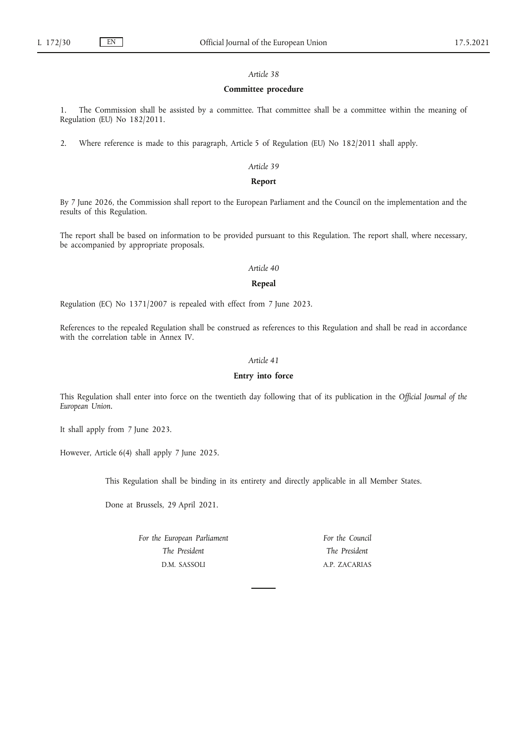*Article 38*

**Committee procedure**

1. The Commission shall be assisted by a committee. That committee shall be a committee within the meaning of Regulation (EU) No 182/2011.

2. Where reference is made to this paragraph, Article 5 of Regulation (EU) No 182/2011 shall apply.

*Article 39*

**Report**

By 7 June 2026, the Commission shall report to the European Parliament and the Council on the implementation and the results of this Regulation.

The report shall be based on information to be provided pursuant to this Regulation. The report shall, where necessary, be accompanied by appropriate proposals.

*Article 40*

**Repeal**

Regulation (EC) No 1371/2007 is repealed with effect from 7 June 2023.

References to the repealed Regulation shall be construed as references to this Regulation and shall be read in accordance with the correlation table in Annex IV.

*Article 41*

**Entry into force**

This Regulation shall enter into force on the twentieth day following that of its publication in the *Official Journal of the European Union*.

It shall apply from 7 June 2023.

However, Article 6(4) shall apply 7 June 2025.

This Regulation shall be binding in its entirety and directly applicable in all Member States.

Done at Brussels, 29 April 2021.

*For the European Parliament*
*The President*
D.M. SASSOLI

*For the Council*
*The President*
A.P. ZACARIAS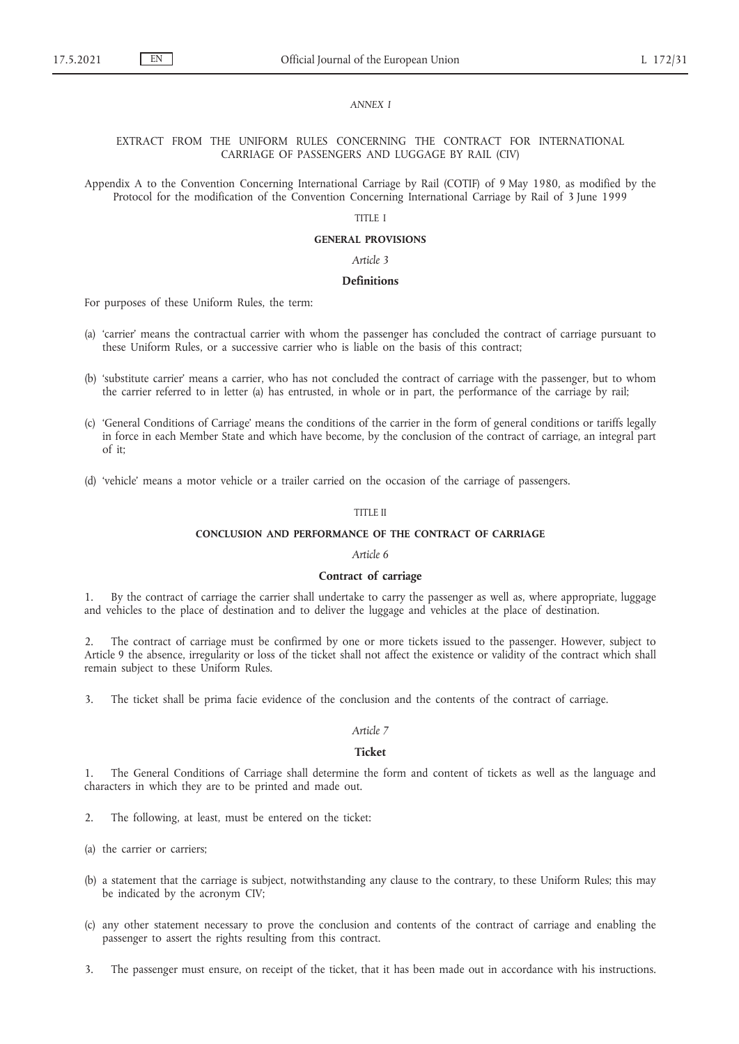*ANNEX I*

EXTRACT FROM THE UNIFORM RULES CONCERNING THE CONTRACT FOR INTERNATIONAL CARRIAGE OF PASSENGERS AND LUGGAGE BY RAIL (CIV)

Appendix A to the Convention Concerning International Carriage by Rail (COTIF) of 9 May 1980, as modified by the Protocol for the modification of the Convention Concerning International Carriage by Rail of 3 June 1999

TITLE I

**GENERAL PROVISIONS**

*Article 3*

**Definitions**

For purposes of these Uniform Rules, the term:

(a) 'carrier' means the contractual carrier with whom the passenger has concluded the contract of carriage pursuant to these Uniform Rules, or a successive carrier who is liable on the basis of this contract;

(b) 'substitute carrier' means a carrier, who has not concluded the contract of carriage with the passenger, but to whom the carrier referred to in letter (a) has entrusted, in whole or in part, the performance of the carriage by rail;

(c) 'General Conditions of Carriage' means the conditions of the carrier in the form of general conditions or tariffs legally in force in each Member State and which have become, by the conclusion of the contract of carriage, an integral part of it;

(d) 'vehicle' means a motor vehicle or a trailer carried on the occasion of the carriage of passengers.

TITLE II

**CONCLUSION AND PERFORMANCE OF THE CONTRACT OF CARRIAGE**

*Article 6*

**Contract of carriage**

1. By the contract of carriage the carrier shall undertake to carry the passenger as well as, where appropriate, luggage and vehicles to the place of destination and to deliver the luggage and vehicles at the place of destination.

2. The contract of carriage must be confirmed by one or more tickets issued to the passenger. However, subject to Article 9 the absence, irregularity or loss of the ticket shall not affect the existence or validity of the contract which shall remain subject to these Uniform Rules.

3. The ticket shall be prima facie evidence of the conclusion and the contents of the contract of carriage.

*Article 7*

**Ticket**

1. The General Conditions of Carriage shall determine the form and content of tickets as well as the language and characters in which they are to be printed and made out.

2. The following, at least, must be entered on the ticket:

(a) the carrier or carriers;

(b) a statement that the carriage is subject, notwithstanding any clause to the contrary, to these Uniform Rules; this may be indicated by the acronym CIV;

(c) any other statement necessary to prove the conclusion and contents of the contract of carriage and enabling the passenger to assert the rights resulting from this contract.

3. The passenger must ensure, on receipt of the ticket, that it has been made out in accordance with his instructions.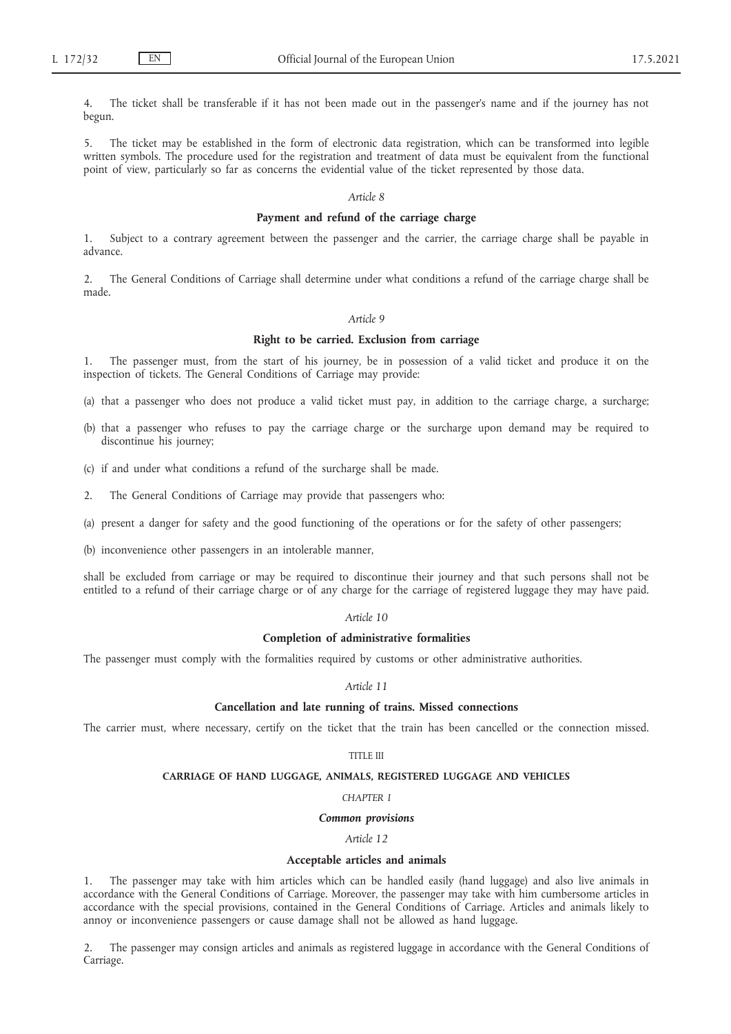4. The ticket shall be transferable if it has not been made out in the passenger's name and if the journey has not begun.

5. The ticket may be established in the form of electronic data registration, which can be transformed into legible written symbols. The procedure used for the registration and treatment of data must be equivalent from the functional point of view, particularly so far as concerns the evidential value of the ticket represented by those data.

*Article 8*

**Payment and refund of the carriage charge**

1. Subject to a contrary agreement between the passenger and the carrier, the carriage charge shall be payable in advance.

2. The General Conditions of Carriage shall determine under what conditions a refund of the carriage charge shall be made.

*Article 9*

**Right to be carried. Exclusion from carriage**

1. The passenger must, from the start of his journey, be in possession of a valid ticket and produce it on the inspection of tickets. The General Conditions of Carriage may provide:

(a) that a passenger who does not produce a valid ticket must pay, in addition to the carriage charge, a surcharge;

(b) that a passenger who refuses to pay the carriage charge or the surcharge upon demand may be required to discontinue his journey;

(c) if and under what conditions a refund of the surcharge shall be made.

2. The General Conditions of Carriage may provide that passengers who:

(a) present a danger for safety and the good functioning of the operations or for the safety of other passengers;

(b) inconvenience other passengers in an intolerable manner,

shall be excluded from carriage or may be required to discontinue their journey and that such persons shall not be entitled to a refund of their carriage charge or of any charge for the carriage of registered luggage they may have paid.

*Article 10*

**Completion of administrative formalities**

The passenger must comply with the formalities required by customs or other administrative authorities.

*Article 11*

**Cancellation and late running of trains. Missed connections**

The carrier must, where necessary, certify on the ticket that the train has been cancelled or the connection missed.

TITLE III

**CARRIAGE OF HAND LUGGAGE, ANIMALS, REGISTERED LUGGAGE AND VEHICLES**

*CHAPTER I*

***Common provisions***

*Article 12*

**Acceptable articles and animals**

1. The passenger may take with him articles which can be handled easily (hand luggage) and also live animals in accordance with the General Conditions of Carriage. Moreover, the passenger may take with him cumbersome articles in accordance with the special provisions, contained in the General Conditions of Carriage. Articles and animals likely to annoy or inconvenience passengers or cause damage shall not be allowed as hand luggage.

2. The passenger may consign articles and animals as registered luggage in accordance with the General Conditions of Carriage.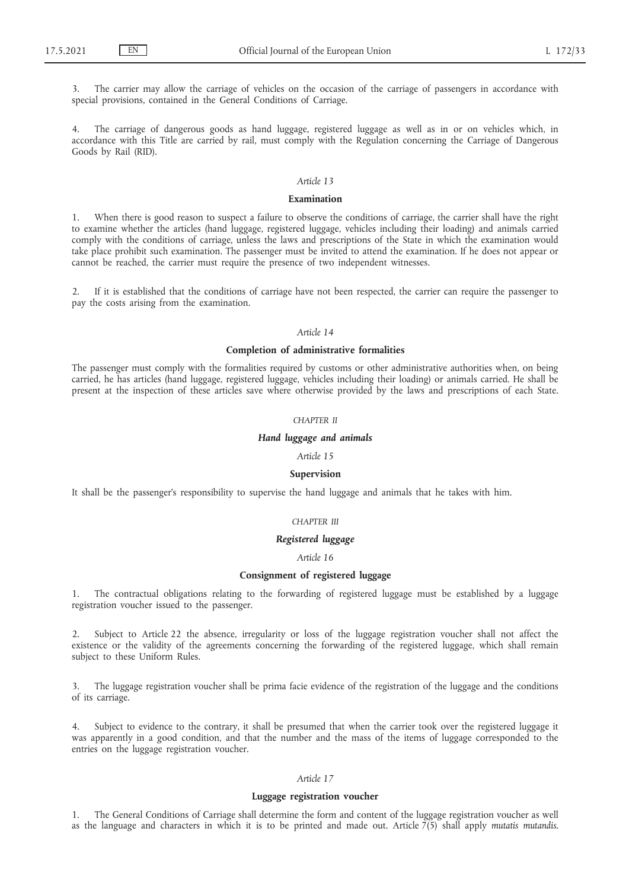3. The carrier may allow the carriage of vehicles on the occasion of the carriage of passengers in accordance with special provisions, contained in the General Conditions of Carriage.

4. The carriage of dangerous goods as hand luggage, registered luggage as well as in or on vehicles which, in accordance with this Title are carried by rail, must comply with the Regulation concerning the Carriage of Dangerous Goods by Rail (RID).

*Article 13*

**Examination**

1. When there is good reason to suspect a failure to observe the conditions of carriage, the carrier shall have the right to examine whether the articles (hand luggage, registered luggage, vehicles including their loading) and animals carried comply with the conditions of carriage, unless the laws and prescriptions of the State in which the examination would take place prohibit such examination. The passenger must be invited to attend the examination. If he does not appear or cannot be reached, the carrier must require the presence of two independent witnesses.

2. If it is established that the conditions of carriage have not been respected, the carrier can require the passenger to pay the costs arising from the examination.

*Article 14*

**Completion of administrative formalities**

The passenger must comply with the formalities required by customs or other administrative authorities when, on being carried, he has articles (hand luggage, registered luggage, vehicles including their loading) or animals carried. He shall be present at the inspection of these articles save where otherwise provided by the laws and prescriptions of each State.

*CHAPTER II*

***Hand luggage and animals***

*Article 15*

**Supervision**

It shall be the passenger's responsibility to supervise the hand luggage and animals that he takes with him.

*CHAPTER III*

***Registered luggage***

*Article 16*

**Consignment of registered luggage**

1. The contractual obligations relating to the forwarding of registered luggage must be established by a luggage registration voucher issued to the passenger.

2. Subject to Article 22 the absence, irregularity or loss of the luggage registration voucher shall not affect the existence or the validity of the agreements concerning the forwarding of the registered luggage, which shall remain subject to these Uniform Rules.

3. The luggage registration voucher shall be prima facie evidence of the registration of the luggage and the conditions of its carriage.

4. Subject to evidence to the contrary, it shall be presumed that when the carrier took over the registered luggage it was apparently in a good condition, and that the number and the mass of the items of luggage corresponded to the entries on the luggage registration voucher.

*Article 17*

**Luggage registration voucher**

1. The General Conditions of Carriage shall determine the form and content of the luggage registration voucher as well as the language and characters in which it is to be printed and made out. Article 7(5) shall apply *mutatis mutandis*.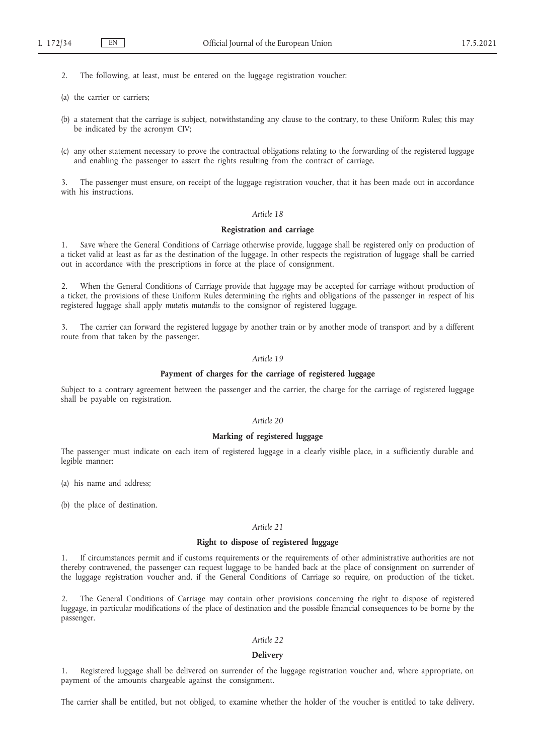2. The following, at least, must be entered on the luggage registration voucher:

(a) the carrier or carriers;

(b) a statement that the carriage is subject, notwithstanding any clause to the contrary, to these Uniform Rules; this may be indicated by the acronym CIV;

(c) any other statement necessary to prove the contractual obligations relating to the forwarding of the registered luggage and enabling the passenger to assert the rights resulting from the contract of carriage.

3. The passenger must ensure, on receipt of the luggage registration voucher, that it has been made out in accordance with his instructions.

*Article 18*

**Registration and carriage**

1. Save where the General Conditions of Carriage otherwise provide, luggage shall be registered only on production of a ticket valid at least as far as the destination of the luggage. In other respects the registration of luggage shall be carried out in accordance with the prescriptions in force at the place of consignment.

2. When the General Conditions of Carriage provide that luggage may be accepted for carriage without production of a ticket, the provisions of these Uniform Rules determining the rights and obligations of the passenger in respect of his registered luggage shall apply *mutatis mutandis* to the consignor of registered luggage.

3. The carrier can forward the registered luggage by another train or by another mode of transport and by a different route from that taken by the passenger.

*Article 19*

**Payment of charges for the carriage of registered luggage**

Subject to a contrary agreement between the passenger and the carrier, the charge for the carriage of registered luggage shall be payable on registration.

*Article 20*

**Marking of registered luggage**

The passenger must indicate on each item of registered luggage in a clearly visible place, in a sufficiently durable and legible manner:

(a) his name and address;

(b) the place of destination.

*Article 21*

**Right to dispose of registered luggage**

1. If circumstances permit and if customs requirements or the requirements of other administrative authorities are not thereby contravened, the passenger can request luggage to be handed back at the place of consignment on surrender of the luggage registration voucher and, if the General Conditions of Carriage so require, on production of the ticket.

2. The General Conditions of Carriage may contain other provisions concerning the right to dispose of registered luggage, in particular modifications of the place of destination and the possible financial consequences to be borne by the passenger.

*Article 22*

**Delivery**

1. Registered luggage shall be delivered on surrender of the luggage registration voucher and, where appropriate, on payment of the amounts chargeable against the consignment.

The carrier shall be entitled, but not obliged, to examine whether the holder of the voucher is entitled to take delivery.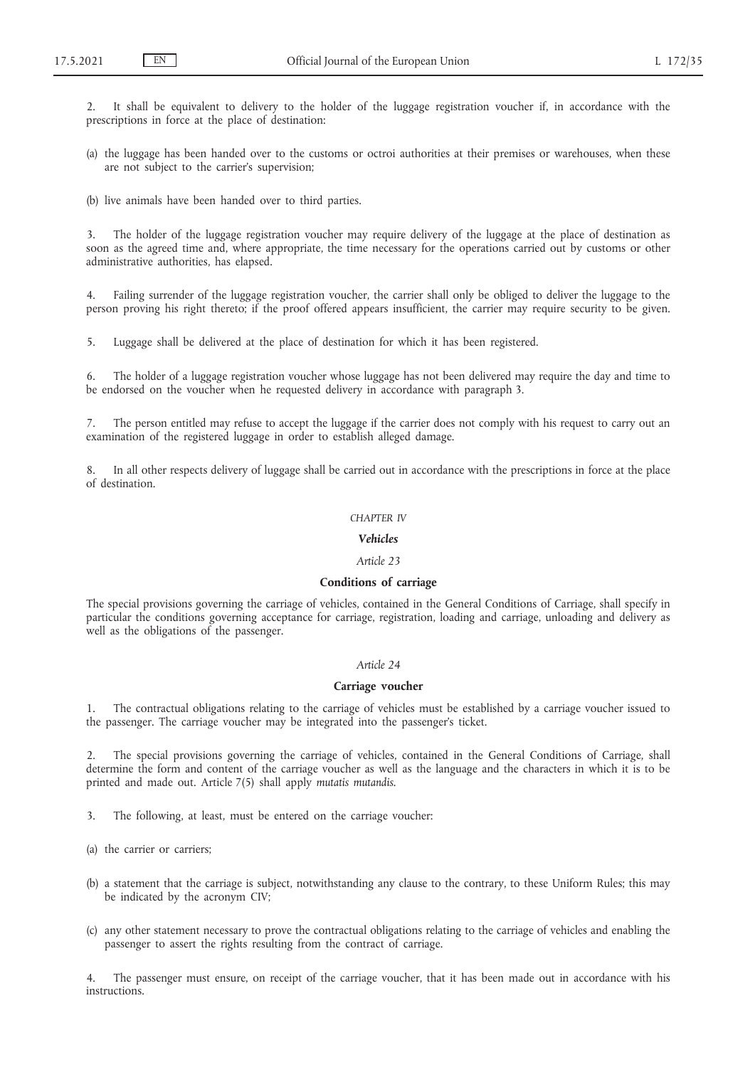2. It shall be equivalent to delivery to the holder of the luggage registration voucher if, in accordance with the prescriptions in force at the place of destination:

(a) the luggage has been handed over to the customs or octroi authorities at their premises or warehouses, when these are not subject to the carrier's supervision;

(b) live animals have been handed over to third parties.

3. The holder of the luggage registration voucher may require delivery of the luggage at the place of destination as soon as the agreed time and, where appropriate, the time necessary for the operations carried out by customs or other administrative authorities, has elapsed.

4. Failing surrender of the luggage registration voucher, the carrier shall only be obliged to deliver the luggage to the person proving his right thereto; if the proof offered appears insufficient, the carrier may require security to be given.

5. Luggage shall be delivered at the place of destination for which it has been registered.

6. The holder of a luggage registration voucher whose luggage has not been delivered may require the day and time to be endorsed on the voucher when he requested delivery in accordance with paragraph 3.

7. The person entitled may refuse to accept the luggage if the carrier does not comply with his request to carry out an examination of the registered luggage in order to establish alleged damage.

8. In all other respects delivery of luggage shall be carried out in accordance with the prescriptions in force at the place of destination.

## *CHAPTER IV*

## ***Vehicles***

### *Article 23*

### **Conditions of carriage**

The special provisions governing the carriage of vehicles, contained in the General Conditions of Carriage, shall specify in particular the conditions governing acceptance for carriage, registration, loading and carriage, unloading and delivery as well as the obligations of the passenger.

### *Article 24*

### **Carriage voucher**

1. The contractual obligations relating to the carriage of vehicles must be established by a carriage voucher issued to the passenger. The carriage voucher may be integrated into the passenger's ticket.

2. The special provisions governing the carriage of vehicles, contained in the General Conditions of Carriage, shall determine the form and content of the carriage voucher as well as the language and the characters in which it is to be printed and made out. Article 7(5) shall apply *mutatis mutandis*.

3. The following, at least, must be entered on the carriage voucher:

(a) the carrier or carriers;

(b) a statement that the carriage is subject, notwithstanding any clause to the contrary, to these Uniform Rules; this may be indicated by the acronym CIV;

(c) any other statement necessary to prove the contractual obligations relating to the carriage of vehicles and enabling the passenger to assert the rights resulting from the contract of carriage.

4. The passenger must ensure, on receipt of the carriage voucher, that it has been made out in accordance with his instructions.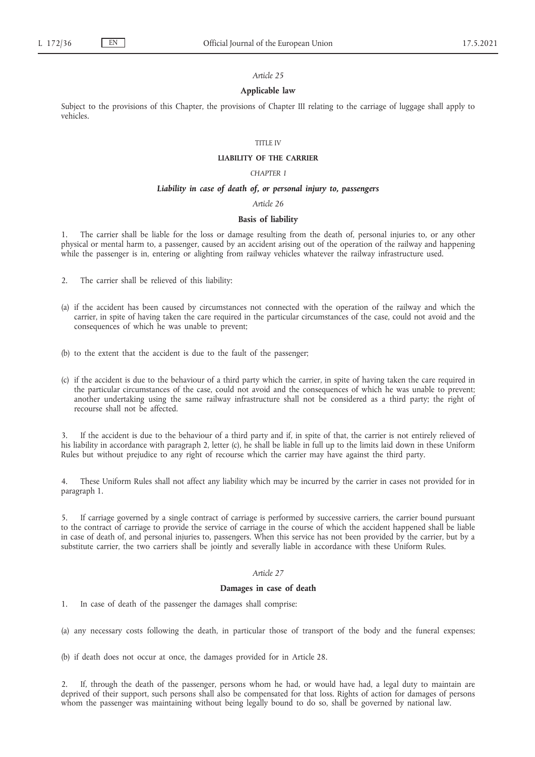*Article 25*

**Applicable law**

Subject to the provisions of this Chapter, the provisions of Chapter III relating to the carriage of luggage shall apply to vehicles.

TITLE IV

**LIABILITY OF THE CARRIER**

*CHAPTER I*

***Liability in case of death of, or personal injury to, passengers***

*Article 26*

**Basis of liability**

1. The carrier shall be liable for the loss or damage resulting from the death of, personal injuries to, or any other physical or mental harm to, a passenger, caused by an accident arising out of the operation of the railway and happening while the passenger is in, entering or alighting from railway vehicles whatever the railway infrastructure used.

2. The carrier shall be relieved of this liability:

(a) if the accident has been caused by circumstances not connected with the operation of the railway and which the carrier, in spite of having taken the care required in the particular circumstances of the case, could not avoid and the consequences of which he was unable to prevent;

(b) to the extent that the accident is due to the fault of the passenger;

(c) if the accident is due to the behaviour of a third party which the carrier, in spite of having taken the care required in the particular circumstances of the case, could not avoid and the consequences of which he was unable to prevent; another undertaking using the same railway infrastructure shall not be considered as a third party; the right of recourse shall not be affected.

3. If the accident is due to the behaviour of a third party and if, in spite of that, the carrier is not entirely relieved of his liability in accordance with paragraph 2, letter (c), he shall be liable in full up to the limits laid down in these Uniform Rules but without prejudice to any right of recourse which the carrier may have against the third party.

4. These Uniform Rules shall not affect any liability which may be incurred by the carrier in cases not provided for in paragraph 1.

5. If carriage governed by a single contract of carriage is performed by successive carriers, the carrier bound pursuant to the contract of carriage to provide the service of carriage in the course of which the accident happened shall be liable in case of death of, and personal injuries to, passengers. When this service has not been provided by the carrier, but by a substitute carrier, the two carriers shall be jointly and severally liable in accordance with these Uniform Rules.

*Article 27*

**Damages in case of death**

1. In case of death of the passenger the damages shall comprise:

(a) any necessary costs following the death, in particular those of transport of the body and the funeral expenses;

(b) if death does not occur at once, the damages provided for in Article 28.

2. If, through the death of the passenger, persons whom he had, or would have had, a legal duty to maintain are deprived of their support, such persons shall also be compensated for that loss. Rights of action for damages of persons whom the passenger was maintaining without being legally bound to do so, shall be governed by national law.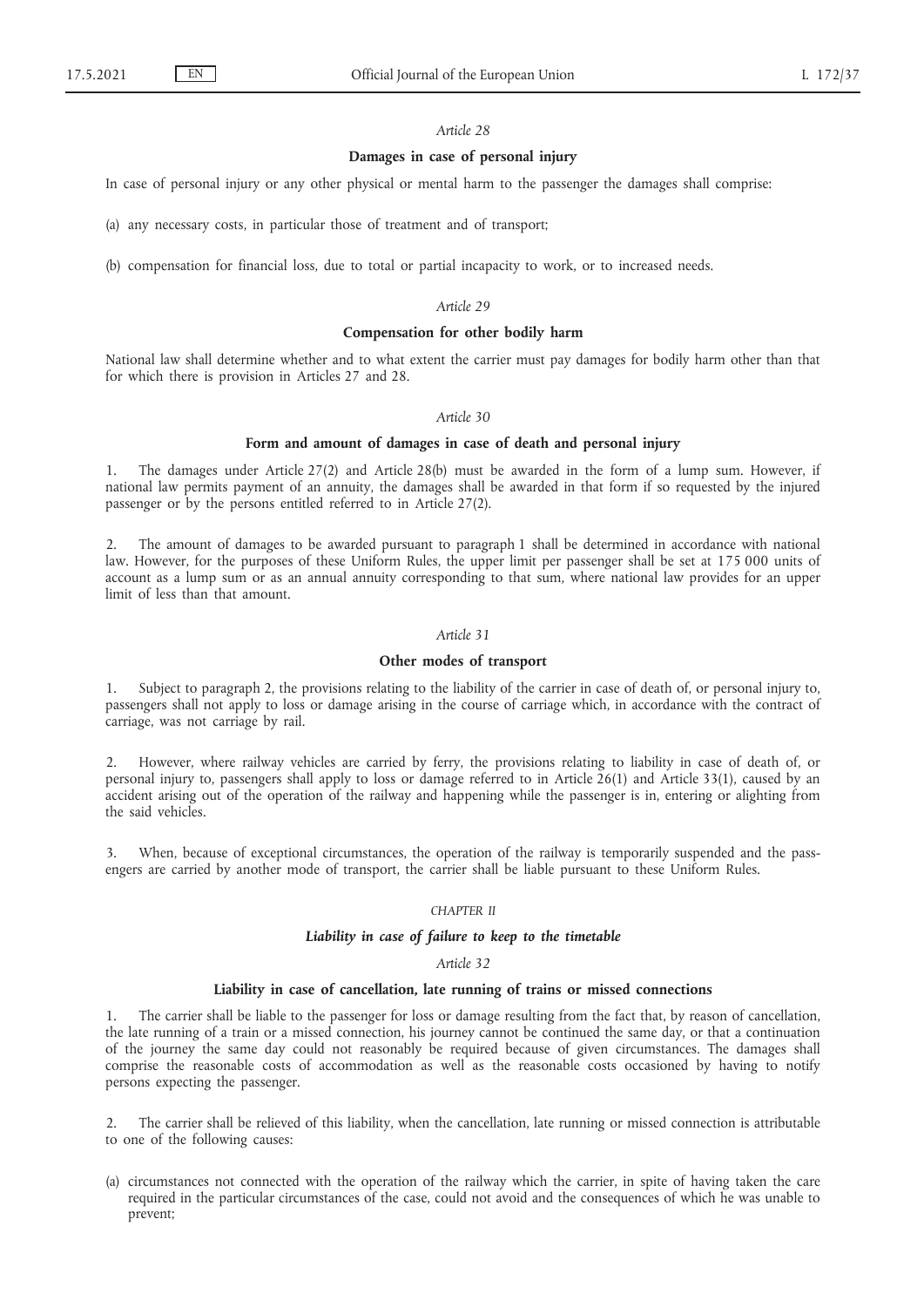*Article 28*

**Damages in case of personal injury**

In case of personal injury or any other physical or mental harm to the passenger the damages shall comprise:

(a) any necessary costs, in particular those of treatment and of transport;

(b) compensation for financial loss, due to total or partial incapacity to work, or to increased needs.

*Article 29*

**Compensation for other bodily harm**

National law shall determine whether and to what extent the carrier must pay damages for bodily harm other than that for which there is provision in Articles 27 and 28.

*Article 30*

**Form and amount of damages in case of death and personal injury**

1. The damages under Article 27(2) and Article 28(b) must be awarded in the form of a lump sum. However, if national law permits payment of an annuity, the damages shall be awarded in that form if so requested by the injured passenger or by the persons entitled referred to in Article 27(2).

2. The amount of damages to be awarded pursuant to paragraph 1 shall be determined in accordance with national law. However, for the purposes of these Uniform Rules, the upper limit per passenger shall be set at 175 000 units of account as a lump sum or as an annual annuity corresponding to that sum, where national law provides for an upper limit of less than that amount.

*Article 31*

**Other modes of transport**

1. Subject to paragraph 2, the provisions relating to the liability of the carrier in case of death of, or personal injury to, passengers shall not apply to loss or damage arising in the course of carriage which, in accordance with the contract of carriage, was not carriage by rail.

2. However, where railway vehicles are carried by ferry, the provisions relating to liability in case of death of, or personal injury to, passengers shall apply to loss or damage referred to in Article 26(1) and Article 33(1), caused by an accident arising out of the operation of the railway and happening while the passenger is in, entering or alighting from the said vehicles.

3. When, because of exceptional circumstances, the operation of the railway is temporarily suspended and the passengers are carried by another mode of transport, the carrier shall be liable pursuant to these Uniform Rules.

*CHAPTER II*

***Liability in case of failure to keep to the timetable***

*Article 32*

**Liability in case of cancellation, late running of trains or missed connections**

1. The carrier shall be liable to the passenger for loss or damage resulting from the fact that, by reason of cancellation, the late running of a train or a missed connection, his journey cannot be continued the same day, or that a continuation of the journey the same day could not reasonably be required because of given circumstances. The damages shall comprise the reasonable costs of accommodation as well as the reasonable costs occasioned by having to notify persons expecting the passenger.

2. The carrier shall be relieved of this liability, when the cancellation, late running or missed connection is attributable to one of the following causes:

(a) circumstances not connected with the operation of the railway which the carrier, in spite of having taken the care required in the particular circumstances of the case, could not avoid and the consequences of which he was unable to prevent;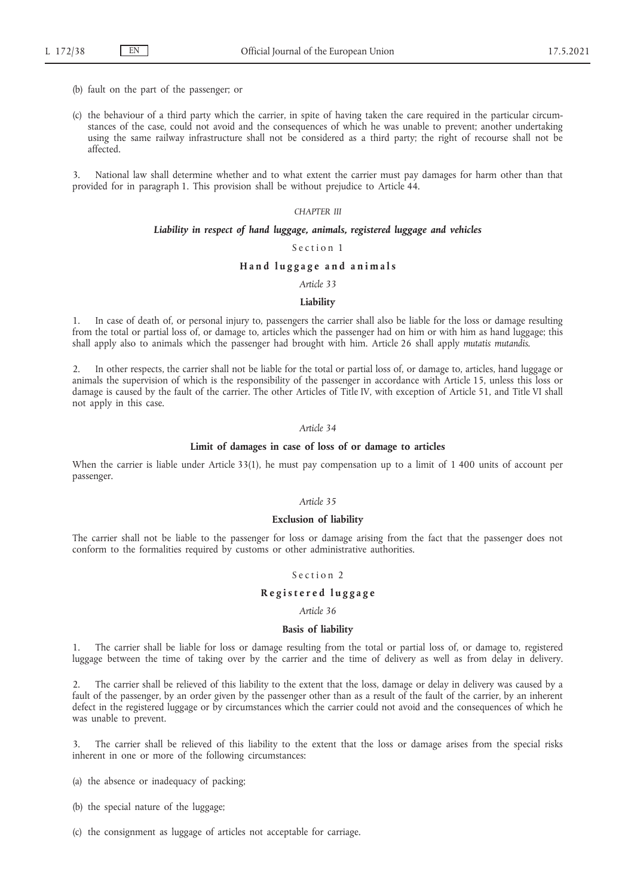(b) fault on the part of the passenger; or

(c) the behaviour of a third party which the carrier, in spite of having taken the care required in the particular circumstances of the case, could not avoid and the consequences of which he was unable to prevent; another undertaking using the same railway infrastructure shall not be considered as a third party; the right of recourse shall not be affected.

3. National law shall determine whether and to what extent the carrier must pay damages for harm other than that provided for in paragraph 1. This provision shall be without prejudice to Article 44.

## *CHAPTER III*

## ***Liability in respect of hand luggage, animals, registered luggage and vehicles***

### Section 1

### **Hand luggage and animals**

*Article 33*

**Liability**

1. In case of death of, or personal injury to, passengers the carrier shall also be liable for the loss or damage resulting from the total or partial loss of, or damage to, articles which the passenger had on him or with him as hand luggage; this shall apply also to animals which the passenger had brought with him. Article 26 shall apply *mutatis mutandis*.

2. In other respects, the carrier shall not be liable for the total or partial loss of, or damage to, articles, hand luggage or animals the supervision of which is the responsibility of the passenger in accordance with Article 15, unless this loss or damage is caused by the fault of the carrier. The other Articles of Title IV, with exception of Article 51, and Title VI shall not apply in this case.

*Article 34*

**Limit of damages in case of loss of or damage to articles**

When the carrier is liable under Article 33(1), he must pay compensation up to a limit of 1 400 units of account per passenger.

*Article 35*

**Exclusion of liability**

The carrier shall not be liable to the passenger for loss or damage arising from the fact that the passenger does not conform to the formalities required by customs or other administrative authorities.

### Section 2

### **Registered luggage**

*Article 36*

**Basis of liability**

1. The carrier shall be liable for loss or damage resulting from the total or partial loss of, or damage to, registered luggage between the time of taking over by the carrier and the time of delivery as well as from delay in delivery.

2. The carrier shall be relieved of this liability to the extent that the loss, damage or delay in delivery was caused by a fault of the passenger, by an order given by the passenger other than as a result of the fault of the carrier, by an inherent defect in the registered luggage or by circumstances which the carrier could not avoid and the consequences of which he was unable to prevent.

3. The carrier shall be relieved of this liability to the extent that the loss or damage arises from the special risks inherent in one or more of the following circumstances:

(a) the absence or inadequacy of packing;

(b) the special nature of the luggage;

(c) the consignment as luggage of articles not acceptable for carriage.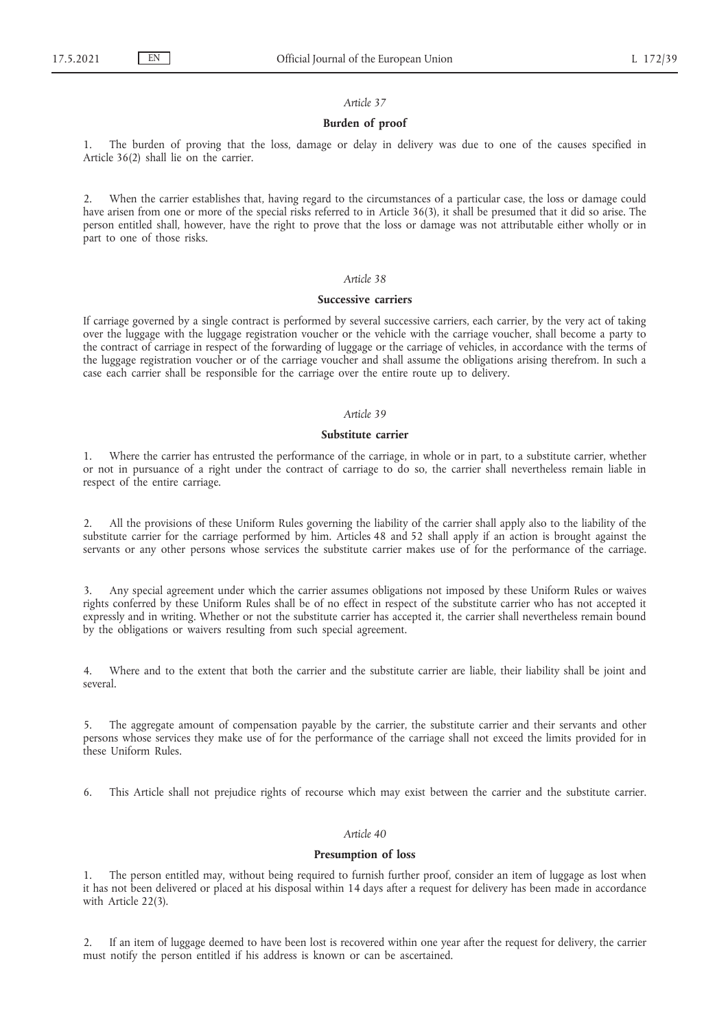*Article 37*

**Burden of proof**

1. The burden of proving that the loss, damage or delay in delivery was due to one of the causes specified in Article 36(2) shall lie on the carrier.

2. When the carrier establishes that, having regard to the circumstances of a particular case, the loss or damage could have arisen from one or more of the special risks referred to in Article 36(3), it shall be presumed that it did so arise. The person entitled shall, however, have the right to prove that the loss or damage was not attributable either wholly or in part to one of those risks.

*Article 38*

**Successive carriers**

If carriage governed by a single contract is performed by several successive carriers, each carrier, by the very act of taking over the luggage with the luggage registration voucher or the vehicle with the carriage voucher, shall become a party to the contract of carriage in respect of the forwarding of luggage or the carriage of vehicles, in accordance with the terms of the luggage registration voucher or of the carriage voucher and shall assume the obligations arising therefrom. In such a case each carrier shall be responsible for the carriage over the entire route up to delivery.

*Article 39*

**Substitute carrier**

1. Where the carrier has entrusted the performance of the carriage, in whole or in part, to a substitute carrier, whether or not in pursuance of a right under the contract of carriage to do so, the carrier shall nevertheless remain liable in respect of the entire carriage.

2. All the provisions of these Uniform Rules governing the liability of the carrier shall apply also to the liability of the substitute carrier for the carriage performed by him. Articles 48 and 52 shall apply if an action is brought against the servants or any other persons whose services the substitute carrier makes use of for the performance of the carriage.

3. Any special agreement under which the carrier assumes obligations not imposed by these Uniform Rules or waives rights conferred by these Uniform Rules shall be of no effect in respect of the substitute carrier who has not accepted it expressly and in writing. Whether or not the substitute carrier has accepted it, the carrier shall nevertheless remain bound by the obligations or waivers resulting from such special agreement.

4. Where and to the extent that both the carrier and the substitute carrier are liable, their liability shall be joint and several.

5. The aggregate amount of compensation payable by the carrier, the substitute carrier and their servants and other persons whose services they make use of for the performance of the carriage shall not exceed the limits provided for in these Uniform Rules.

6. This Article shall not prejudice rights of recourse which may exist between the carrier and the substitute carrier.

*Article 40*

**Presumption of loss**

1. The person entitled may, without being required to furnish further proof, consider an item of luggage as lost when it has not been delivered or placed at his disposal within 14 days after a request for delivery has been made in accordance with Article 22(3).

2. If an item of luggage deemed to have been lost is recovered within one year after the request for delivery, the carrier must notify the person entitled if his address is known or can be ascertained.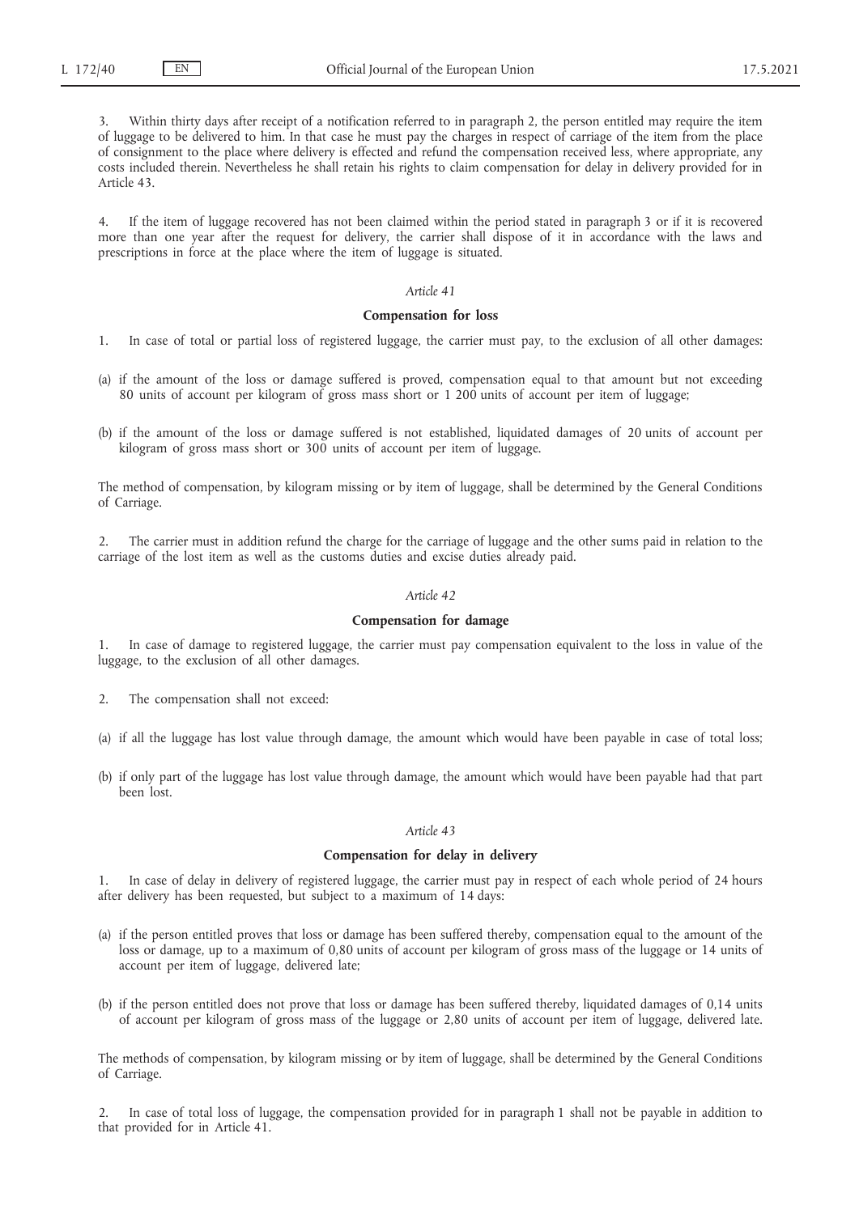3. Within thirty days after receipt of a notification referred to in paragraph 2, the person entitled may require the item of luggage to be delivered to him. In that case he must pay the charges in respect of carriage of the item from the place of consignment to the place where delivery is effected and refund the compensation received less, where appropriate, any costs included therein. Nevertheless he shall retain his rights to claim compensation for delay in delivery provided for in Article 43.

4. If the item of luggage recovered has not been claimed within the period stated in paragraph 3 or if it is recovered more than one year after the request for delivery, the carrier shall dispose of it in accordance with the laws and prescriptions in force at the place where the item of luggage is situated.

*Article 41*

**Compensation for loss**

1. In case of total or partial loss of registered luggage, the carrier must pay, to the exclusion of all other damages:

(a) if the amount of the loss or damage suffered is proved, compensation equal to that amount but not exceeding 80 units of account per kilogram of gross mass short or 1 200 units of account per item of luggage;

(b) if the amount of the loss or damage suffered is not established, liquidated damages of 20 units of account per kilogram of gross mass short or 300 units of account per item of luggage.

The method of compensation, by kilogram missing or by item of luggage, shall be determined by the General Conditions of Carriage.

2. The carrier must in addition refund the charge for the carriage of luggage and the other sums paid in relation to the carriage of the lost item as well as the customs duties and excise duties already paid.

*Article 42*

**Compensation for damage**

1. In case of damage to registered luggage, the carrier must pay compensation equivalent to the loss in value of the luggage, to the exclusion of all other damages.

2. The compensation shall not exceed:

(a) if all the luggage has lost value through damage, the amount which would have been payable in case of total loss;

(b) if only part of the luggage has lost value through damage, the amount which would have been payable had that part been lost.

*Article 43*

**Compensation for delay in delivery**

1. In case of delay in delivery of registered luggage, the carrier must pay in respect of each whole period of 24 hours after delivery has been requested, but subject to a maximum of 14 days:

(a) if the person entitled proves that loss or damage has been suffered thereby, compensation equal to the amount of the loss or damage, up to a maximum of 0,80 units of account per kilogram of gross mass of the luggage or 14 units of account per item of luggage, delivered late;

(b) if the person entitled does not prove that loss or damage has been suffered thereby, liquidated damages of 0,14 units of account per kilogram of gross mass of the luggage or 2,80 units of account per item of luggage, delivered late.

The methods of compensation, by kilogram missing or by item of luggage, shall be determined by the General Conditions of Carriage.

2. In case of total loss of luggage, the compensation provided for in paragraph 1 shall not be payable in addition to that provided for in Article 41.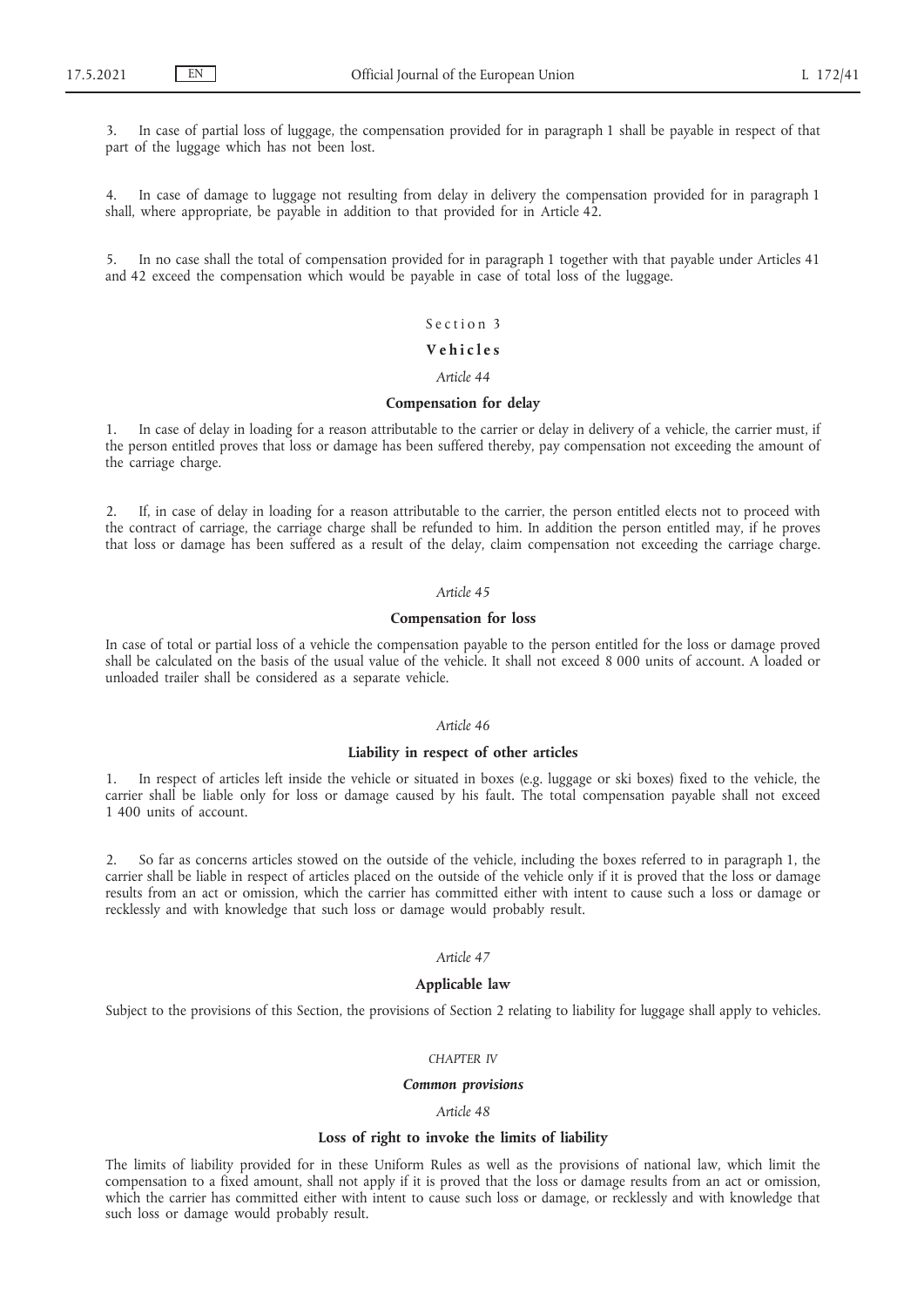3. In case of partial loss of luggage, the compensation provided for in paragraph 1 shall be payable in respect of that part of the luggage which has not been lost.

4. In case of damage to luggage not resulting from delay in delivery the compensation provided for in paragraph 1 shall, where appropriate, be payable in addition to that provided for in Article 42.

5. In no case shall the total of compensation provided for in paragraph 1 together with that payable under Articles 41 and 42 exceed the compensation which would be payable in case of total loss of the luggage.

## Section 3

## Vehicles

*Article 44*

### Compensation for delay

1. In case of delay in loading for a reason attributable to the carrier or delay in delivery of a vehicle, the carrier must, if the person entitled proves that loss or damage has been suffered thereby, pay compensation not exceeding the amount of the carriage charge.

2. If, in case of delay in loading for a reason attributable to the carrier, the person entitled elects not to proceed with the contract of carriage, the carriage charge shall be refunded to him. In addition the person entitled may, if he proves that loss or damage has been suffered as a result of the delay, claim compensation not exceeding the carriage charge.

*Article 45*

### Compensation for loss

In case of total or partial loss of a vehicle the compensation payable to the person entitled for the loss or damage proved shall be calculated on the basis of the usual value of the vehicle. It shall not exceed 8 000 units of account. A loaded or unloaded trailer shall be considered as a separate vehicle.

*Article 46*

### Liability in respect of other articles

1. In respect of articles left inside the vehicle or situated in boxes (e.g. luggage or ski boxes) fixed to the vehicle, the carrier shall be liable only for loss or damage caused by his fault. The total compensation payable shall not exceed 1 400 units of account.

2. So far as concerns articles stowed on the outside of the vehicle, including the boxes referred to in paragraph 1, the carrier shall be liable in respect of articles placed on the outside of the vehicle only if it is proved that the loss or damage results from an act or omission, which the carrier has committed either with intent to cause such a loss or damage or recklessly and with knowledge that such loss or damage would probably result.

*Article 47*

### Applicable law

Subject to the provisions of this Section, the provisions of Section 2 relating to liability for luggage shall apply to vehicles.

*CHAPTER IV*

***Common provisions***

*Article 48*

### Loss of right to invoke the limits of liability

The limits of liability provided for in these Uniform Rules as well as the provisions of national law, which limit the compensation to a fixed amount, shall not apply if it is proved that the loss or damage results from an act or omission, which the carrier has committed either with intent to cause such loss or damage, or recklessly and with knowledge that such loss or damage would probably result.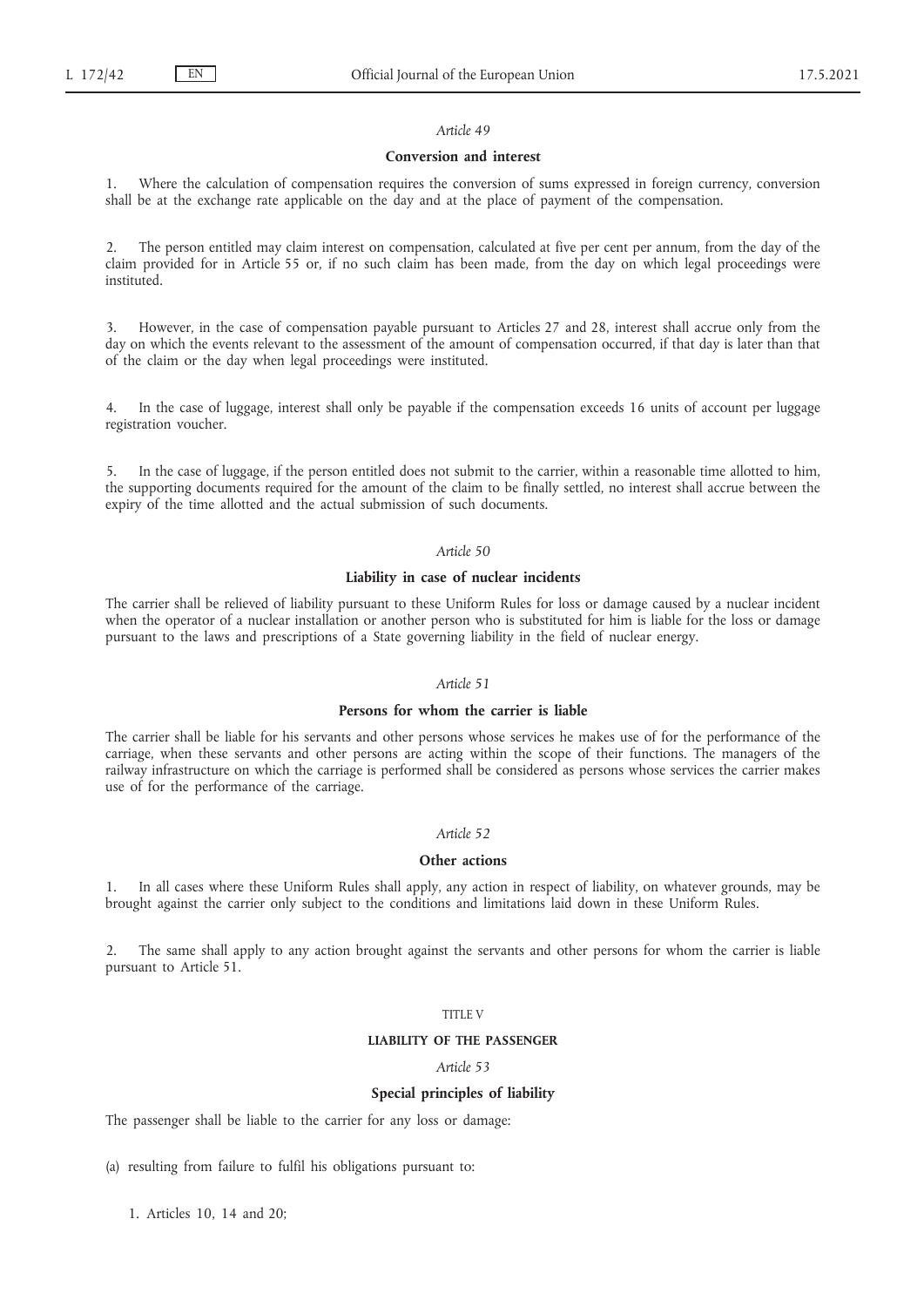*Article 49*

**Conversion and interest**

1. Where the calculation of compensation requires the conversion of sums expressed in foreign currency, conversion shall be at the exchange rate applicable on the day and at the place of payment of the compensation.

2. The person entitled may claim interest on compensation, calculated at five per cent per annum, from the day of the claim provided for in Article 55 or, if no such claim has been made, from the day on which legal proceedings were instituted.

3. However, in the case of compensation payable pursuant to Articles 27 and 28, interest shall accrue only from the day on which the events relevant to the assessment of the amount of compensation occurred, if that day is later than that of the claim or the day when legal proceedings were instituted.

4. In the case of luggage, interest shall only be payable if the compensation exceeds 16 units of account per luggage registration voucher.

5. In the case of luggage, if the person entitled does not submit to the carrier, within a reasonable time allotted to him, the supporting documents required for the amount of the claim to be finally settled, no interest shall accrue between the expiry of the time allotted and the actual submission of such documents.

*Article 50*

**Liability in case of nuclear incidents**

The carrier shall be relieved of liability pursuant to these Uniform Rules for loss or damage caused by a nuclear incident when the operator of a nuclear installation or another person who is substituted for him is liable for the loss or damage pursuant to the laws and prescriptions of a State governing liability in the field of nuclear energy.

*Article 51*

**Persons for whom the carrier is liable**

The carrier shall be liable for his servants and other persons whose services he makes use of for the performance of the carriage, when these servants and other persons are acting within the scope of their functions. The managers of the railway infrastructure on which the carriage is performed shall be considered as persons whose services the carrier makes use of for the performance of the carriage.

*Article 52*

**Other actions**

1. In all cases where these Uniform Rules shall apply, any action in respect of liability, on whatever grounds, may be brought against the carrier only subject to the conditions and limitations laid down in these Uniform Rules.

2. The same shall apply to any action brought against the servants and other persons for whom the carrier is liable pursuant to Article 51.

TITLE V

**LIABILITY OF THE PASSENGER**

*Article 53*

**Special principles of liability**

The passenger shall be liable to the carrier for any loss or damage:

(a) resulting from failure to fulfil his obligations pursuant to:

1. Articles 10, 14 and 20;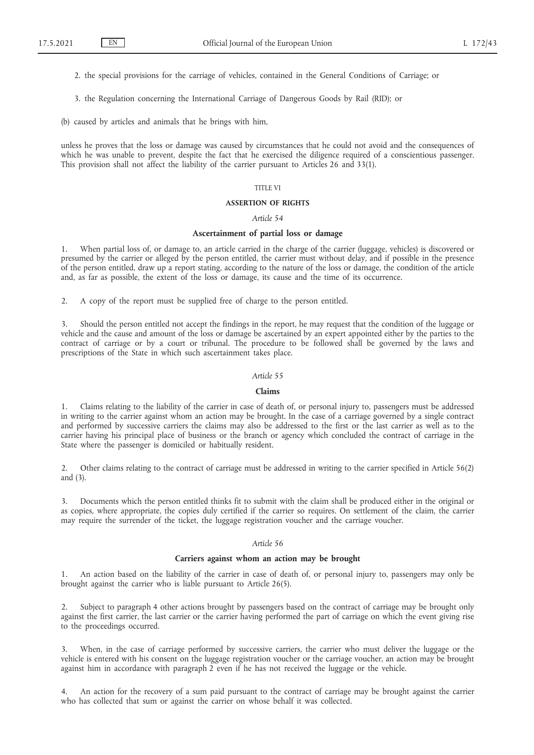2. the special provisions for the carriage of vehicles, contained in the General Conditions of Carriage; or

3. the Regulation concerning the International Carriage of Dangerous Goods by Rail (RID); or

(b) caused by articles and animals that he brings with him,

unless he proves that the loss or damage was caused by circumstances that he could not avoid and the consequences of which he was unable to prevent, despite the fact that he exercised the diligence required of a conscientious passenger. This provision shall not affect the liability of the carrier pursuant to Articles 26 and 33(1).

## TITLE VI

## ASSERTION OF RIGHTS

### *Article 54*

### Ascertainment of partial loss or damage

1. When partial loss of, or damage to, an article carried in the charge of the carrier (luggage, vehicles) is discovered or presumed by the carrier or alleged by the person entitled, the carrier must without delay, and if possible in the presence of the person entitled, draw up a report stating, according to the nature of the loss or damage, the condition of the article and, as far as possible, the extent of the loss or damage, its cause and the time of its occurrence.

2. A copy of the report must be supplied free of charge to the person entitled.

3. Should the person entitled not accept the findings in the report, he may request that the condition of the luggage or vehicle and the cause and amount of the loss or damage be ascertained by an expert appointed either by the parties to the contract of carriage or by a court or tribunal. The procedure to be followed shall be governed by the laws and prescriptions of the State in which such ascertainment takes place.

### *Article 55*

### Claims

1. Claims relating to the liability of the carrier in case of death of, or personal injury to, passengers must be addressed in writing to the carrier against whom an action may be brought. In the case of a carriage governed by a single contract and performed by successive carriers the claims may also be addressed to the first or the last carrier as well as to the carrier having his principal place of business or the branch or agency which concluded the contract of carriage in the State where the passenger is domiciled or habitually resident.

2. Other claims relating to the contract of carriage must be addressed in writing to the carrier specified in Article 56(2) and (3).

3. Documents which the person entitled thinks fit to submit with the claim shall be produced either in the original or as copies, where appropriate, the copies duly certified if the carrier so requires. On settlement of the claim, the carrier may require the surrender of the ticket, the luggage registration voucher and the carriage voucher.

### *Article 56*

### Carriers against whom an action may be brought

1. An action based on the liability of the carrier in case of death of, or personal injury to, passengers may only be brought against the carrier who is liable pursuant to Article 26(5).

2. Subject to paragraph 4 other actions brought by passengers based on the contract of carriage may be brought only against the first carrier, the last carrier or the carrier having performed the part of carriage on which the event giving rise to the proceedings occurred.

3. When, in the case of carriage performed by successive carriers, the carrier who must deliver the luggage or the vehicle is entered with his consent on the luggage registration voucher or the carriage voucher, an action may be brought against him in accordance with paragraph 2 even if he has not received the luggage or the vehicle.

4. An action for the recovery of a sum paid pursuant to the contract of carriage may be brought against the carrier who has collected that sum or against the carrier on whose behalf it was collected.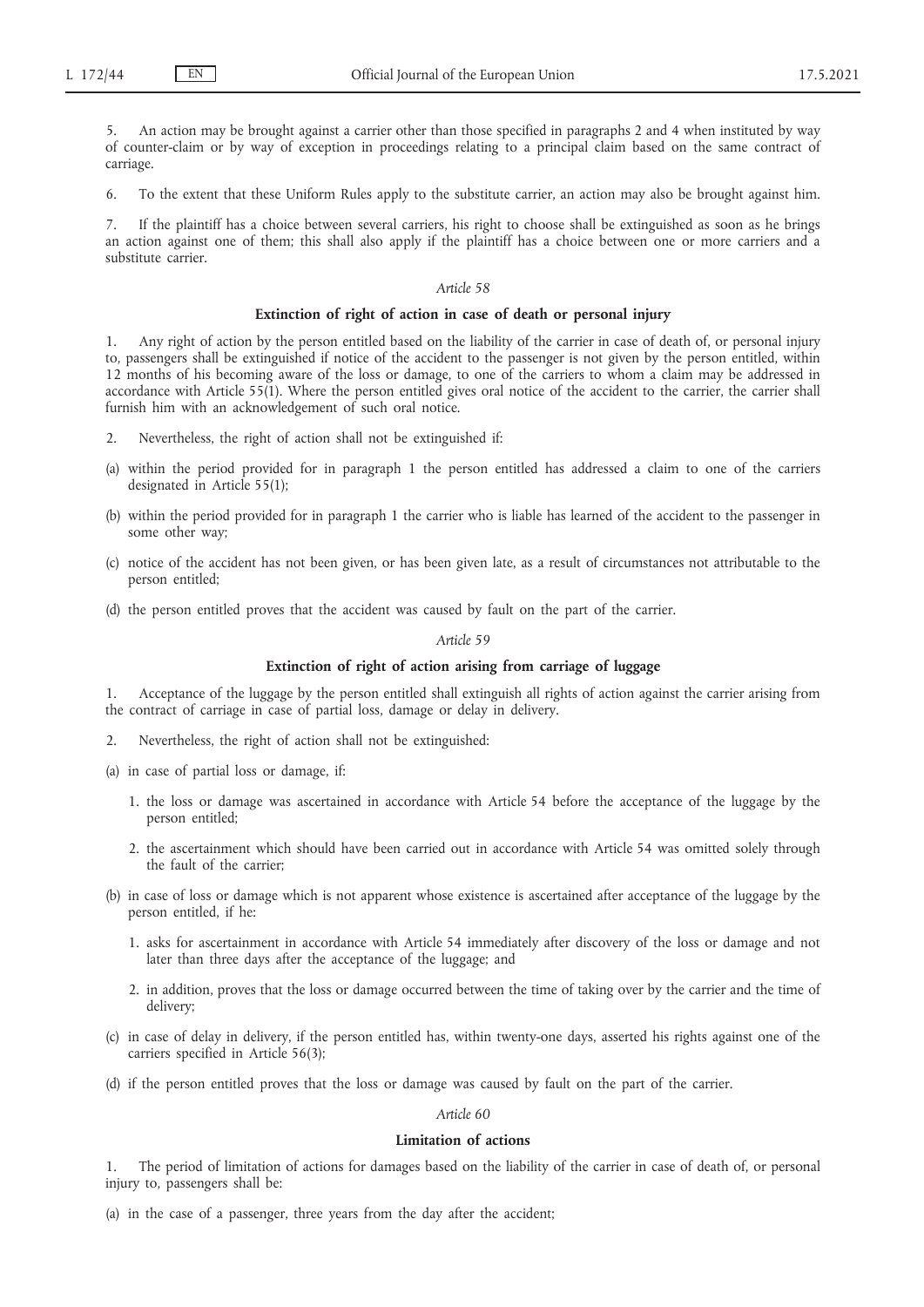5. An action may be brought against a carrier other than those specified in paragraphs 2 and 4 when instituted by way of counter-claim or by way of exception in proceedings relating to a principal claim based on the same contract of carriage.

6. To the extent that these Uniform Rules apply to the substitute carrier, an action may also be brought against him.

7. If the plaintiff has a choice between several carriers, his right to choose shall be extinguished as soon as he brings an action against one of them; this shall also apply if the plaintiff has a choice between one or more carriers and a substitute carrier.

*Article 58*

**Extinction of right of action in case of death or personal injury**

1. Any right of action by the person entitled based on the liability of the carrier in case of death of, or personal injury to, passengers shall be extinguished if notice of the accident to the passenger is not given by the person entitled, within 12 months of his becoming aware of the loss or damage, to one of the carriers to whom a claim may be addressed in accordance with Article 55(1). Where the person entitled gives oral notice of the accident to the carrier, the carrier shall furnish him with an acknowledgement of such oral notice.

2. Nevertheless, the right of action shall not be extinguished if:

(a) within the period provided for in paragraph 1 the person entitled has addressed a claim to one of the carriers designated in Article 55(1);

(b) within the period provided for in paragraph 1 the carrier who is liable has learned of the accident to the passenger in some other way;

(c) notice of the accident has not been given, or has been given late, as a result of circumstances not attributable to the person entitled;

(d) the person entitled proves that the accident was caused by fault on the part of the carrier.

*Article 59*

**Extinction of right of action arising from carriage of luggage**

1. Acceptance of the luggage by the person entitled shall extinguish all rights of action against the carrier arising from the contract of carriage in case of partial loss, damage or delay in delivery.

2. Nevertheless, the right of action shall not be extinguished:

(a) in case of partial loss or damage, if:

   1. the loss or damage was ascertained in accordance with Article 54 before the acceptance of the luggage by the person entitled;

   2. the ascertainment which should have been carried out in accordance with Article 54 was omitted solely through the fault of the carrier;

(b) in case of loss or damage which is not apparent whose existence is ascertained after acceptance of the luggage by the person entitled, if he:

   1. asks for ascertainment in accordance with Article 54 immediately after discovery of the loss or damage and not later than three days after the acceptance of the luggage; and

   2. in addition, proves that the loss or damage occurred between the time of taking over by the carrier and the time of delivery;

(c) in case of delay in delivery, if the person entitled has, within twenty-one days, asserted his rights against one of the carriers specified in Article 56(3);

(d) if the person entitled proves that the loss or damage was caused by fault on the part of the carrier.

*Article 60*

**Limitation of actions**

1. The period of limitation of actions for damages based on the liability of the carrier in case of death of, or personal injury to, passengers shall be:

(a) in the case of a passenger, three years from the day after the accident;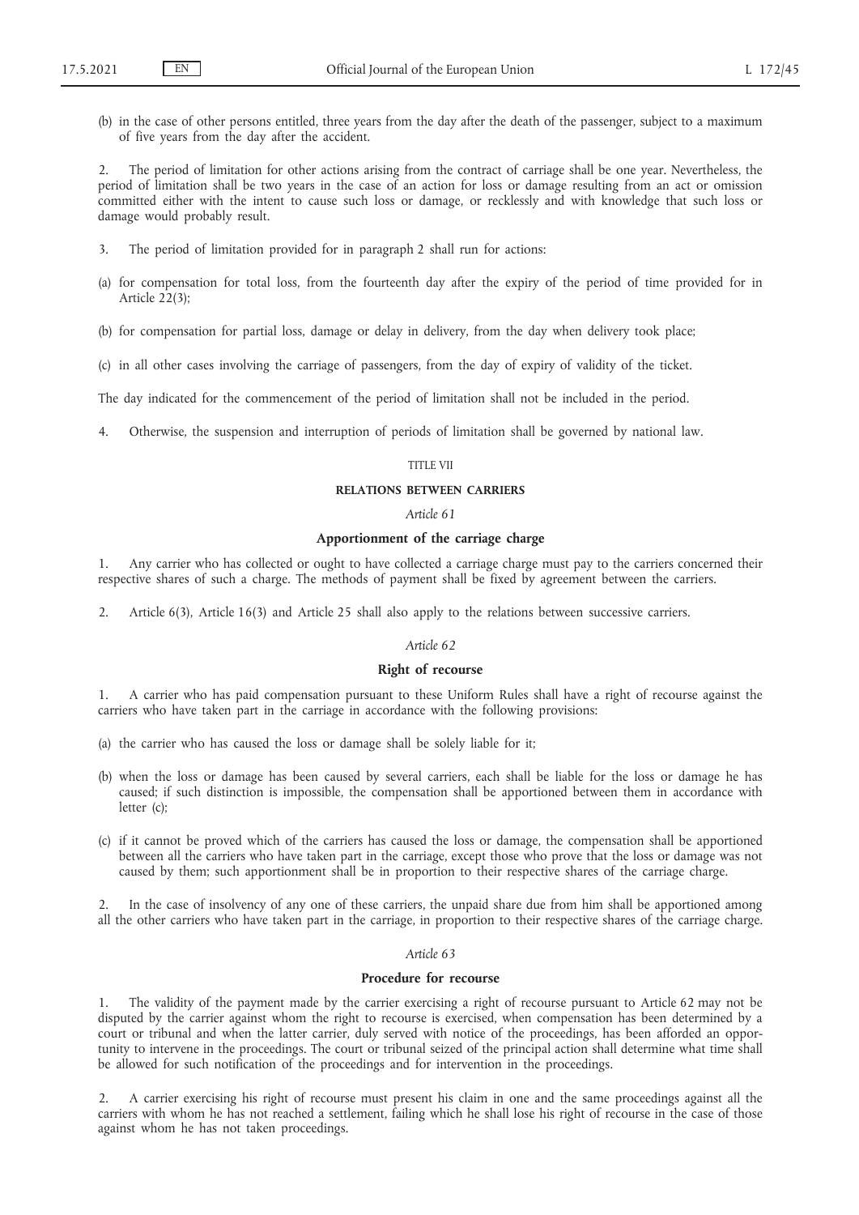(b) in the case of other persons entitled, three years from the day after the death of the passenger, subject to a maximum of five years from the day after the accident.

2. The period of limitation for other actions arising from the contract of carriage shall be one year. Nevertheless, the period of limitation shall be two years in the case of an action for loss or damage resulting from an act or omission committed either with the intent to cause such loss or damage, or recklessly and with knowledge that such loss or damage would probably result.

3. The period of limitation provided for in paragraph 2 shall run for actions:

(a) for compensation for total loss, from the fourteenth day after the expiry of the period of time provided for in Article 22(3);

(b) for compensation for partial loss, damage or delay in delivery, from the day when delivery took place;

(c) in all other cases involving the carriage of passengers, from the day of expiry of validity of the ticket.

The day indicated for the commencement of the period of limitation shall not be included in the period.

4. Otherwise, the suspension and interruption of periods of limitation shall be governed by national law.

## TITLE VII

## RELATIONS BETWEEN CARRIERS

### *Article 61*

### Apportionment of the carriage charge

1. Any carrier who has collected or ought to have collected a carriage charge must pay to the carriers concerned their respective shares of such a charge. The methods of payment shall be fixed by agreement between the carriers.

2. Article 6(3), Article 16(3) and Article 25 shall also apply to the relations between successive carriers.

### *Article 62*

### Right of recourse

1. A carrier who has paid compensation pursuant to these Uniform Rules shall have a right of recourse against the carriers who have taken part in the carriage in accordance with the following provisions:

(a) the carrier who has caused the loss or damage shall be solely liable for it;

(b) when the loss or damage has been caused by several carriers, each shall be liable for the loss or damage he has caused; if such distinction is impossible, the compensation shall be apportioned between them in accordance with letter (c);

(c) if it cannot be proved which of the carriers has caused the loss or damage, the compensation shall be apportioned between all the carriers who have taken part in the carriage, except those who prove that the loss or damage was not caused by them; such apportionment shall be in proportion to their respective shares of the carriage charge.

2. In the case of insolvency of any one of these carriers, the unpaid share due from him shall be apportioned among all the other carriers who have taken part in the carriage, in proportion to their respective shares of the carriage charge.

### *Article 63*

### Procedure for recourse

1. The validity of the payment made by the carrier exercising a right of recourse pursuant to Article 62 may not be disputed by the carrier against whom the right to recourse is exercised, when compensation has been determined by a court or tribunal and when the latter carrier, duly served with notice of the proceedings, has been afforded an opportunity to intervene in the proceedings. The court or tribunal seized of the principal action shall determine what time shall be allowed for such notification of the proceedings and for intervention in the proceedings.

2. A carrier exercising his right of recourse must present his claim in one and the same proceedings against all the carriers with whom he has not reached a settlement, failing which he shall lose his right of recourse in the case of those against whom he has not taken proceedings.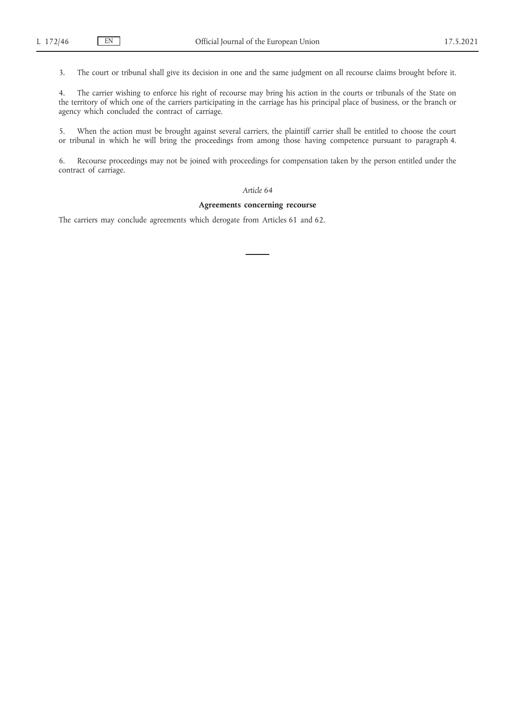3. The court or tribunal shall give its decision in one and the same judgment on all recourse claims brought before it.

4. The carrier wishing to enforce his right of recourse may bring his action in the courts or tribunals of the State on the territory of which one of the carriers participating in the carriage has his principal place of business, or the branch or agency which concluded the contract of carriage.

5. When the action must be brought against several carriers, the plaintiff carrier shall be entitled to choose the court or tribunal in which he will bring the proceedings from among those having competence pursuant to paragraph 4.

6. Recourse proceedings may not be joined with proceedings for compensation taken by the person entitled under the contract of carriage.

*Article 64*

**Agreements concerning recourse**

The carriers may conclude agreements which derogate from Articles 61 and 62.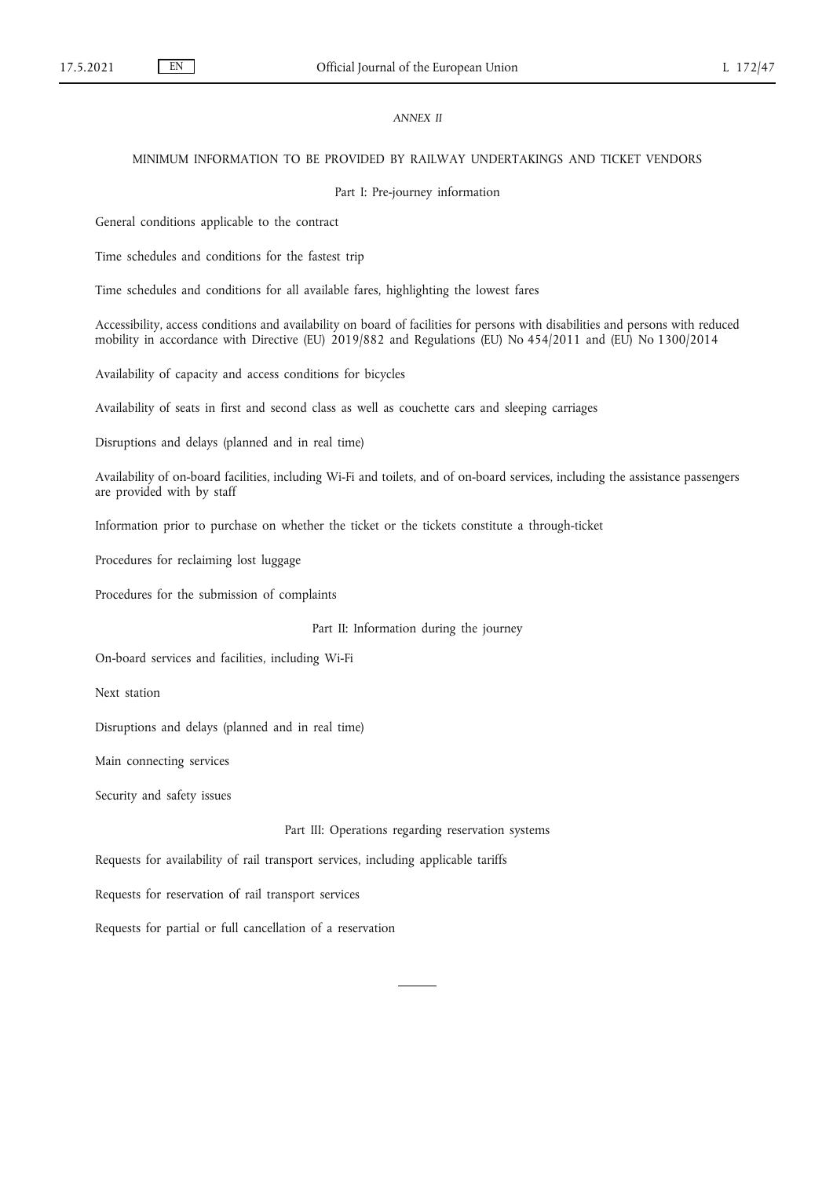*ANNEX II*

## MINIMUM INFORMATION TO BE PROVIDED BY RAILWAY UNDERTAKINGS AND TICKET VENDORS

### Part I: Pre-journey information

General conditions applicable to the contract

Time schedules and conditions for the fastest trip

Time schedules and conditions for all available fares, highlighting the lowest fares

Accessibility, access conditions and availability on board of facilities for persons with disabilities and persons with reduced mobility in accordance with Directive (EU) 2019/882 and Regulations (EU) No 454/2011 and (EU) No 1300/2014

Availability of capacity and access conditions for bicycles

Availability of seats in first and second class as well as couchette cars and sleeping carriages

Disruptions and delays (planned and in real time)

Availability of on-board facilities, including Wi-Fi and toilets, and of on-board services, including the assistance passengers are provided with by staff

Information prior to purchase on whether the ticket or the tickets constitute a through-ticket

Procedures for reclaiming lost luggage

Procedures for the submission of complaints

### Part II: Information during the journey

On-board services and facilities, including Wi-Fi

Next station

Disruptions and delays (planned and in real time)

Main connecting services

Security and safety issues

### Part III: Operations regarding reservation systems

Requests for availability of rail transport services, including applicable tariffs

Requests for reservation of rail transport services

Requests for partial or full cancellation of a reservation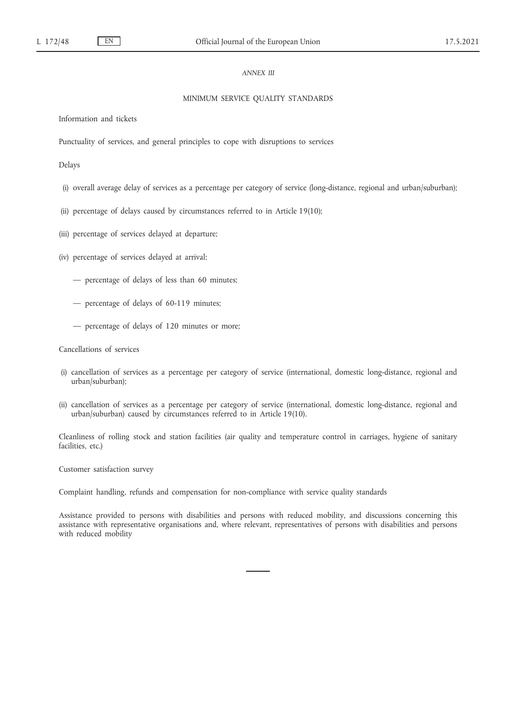*ANNEX III*

# MINIMUM SERVICE QUALITY STANDARDS

Information and tickets

Punctuality of services, and general principles to cope with disruptions to services

Delays

(i) overall average delay of services as a percentage per category of service (long-distance, regional and urban/suburban);

(ii) percentage of delays caused by circumstances referred to in Article 19(10);

(iii) percentage of services delayed at departure;

(iv) percentage of services delayed at arrival:

— percentage of delays of less than 60 minutes;

— percentage of delays of 60-119 minutes;

— percentage of delays of 120 minutes or more;

Cancellations of services

(i) cancellation of services as a percentage per category of service (international, domestic long-distance, regional and urban/suburban);

(ii) cancellation of services as a percentage per category of service (international, domestic long-distance, regional and urban/suburban) caused by circumstances referred to in Article 19(10).

Cleanliness of rolling stock and station facilities (air quality and temperature control in carriages, hygiene of sanitary facilities, etc.)

Customer satisfaction survey

Complaint handling, refunds and compensation for non-compliance with service quality standards

Assistance provided to persons with disabilities and persons with reduced mobility, and discussions concerning this assistance with representative organisations and, where relevant, representatives of persons with disabilities and persons with reduced mobility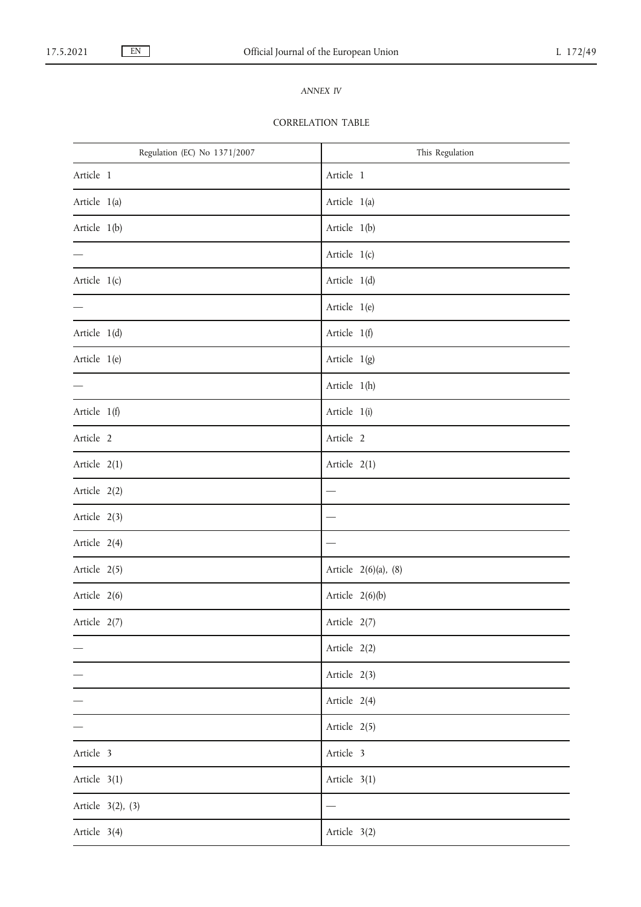*ANNEX IV*

CORRELATION TABLE

| Regulation (EC) No 1371/2007 | This Regulation |
|---|---|
| Article 1 | Article 1 |
| Article 1(a) | Article 1(a) |
| Article 1(b) | Article 1(b) |
| — | Article 1(c) |
| Article 1(c) | Article 1(d) |
| — | Article 1(e) |
| Article 1(d) | Article 1(f) |
| Article 1(e) | Article 1(g) |
| — | Article 1(h) |
| Article 1(f) | Article 1(i) |
| Article 2 | Article 2 |
| Article 2(1) | Article 2(1) |
| Article 2(2) | — |
| Article 2(3) | — |
| Article 2(4) | — |
| Article 2(5) | Article 2(6)(a), (8) |
| Article 2(6) | Article 2(6)(b) |
| Article 2(7) | Article 2(7) |
| — | Article 2(2) |
| — | Article 2(3) |
| — | Article 2(4) |
| — | Article 2(5) |
| Article 3 | Article 3 |
| Article 3(1) | Article 3(1) |
| Article 3(2), (3) | — |
| Article 3(4) | Article 3(2) |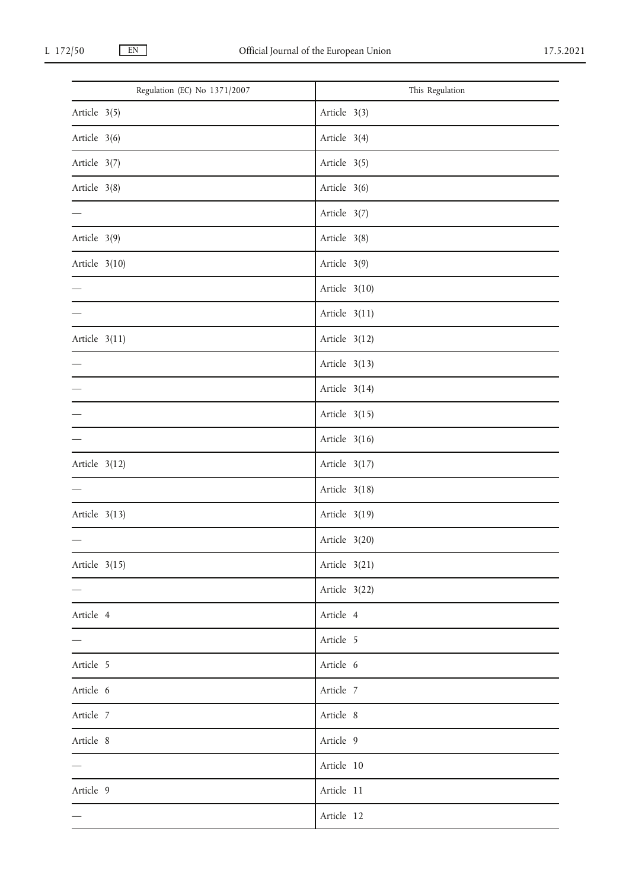| Regulation (EC) No 1371/2007 | This Regulation |
|---|---|
| Article 3(5) | Article 3(3) |
| Article 3(6) | Article 3(4) |
| Article 3(7) | Article 3(5) |
| Article 3(8) | Article 3(6) |
| — | Article 3(7) |
| Article 3(9) | Article 3(8) |
| Article 3(10) | Article 3(9) |
| — | Article 3(10) |
| — | Article 3(11) |
| Article 3(11) | Article 3(12) |
| — | Article 3(13) |
| — | Article 3(14) |
| — | Article 3(15) |
| — | Article 3(16) |
| Article 3(12) | Article 3(17) |
| — | Article 3(18) |
| Article 3(13) | Article 3(19) |
| — | Article 3(20) |
| Article 3(15) | Article 3(21) |
| — | Article 3(22) |
| Article 4 | Article 4 |
| — | Article 5 |
| Article 5 | Article 6 |
| Article 6 | Article 7 |
| Article 7 | Article 8 |
| Article 8 | Article 9 |
| — | Article 10 |
| Article 9 | Article 11 |
| — | Article 12 |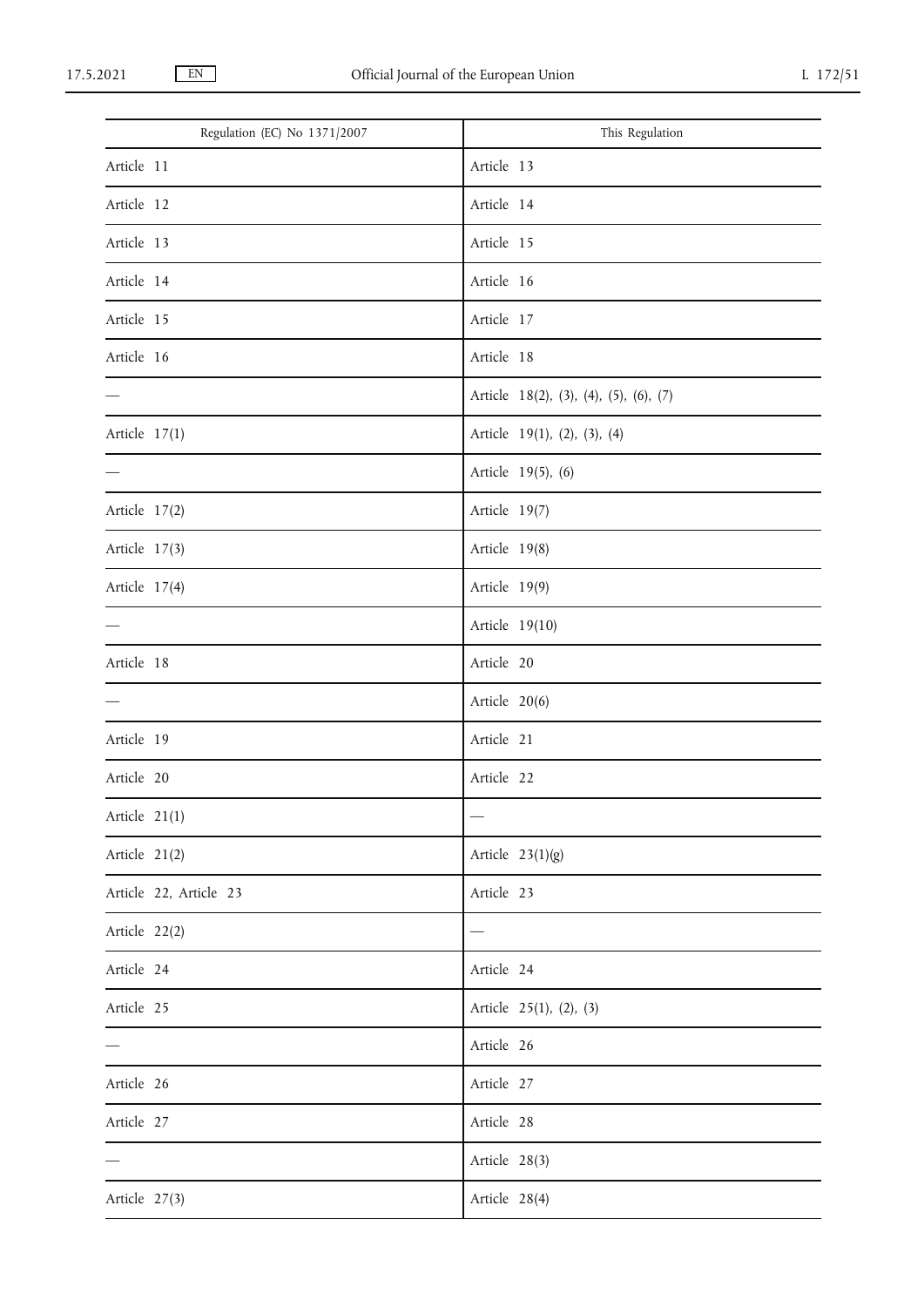| Regulation (EC) No 1371/2007 | This Regulation |
|---|---|
| Article 11 | Article 13 |
| Article 12 | Article 14 |
| Article 13 | Article 15 |
| Article 14 | Article 16 |
| Article 15 | Article 17 |
| Article 16 | Article 18 |
| — | Article 18(2), (3), (4), (5), (6), (7) |
| Article 17(1) | Article 19(1), (2), (3), (4) |
| — | Article 19(5), (6) |
| Article 17(2) | Article 19(7) |
| Article 17(3) | Article 19(8) |
| Article 17(4) | Article 19(9) |
| — | Article 19(10) |
| Article 18 | Article 20 |
| — | Article 20(6) |
| Article 19 | Article 21 |
| Article 20 | Article 22 |
| Article 21(1) | — |
| Article 21(2) | Article 23(1)(g) |
| Article 22, Article 23 | Article 23 |
| Article 22(2) | — |
| Article 24 | Article 24 |
| Article 25 | Article 25(1), (2), (3) |
| — | Article 26 |
| Article 26 | Article 27 |
| Article 27 | Article 28 |
| — | Article 28(3) |
| Article 27(3) | Article 28(4) |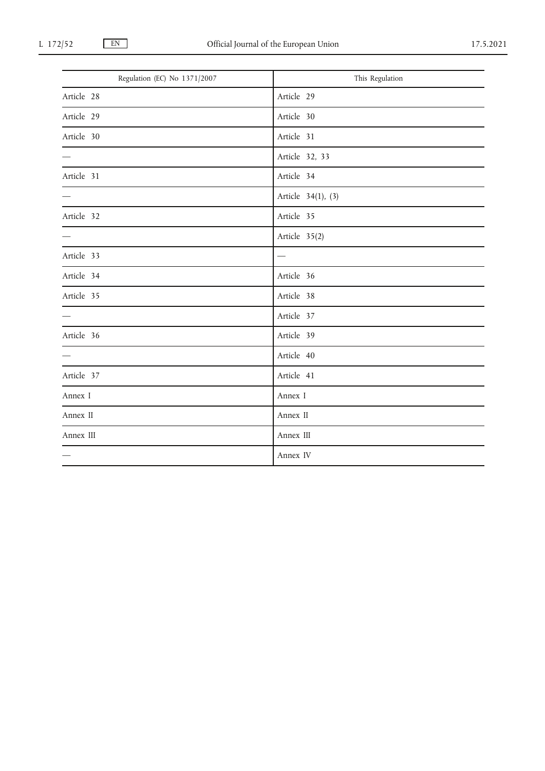| Regulation (EC) No 1371/2007 | This Regulation |
|---|---|
| Article 28 | Article 29 |
| Article 29 | Article 30 |
| Article 30 | Article 31 |
| — | Article 32, 33 |
| Article 31 | Article 34 |
| — | Article 34(1), (3) |
| Article 32 | Article 35 |
| — | Article 35(2) |
| Article 33 | — |
| Article 34 | Article 36 |
| Article 35 | Article 38 |
| — | Article 37 |
| Article 36 | Article 39 |
| — | Article 40 |
| Article 37 | Article 41 |
| Annex I | Annex I |
| Annex II | Annex II |
| Annex III | Annex III |
| — | Annex IV |